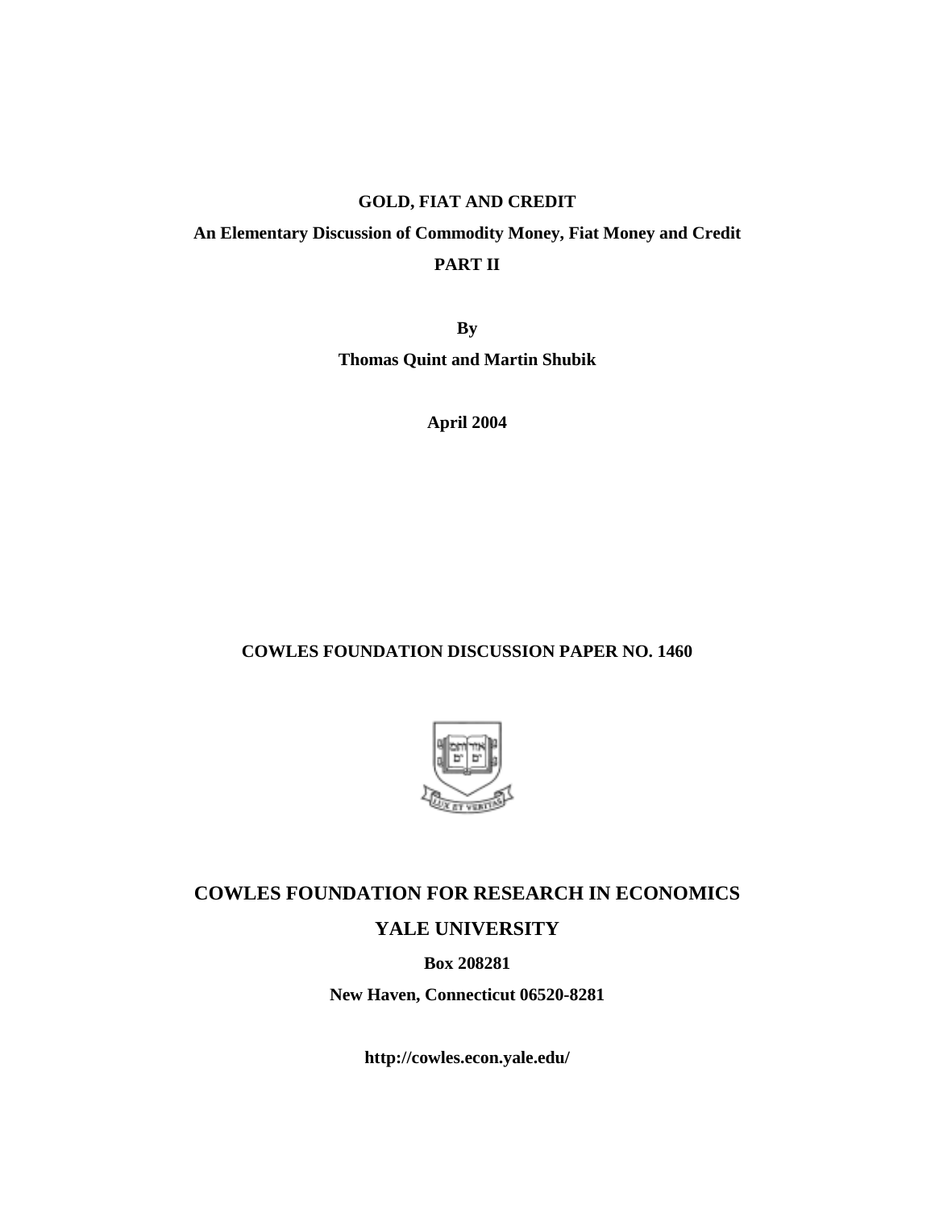**GOLD, FIAT AND CREDIT**

**An Elementary Discussion of Commodity Money, Fiat Money and Credit**

**PART II**

**By**

**Thomas Quint and Martin Shubik**

**April 2004**

**COWLES FOUNDATION DISCUSSION PAPER NO. 1460**

**COWLES FOUNDATION FOR RESEARCH IN ECONOMICS**

**YALE UNIVERSITY**

**Box 208281**

**New Haven, Connecticut 06520-8281**

**http://cowles.econ.yale.edu/**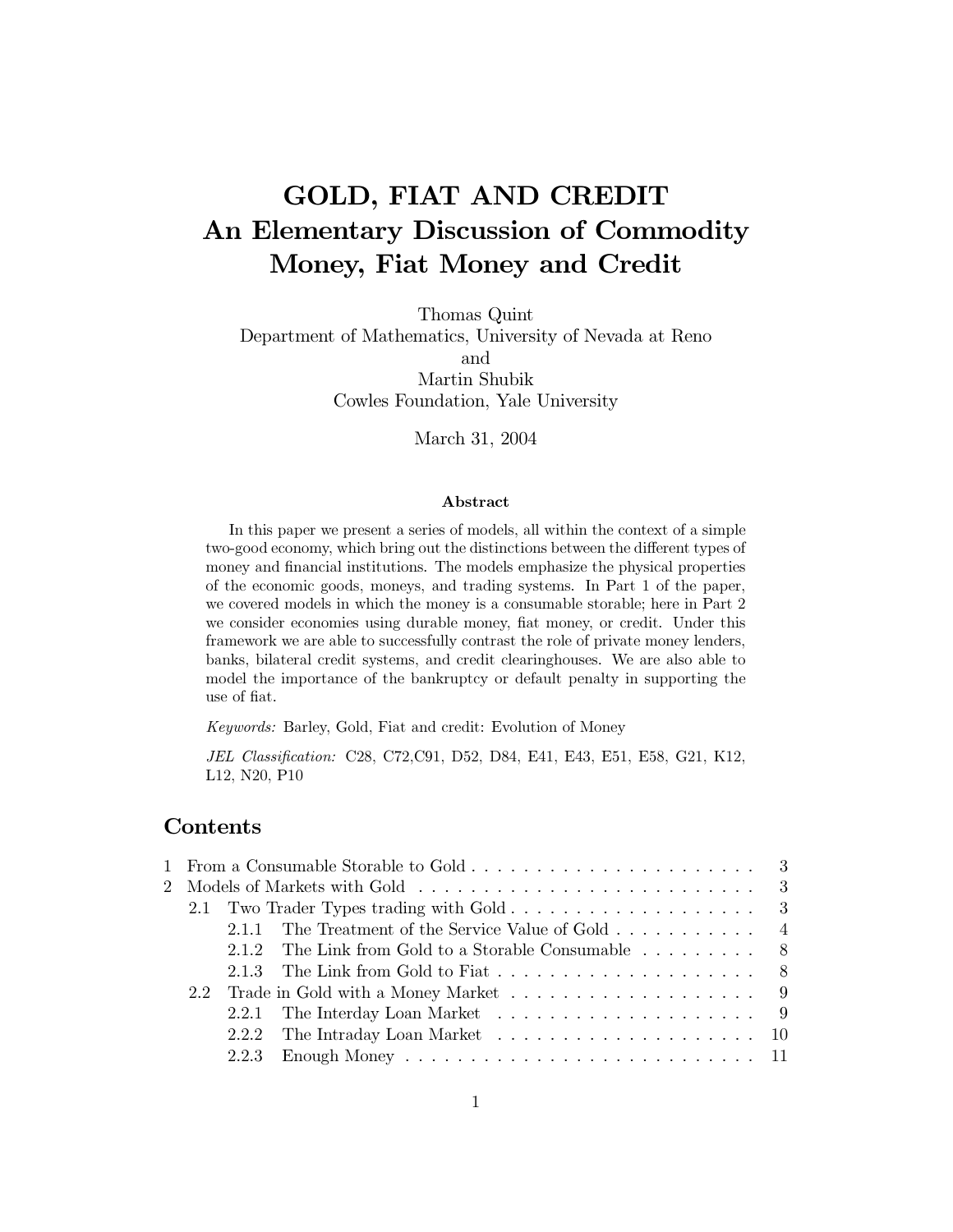# GOLD, FIAT AND CREDIT
# An Elementary Discussion of Commodity Money, Fiat Money and Credit

Thomas Quint
Department of Mathematics, University of Nevada at Reno
and
Martin Shubik
Cowles Foundation, Yale University

March 31, 2004

### Abstract

In this paper we present a series of models, all within the context of a simple two-good economy, which bring out the distinctions between the different types of money and financial institutions. The models emphasize the physical properties of the economic goods, moneys, and trading systems. In Part 1 of the paper, we covered models in which the money is a consumable storable; here in Part 2 we consider economies using durable money, fiat money, or credit. Under this framework we are able to successfully contrast the role of private money lenders, banks, bilateral credit systems, and credit clearinghouses. We are also able to model the importance of the bankruptcy or default penalty in supporting the use of fiat.

*Keywords:* Barley, Gold, Fiat and credit: Evolution of Money

*JEL Classification:* C28, C72,C91, D52, D84, E41, E43, E51, E58, G21, K12, L12, N20, P10

## Contents

- 1 From a Consumable Storable to Gold . . . 3
- 2 Models of Markets with Gold . . . 3
  - 2.1 Two Trader Types trading with Gold . . . 3
    - 2.1.1 The Treatment of the Service Value of Gold . . . 4
    - 2.1.2 The Link from Gold to a Storable Consumable . . . 8
    - 2.1.3 The Link from Gold to Fiat . . . 8
  - 2.2 Trade in Gold with a Money Market . . . 9
    - 2.2.1 The Interday Loan Market . . . 9
    - 2.2.2 The Intraday Loan Market . . . 10
    - 2.2.3 Enough Money . . . 11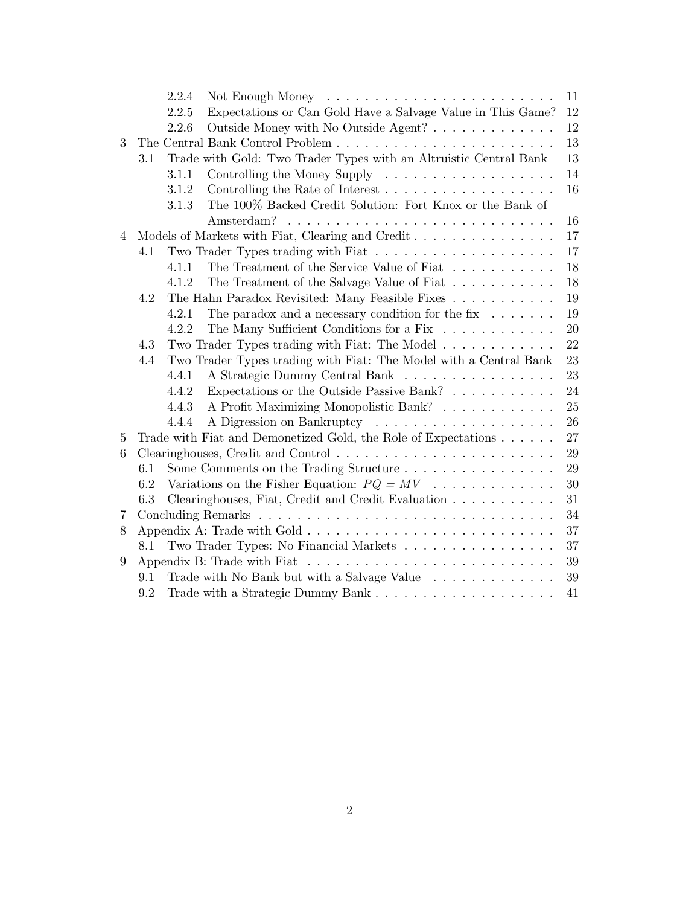- 2.2.4 Not Enough Money . . . . . . . . . . . . . . . . . . . . . . . . 11
- 2.2.5 Expectations or Can Gold Have a Salvage Value in This Game? 12
- 2.2.6 Outside Money with No Outside Agent? . . . . . . . . . . . . . 12

3 The Central Bank Control Problem . . . . . . . . . . . . . . . . . . . . . . . 13
- 3.1 Trade with Gold: Two Trader Types with an Altruistic Central Bank 13
  - 3.1.1 Controlling the Money Supply . . . . . . . . . . . . . . . . . . . 14
  - 3.1.2 Controlling the Rate of Interest . . . . . . . . . . . . . . . . . . 16
  - 3.1.3 The 100% Backed Credit Solution: Fort Knox or the Bank of Amsterdam? . . . . . . . . . . . . . . . . . . . . . . . . . . . . 16

4 Models of Markets with Fiat, Clearing and Credit . . . . . . . . . . . . . . . 17
- 4.1 Two Trader Types trading with Fiat . . . . . . . . . . . . . . . . . . . 17
  - 4.1.1 The Treatment of the Service Value of Fiat . . . . . . . . . . . 18
  - 4.1.2 The Treatment of the Salvage Value of Fiat . . . . . . . . . . . 18
- 4.2 The Hahn Paradox Revisited: Many Feasible Fixes . . . . . . . . . . . 19
  - 4.2.1 The paradox and a necessary condition for the fix . . . . . . . 19
  - 4.2.2 The Many Sufficient Conditions for a Fix . . . . . . . . . . . . 20
- 4.3 Two Trader Types trading with Fiat: The Model . . . . . . . . . . . . 22
- 4.4 Two Trader Types trading with Fiat: The Model with a Central Bank 23
  - 4.4.1 A Strategic Dummy Central Bank . . . . . . . . . . . . . . . . 23
  - 4.4.2 Expectations or the Outside Passive Bank? . . . . . . . . . . . 24
  - 4.4.3 A Profit Maximizing Monopolistic Bank? . . . . . . . . . . . . 25
  - 4.4.4 A Digression on Bankruptcy . . . . . . . . . . . . . . . . . . . 26

5 Trade with Fiat and Demonetized Gold, the Role of Expectations . . . . . . 27

6 Clearinghouses, Credit and Control . . . . . . . . . . . . . . . . . . . . . . . 29
- 6.1 Some Comments on the Trading Structure . . . . . . . . . . . . . . . . 29
- 6.2 Variations on the Fisher Equation: $PQ = MV$ . . . . . . . . . . . . . 30
- 6.3 Clearinghouses, Fiat, Credit and Credit Evaluation . . . . . . . . . . . 31

7 Concluding Remarks . . . . . . . . . . . . . . . . . . . . . . . . . . . . . . . 34

8 Appendix A: Trade with Gold . . . . . . . . . . . . . . . . . . . . . . . . . . 37
- 8.1 Two Trader Types: No Financial Markets . . . . . . . . . . . . . . . . 37

9 Appendix B: Trade with Fiat . . . . . . . . . . . . . . . . . . . . . . . . . . 39
- 9.1 Trade with No Bank but with a Salvage Value . . . . . . . . . . . . . 39
- 9.2 Trade with a Strategic Dummy Bank . . . . . . . . . . . . . . . . . . . 41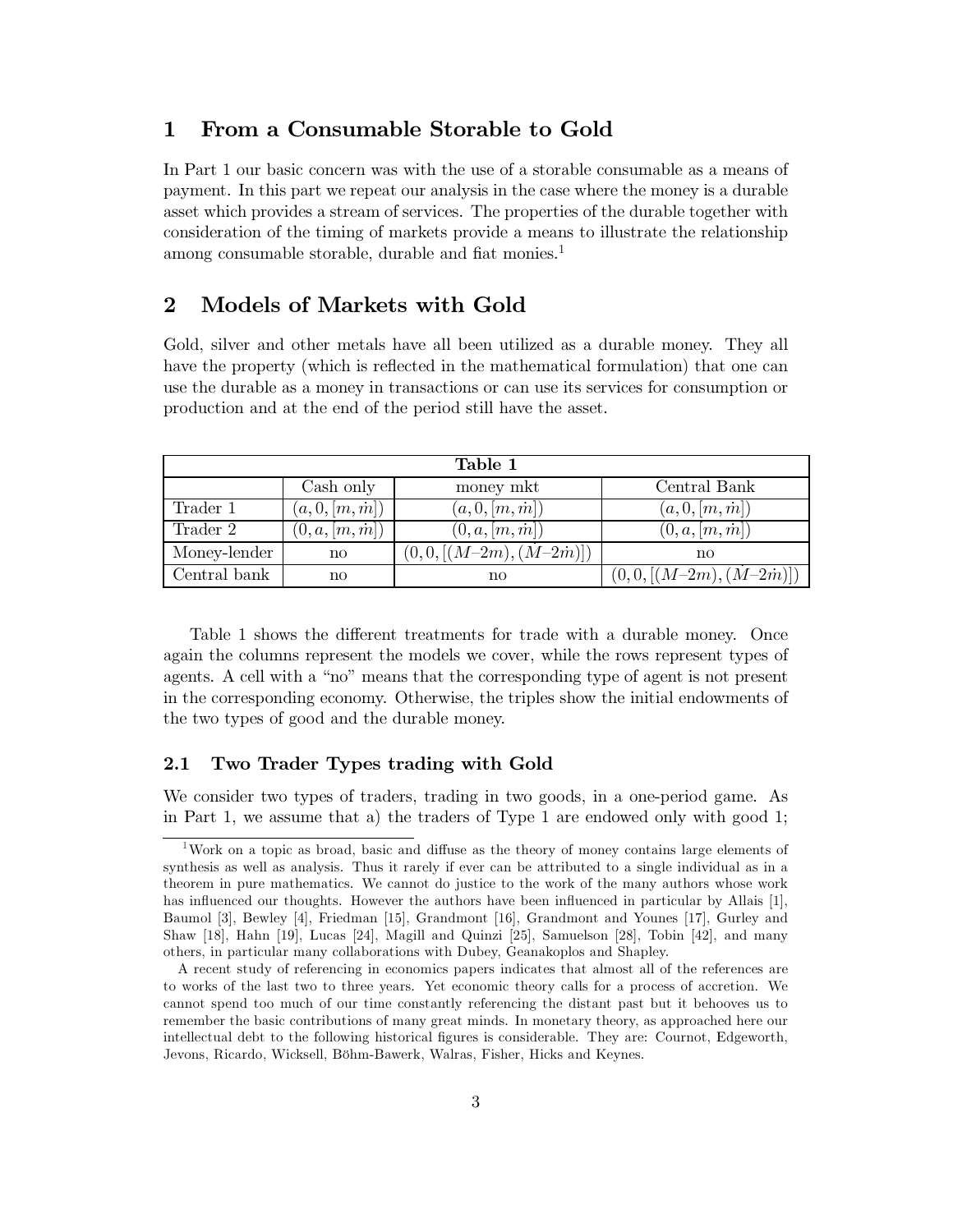## 1 From a Consumable Storable to Gold

In Part 1 our basic concern was with the use of a storable consumable as a means of payment. In this part we repeat our analysis in the case where the money is a durable asset which provides a stream of services. The properties of the durable together with consideration of the timing of markets provide a means to illustrate the relationship among consumable storable, durable and fiat monies.[1]

## 2 Models of Markets with Gold

Gold, silver and other metals have all been utilized as a durable money. They all have the property (which is reflected in the mathematical formulation) that one can use the durable as a money in transactions or can use its services for consumption or production and at the end of the period still have the asset.

| **Table 1** | | | |
|---|---|---|---|
| | Cash only | money mkt | Central Bank |
| Trader 1 | $(a, 0, [m, \dot{m}])$ | $(a, 0, [m, \dot{m}])$ | $(a, 0, [m, \dot{m}])$ |
| Trader 2 | $(0, a, [m, \dot{m}])$ | $(0, a, [m, \dot{m}])$ | $(0, a, [m, \dot{m}])$ |
| Money-lender | no | $(0, 0, [(M–2m), (\dot{M}–2\dot{m})])$ | no |
| Central bank | no | no | $(0, 0, [(M–2m), (\dot{M}–2\dot{m})])$ |

Table 1 shows the different treatments for trade with a durable money. Once again the columns represent the models we cover, while the rows represent types of agents. A cell with a "no" means that the corresponding type of agent is not present in the corresponding economy. Otherwise, the triples show the initial endowments of the two types of good and the durable money.

### 2.1 Two Trader Types trading with Gold

We consider two types of traders, trading in two goods, in a one-period game. As in Part 1, we assume that a) the traders of Type 1 are endowed only with good 1;

---

[1] Work on a topic as broad, basic and diffuse as the theory of money contains large elements of synthesis as well as analysis. Thus it rarely if ever can be attributed to a single individual as in a theorem in pure mathematics. We cannot do justice to the work of the many authors whose work has influenced our thoughts. However the authors have been influenced in particular by Allais [1], Baumol [3], Bewley [4], Friedman [15], Grandmont [16], Grandmont and Younes [17], Gurley and Shaw [18], Hahn [19], Lucas [24], Magill and Quinzi [25], Samuelson [28], Tobin [42], and many others, in particular many collaborations with Dubey, Geanakoplos and Shapley.

A recent study of referencing in economics papers indicates that almost all of the references are to works of the last two to three years. Yet economic theory calls for a process of accretion. We cannot spend too much of our time constantly referencing the distant past but it behooves us to remember the basic contributions of many great minds. In monetary theory, as approached here our intellectual debt to the following historical figures is considerable. They are: Cournot, Edgeworth, Jevons, Ricardo, Wicksell, Böhm-Bawerk, Walras, Fisher, Hicks and Keynes.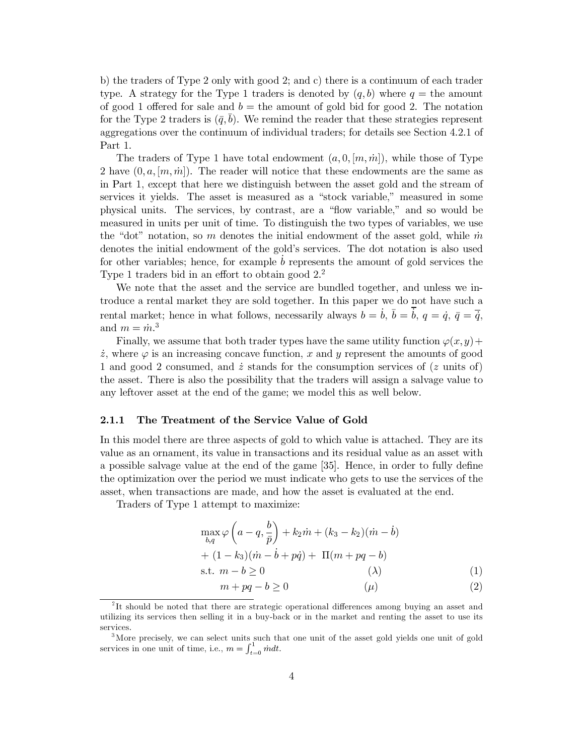b) the traders of Type 2 only with good 2; and c) there is a continuum of each trader type. A strategy for the Type 1 traders is denoted by $(q, b)$ where $q$ = the amount of good 1 offered for sale and $b$ = the amount of gold bid for good 2. The notation for the Type 2 traders is $(\bar{q}, \bar{b})$. We remind the reader that these strategies represent aggregations over the continuum of individual traders; for details see Section 4.2.1 of Part 1.

The traders of Type 1 have total endowment $(a, 0, [m, \dot{m}])$, while those of Type 2 have $(0, a, [m, \dot{m}])$. The reader will notice that these endowments are the same as in Part 1, except that here we distinguish between the asset gold and the stream of services it yields. The asset is measured as a "stock variable," measured in some physical units. The services, by contrast, are a "flow variable," and so would be measured in units per unit of time. To distinguish the two types of variables, we use the "dot" notation, so $m$ denotes the initial endowment of the asset gold, while $\dot{m}$ denotes the initial endowment of the gold's services. The dot notation is also used for other variables; hence, for example $\dot{b}$ represents the amount of gold services the Type 1 traders bid in an effort to obtain good 2.[2]

We note that the asset and the service are bundled together, and unless we introduce a rental market they are sold together. In this paper we do not have such a rental market; hence in what follows, necessarily always $b = \dot{b}$, $\bar{b} = \dot{\bar{b}}$, $q = \dot{q}$, $\bar{q} = \dot{\bar{q}}$, and $m = \dot{m}$.[3]

Finally, we assume that both trader types have the same utility function $\varphi(x, y) + \dot{z}$, where $\varphi$ is an increasing concave function, $x$ and $y$ represent the amounts of good 1 and good 2 consumed, and $\dot{z}$ stands for the consumption services of ($z$ units of) the asset. There is also the possibility that the traders will assign a salvage value to any leftover asset at the end of the game; we model this as well below.

### 2.1.1 The Treatment of the Service Value of Gold

In this model there are three aspects of gold to which value is attached. They are its value as an ornament, its value in transactions and its residual value as an asset with a possible salvage value at the end of the game [35]. Hence, in order to fully define the optimization over the period we must indicate who gets to use the services of the asset, when transactions are made, and how the asset is evaluated at the end.

Traders of Type 1 attempt to maximize:

$$
\begin{aligned}
&\max_{b,q} \varphi\left(a - q, \frac{b}{\bar{p}}\right) + k_2 \dot{m} + (k_3 - k_2)(\dot{m} - \dot{b}) \\
&+ (1 - k_3)(\dot{m} - \dot{b} + p\dot{q}) + \Pi(m + pq - b) \\
&\text{s.t. } m - b \geq 0 \qquad\qquad (\lambda) \qquad\qquad (1) \\
&\quad\;\; m + pq - b \geq 0 \qquad\qquad (\mu) \qquad\qquad (2)
\end{aligned}
$$

---

[2] It should be noted that there are strategic operational differences among buying an asset and utilizing its services then selling it in a buy-back or in the market and renting the asset to use its services.

[3] More precisely, we can select units such that one unit of the asset gold yields one unit of gold services in one unit of time, i.e., $m = \int_{t=0}^{1} \dot{m} dt$.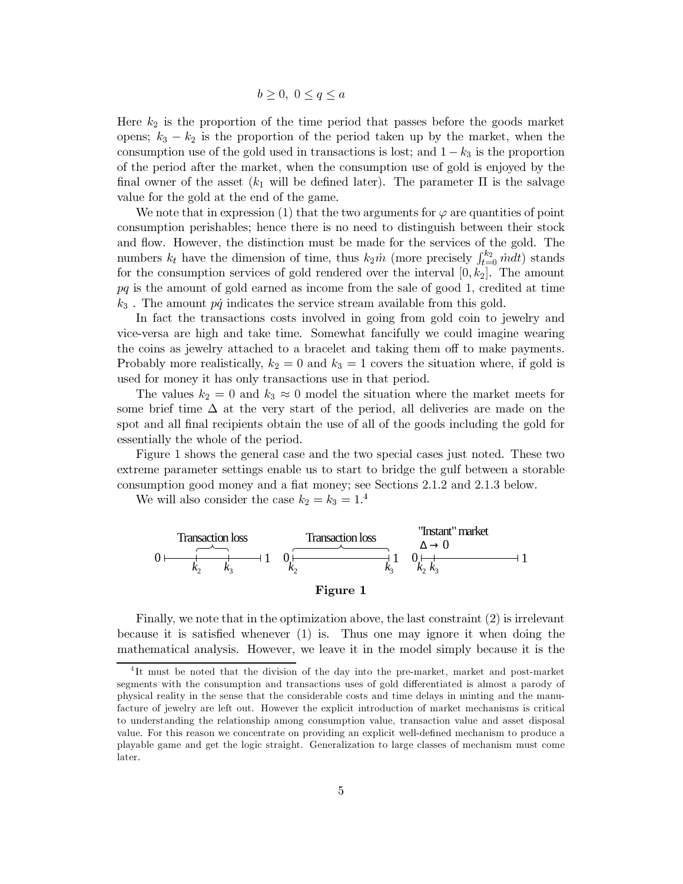$$b \geq 0, \ 0 \leq q \leq a$$

Here $k_2$ is the proportion of the time period that passes before the goods market opens; $k_3 - k_2$ is the proportion of the period taken up by the market, when the consumption use of the gold used in transactions is lost; and $1 - k_3$ is the proportion of the period after the market, when the consumption use of gold is enjoyed by the final owner of the asset ($k_1$ will be defined later). The parameter $\Pi$ is the salvage value for the gold at the end of the game.

We note that in expression (1) that the two arguments for $\varphi$ are quantities of point consumption perishables; hence there is no need to distinguish between their stock and flow. However, the distinction must be made for the services of the gold. The numbers $k_t$ have the dimension of time, thus $k_2 \dot{m}$ (more precisely $\int_{t=0}^{k_2} \dot{m} dt$) stands for the consumption services of gold rendered over the interval $[0, k_2]$. The amount $pq$ is the amount of gold earned as income from the sale of good 1, credited at time $k_3$ . The amount $p\dot{q}$ indicates the service stream available from this gold.

In fact the transactions costs involved in going from gold coin to jewelry and vice-versa are high and take time. Somewhat fancifully we could imagine wearing the coins as jewelry attached to a bracelet and taking them off to make payments. Probably more realistically, $k_2 = 0$ and $k_3 = 1$ covers the situation where, if gold is used for money it has only transactions use in that period.

The values $k_2 = 0$ and $k_3 \approx 0$ model the situation where the market meets for some brief time $\Delta$ at the very start of the period, all deliveries are made on the spot and all final recipients obtain the use of all of the goods including the gold for essentially the whole of the period.

Figure 1 shows the general case and the two special cases just noted. These two extreme parameter settings enable us to start to bridge the gulf between a storable consumption good money and a fiat money; see Sections 2.1.2 and 2.1.3 below.

We will also consider the case $k_2 = k_3 = 1$.[4]

**Figure 1**

Finally, we note that in the optimization above, the last constraint (2) is irrelevant because it is satisfied whenever (1) is. Thus one may ignore it when doing the mathematical analysis. However, we leave it in the model simply because it is the

[4] It must be noted that the division of the day into the pre-market, market and post-market segments with the consumption and transactions uses of gold differentiated is almost a parody of physical reality in the sense that the considerable costs and time delays in minting and the manufacture of jewelry are left out. However the explicit introduction of market mechanisms is critical to understanding the relationship among consumption value, transaction value and asset disposal value. For this reason we concentrate on providing an explicit well-defined mechanism to produce a playable game and get the logic straight. Generalization to large classes of mechanism must come later.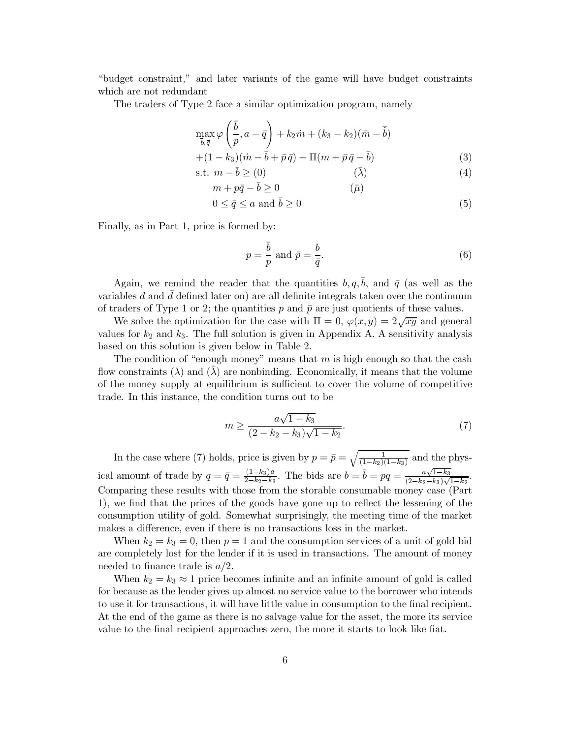"budget constraint," and later variants of the game will have budget constraints which are not redundant

The traders of Type 2 face a similar optimization program, namely

$$\max_{\bar{b},\bar{q}} \varphi\left(\frac{\bar{b}}{p}, a-\bar{q}\right) + k_2\dot{m} + (k_3-k_2)(\bar{m}-\bar{\bar{b}})$$

$$+(1-k_3)(\dot{m}-\bar{b}+\bar{p}\,\bar{q}) + \Pi(m+\bar{p}\,\bar{q}-\bar{b}) \tag{3}$$

$$\text{s.t. } m-\bar{b} \geq (0) \qquad\qquad (\bar{\lambda}) \tag{4}$$

$$m+p\bar{q}-\bar{b} \geq 0 \qquad\qquad (\bar{\mu})$$

$$0 \leq \bar{q} \leq a \text{ and } \bar{b} \geq 0 \tag{5}$$

Finally, as in Part 1, price is formed by:

$$p = \frac{\bar{b}}{p} \text{ and } \bar{p} = \frac{b}{\bar{q}}. \tag{6}$$

Again, we remind the reader that the quantities $b, q, \bar{b}$, and $\bar{q}$ (as well as the variables $d$ and $\bar{d}$ defined later on) are all definite integrals taken over the continuum of traders of Type 1 or 2; the quantities $p$ and $\bar{p}$ are just quotients of these values.

We solve the optimization for the case with $\Pi = 0$, $\varphi(x,y) = 2\sqrt{xy}$ and general values for $k_2$ and $k_3$. The full solution is given in Appendix A. A sensitivity analysis based on this solution is given below in Table 2.

The condition of "enough money" means that $m$ is high enough so that the cash flow constraints $(\lambda)$ and $(\bar{\lambda})$ are nonbinding. Economically, it means that the volume of the money supply at equilibrium is sufficient to cover the volume of competitive trade. In this instance, the condition turns out to be

$$m \geq \frac{a\sqrt{1-k_3}}{(2-k_2-k_3)\sqrt{1-k_2}}. \tag{7}$$

In the case where (7) holds, price is given by $p = \bar{p} = \sqrt{\frac{1}{(1-k_2)(1-k_3)}}$ and the physical amount of trade by $q = \bar{q} = \frac{(1-k_3)a}{2-k_2-k_3}$. The bids are $b = \bar{b} = pq = \frac{a\sqrt{1-k_3}}{(2-k_2-k_3)\sqrt{1-k_2}}$. Comparing these results with those from the storable consumable money case (Part 1), we find that the prices of the goods have gone up to reflect the lessening of the consumption utility of gold. Somewhat surprisingly, the meeting time of the market makes a difference, even if there is no transactions loss in the market.

When $k_2 = k_3 = 0$, then $p = 1$ and the consumption services of a unit of gold bid are completely lost for the lender if it is used in transactions. The amount of money needed to finance trade is $a/2$.

When $k_2 = k_3 \approx 1$ price becomes infinite and an infinite amount of gold is called for because as the lender gives up almost no service value to the borrower who intends to use it for transactions, it will have little value in consumption to the final recipient. At the end of the game as there is no salvage value for the asset, the more its service value to the final recipient approaches zero, the more it starts to look like fiat.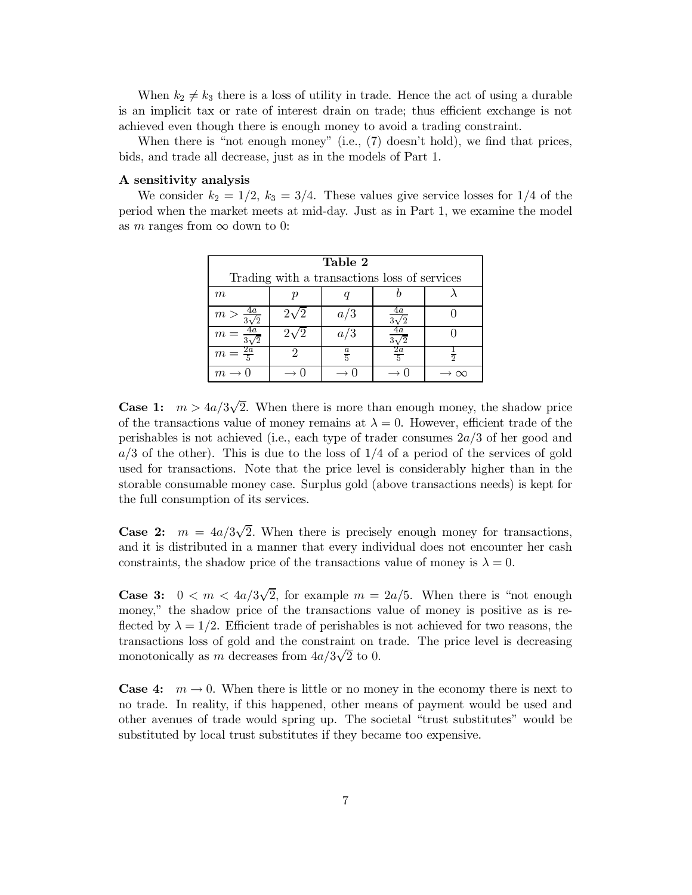When $k_2 \neq k_3$ there is a loss of utility in trade. Hence the act of using a durable is an implicit tax or rate of interest drain on trade; thus efficient exchange is not achieved even though there is enough money to avoid a trading constraint.

When there is "not enough money" (i.e., (7) doesn't hold), we find that prices, bids, and trade all decrease, just as in the models of Part 1.

**A sensitivity analysis**

We consider $k_2 = 1/2$, $k_3 = 3/4$. These values give service losses for 1/4 of the period when the market meets at mid-day. Just as in Part 1, we examine the model as $m$ ranges from $\infty$ down to 0:

**Table 2**
Trading with a transactions loss of services

| $m$ | $p$ | $q$ | $b$ | $\lambda$ |
|---|---|---|---|---|
| $m > \frac{4a}{3\sqrt{2}}$ | $2\sqrt{2}$ | $a/3$ | $\frac{4a}{3\sqrt{2}}$ | 0 |
| $m = \frac{4a}{3\sqrt{2}}$ | $2\sqrt{2}$ | $a/3$ | $\frac{4a}{3\sqrt{2}}$ | 0 |
| $m = \frac{2a}{5}$ | 2 | $\frac{a}{5}$ | $\frac{2a}{5}$ | $\frac{1}{2}$ |
| $m \to 0$ | $\to 0$ | $\to 0$ | $\to 0$ | $\to \infty$ |

**Case 1:** $m > 4a/3\sqrt{2}$. When there is more than enough money, the shadow price of the transactions value of money remains at $\lambda = 0$. However, efficient trade of the perishables is not achieved (i.e., each type of trader consumes $2a/3$ of her good and $a/3$ of the other). This is due to the loss of 1/4 of a period of the services of gold used for transactions. Note that the price level is considerably higher than in the storable consumable money case. Surplus gold (above transactions needs) is kept for the full consumption of its services.

**Case 2:** $m = 4a/3\sqrt{2}$. When there is precisely enough money for transactions, and it is distributed in a manner that every individual does not encounter her cash constraints, the shadow price of the transactions value of money is $\lambda = 0$.

**Case 3:** $0 < m < 4a/3\sqrt{2}$, for example $m = 2a/5$. When there is "not enough money," the shadow price of the transactions value of money is positive as is reflected by $\lambda = 1/2$. Efficient trade of perishables is not achieved for two reasons, the transactions loss of gold and the constraint on trade. The price level is decreasing monotonically as $m$ decreases from $4a/3\sqrt{2}$ to 0.

**Case 4:** $m \to 0$. When there is little or no money in the economy there is next to no trade. In reality, if this happened, other means of payment would be used and other avenues of trade would spring up. The societal "trust substitutes" would be substituted by local trust substitutes if they became too expensive.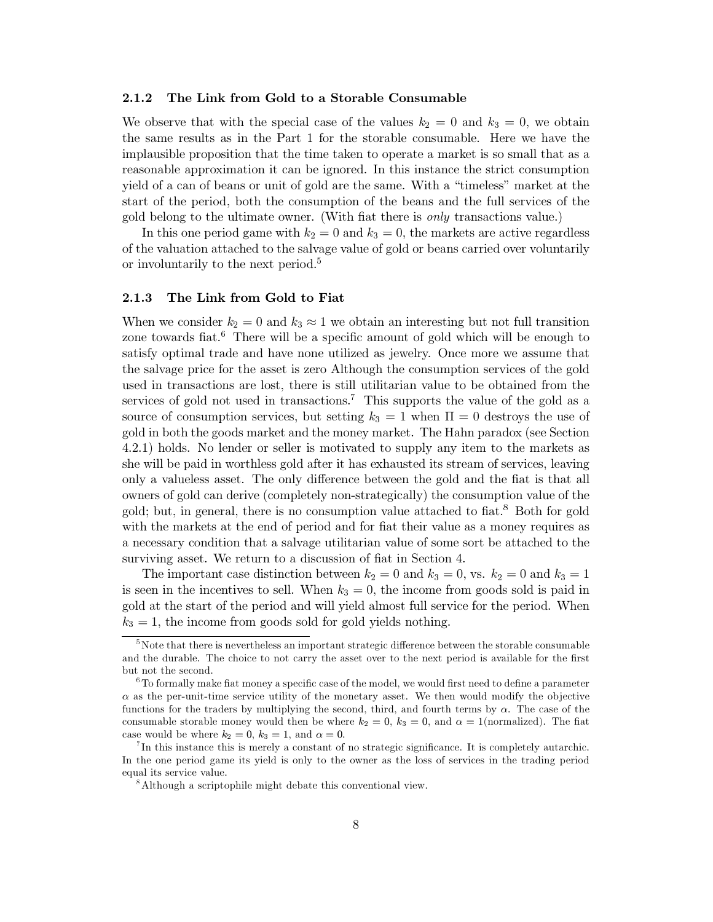### 2.1.2 The Link from Gold to a Storable Consumable

We observe that with the special case of the values $k_2 = 0$ and $k_3 = 0$, we obtain the same results as in the Part 1 for the storable consumable. Here we have the implausible proposition that the time taken to operate a market is so small that as a reasonable approximation it can be ignored. In this instance the strict consumption yield of a can of beans or unit of gold are the same. With a "timeless" market at the start of the period, both the consumption of the beans and the full services of the gold belong to the ultimate owner. (With fiat there is *only* transactions value.)

In this one period game with $k_2 = 0$ and $k_3 = 0$, the markets are active regardless of the valuation attached to the salvage value of gold or beans carried over voluntarily or involuntarily to the next period.[5]

### 2.1.3 The Link from Gold to Fiat

When we consider $k_2 = 0$ and $k_3 \approx 1$ we obtain an interesting but not full transition zone towards fiat.[6] There will be a specific amount of gold which will be enough to satisfy optimal trade and have none utilized as jewelry. Once more we assume that the salvage price for the asset is zero Although the consumption services of the gold used in transactions are lost, there is still utilitarian value to be obtained from the services of gold not used in transactions.[7] This supports the value of the gold as a source of consumption services, but setting $k_3 = 1$ when $\Pi = 0$ destroys the use of gold in both the goods market and the money market. The Hahn paradox (see Section 4.2.1) holds. No lender or seller is motivated to supply any item to the markets as she will be paid in worthless gold after it has exhausted its stream of services, leaving only a valueless asset. The only difference between the gold and the fiat is that all owners of gold can derive (completely non-strategically) the consumption value of the gold; but, in general, there is no consumption value attached to fiat.[8] Both for gold with the markets at the end of period and for fiat their value as a money requires as a necessary condition that a salvage utilitarian value of some sort be attached to the surviving asset. We return to a discussion of fiat in Section 4.

The important case distinction between $k_2 = 0$ and $k_3 = 0$, vs. $k_2 = 0$ and $k_3 = 1$ is seen in the incentives to sell. When $k_3 = 0$, the income from goods sold is paid in gold at the start of the period and will yield almost full service for the period. When $k_3 = 1$, the income from goods sold for gold yields nothing.

---

[5] Note that there is nevertheless an important strategic difference between the storable consumable and the durable. The choice to not carry the asset over to the next period is available for the first but not the second.

[6] To formally make fiat money a specific case of the model, we would first need to define a parameter $\alpha$ as the per-unit-time service utility of the monetary asset. We then would modify the objective functions for the traders by multiplying the second, third, and fourth terms by $\alpha$. The case of the consumable storable money would then be where $k_2 = 0$, $k_3 = 0$, and $\alpha = 1$(normalized). The fiat case would be where $k_2 = 0$, $k_3 = 1$, and $\alpha = 0$.

[7] In this instance this is merely a constant of no strategic significance. It is completely autarchic. In the one period game its yield is only to the owner as the loss of services in the trading period equal its service value.

[8] Although a scriptophile might debate this conventional view.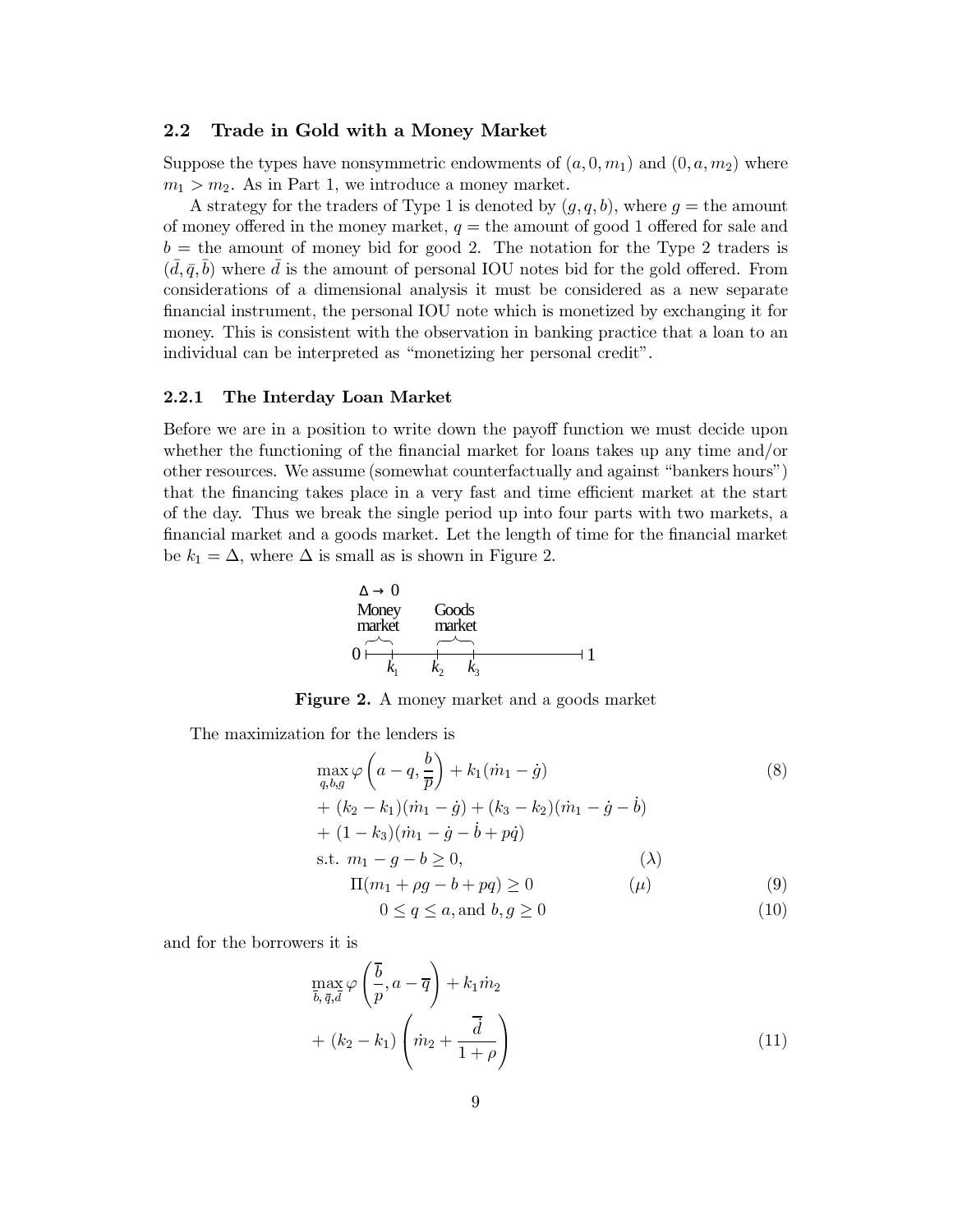### 2.2 Trade in Gold with a Money Market

Suppose the types have nonsymmetric endowments of $(a, 0, m_1)$ and $(0, a, m_2)$ where $m_1 > m_2$. As in Part 1, we introduce a money market.

A strategy for the traders of Type 1 is denoted by $(g, q, b)$, where $g =$ the amount of money offered in the money market, $q =$ the amount of good 1 offered for sale and $b =$ the amount of money bid for good 2. The notation for the Type 2 traders is $(\bar{d}, \bar{q}, \bar{b})$ where $\bar{d}$ is the amount of personal IOU notes bid for the gold offered. From considerations of a dimensional analysis it must be considered as a new separate financial instrument, the personal IOU note which is monetized by exchanging it for money. This is consistent with the observation in banking practice that a loan to an individual can be interpreted as "monetizing her personal credit".

#### 2.2.1 The Interday Loan Market

Before we are in a position to write down the payoff function we must decide upon whether the functioning of the financial market for loans takes up any time and/or other resources. We assume (somewhat counterfactually and against "bankers hours") that the financing takes place in a very fast and time efficient market at the start of the day. Thus we break the single period up into four parts with two markets, a financial market and a goods market. Let the length of time for the financial market be $k_1 = \Delta$, where $\Delta$ is small as is shown in Figure 2.

$\Delta \rightarrow 0$

Money market — Goods market

$0$ — $k_1$ — $k_2$ — $k_3$ — $1$

**Figure 2.** A money market and a goods market

The maximization for the lenders is

$$\max_{q,b,g} \varphi\left(a - q, \frac{b}{\overline{p}}\right) + k_1(\dot{m}_1 - \dot{g}) \tag{8}$$

$$+ (k_2 - k_1)(\dot{m}_1 - \dot{g}) + (k_3 - k_2)(\dot{m}_1 - \dot{g} - \dot{b})$$

$$+ (1 - k_3)(\dot{m}_1 - \dot{g} - \dot{b} + p\dot{q})$$

$$\text{s.t. } m_1 - g - b \geq 0, \qquad (\lambda)$$

$$\Pi(m_1 + \rho g - b + pq) \geq 0 \qquad (\mu) \tag{9}$$

$$0 \leq q \leq a, \text{and } b, g \geq 0 \tag{10}$$

and for the borrowers it is

$$\max_{\overline{b}, \overline{q}, \overline{d}} \varphi\left(\frac{\overline{b}}{p}, a - \overline{q}\right) + k_1\dot{m}_2$$

$$+ (k_2 - k_1)\left(\dot{m}_2 + \frac{\overline{d}}{1 + \rho}\right) \tag{11}$$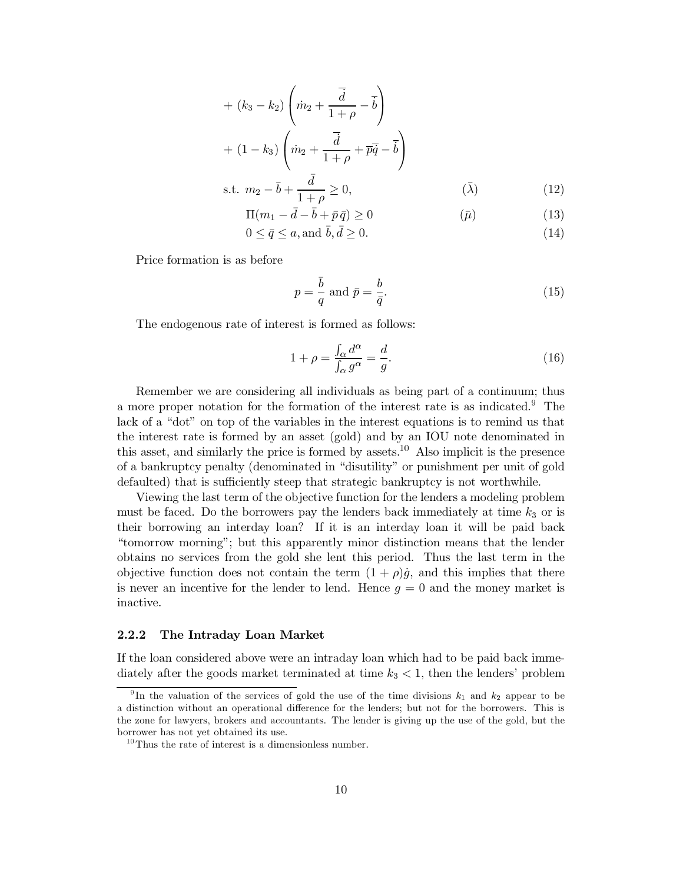$$+ (k_3 - k_2)\left(\dot{m}_2 + \frac{\dot{\bar{d}}}{1+\rho} - \dot{\bar{b}}\right)$$

$$+ (1 - k_3)\left(\dot{m}_2 + \frac{\dot{\bar{d}}}{1+\rho} + \overline{p}\dot{\bar{q}} - \dot{\bar{b}}\right)$$

$$\text{s.t. } m_2 - \bar{b} + \frac{\bar{d}}{1+\rho} \geq 0, \qquad (\bar{\lambda}) \tag{12}$$

$$\Pi(m_1 - \bar{d} - \bar{b} + \bar{p}\,\bar{q}) \geq 0 \qquad (\bar{\mu}) \tag{13}$$

$$0 \leq \bar{q} \leq a, \text{and } \bar{b}, \bar{d} \geq 0. \tag{14}$$

Price formation is as before

$$p = \frac{\bar{b}}{q} \text{ and } \bar{p} = \frac{b}{\bar{q}}. \tag{15}$$

The endogenous rate of interest is formed as follows:

$$1 + \rho = \frac{\int_\alpha d^\alpha}{\int_\alpha g^\alpha} = \frac{d}{g}. \tag{16}$$

Remember we are considering all individuals as being part of a continuum; thus a more proper notation for the formation of the interest rate is as indicated.[9] The lack of a "dot" on top of the variables in the interest equations is to remind us that the interest rate is formed by an asset (gold) and by an IOU note denominated in this asset, and similarly the price is formed by assets.[10] Also implicit is the presence of a bankruptcy penalty (denominated in "disutility" or punishment per unit of gold defaulted) that is sufficiently steep that strategic bankruptcy is not worthwhile.

Viewing the last term of the objective function for the lenders a modeling problem must be faced. Do the borrowers pay the lenders back immediately at time $k_3$ or is their borrowing an interday loan? If it is an interday loan it will be paid back "tomorrow morning"; but this apparently minor distinction means that the lender obtains no services from the gold she lent this period. Thus the last term in the objective function does not contain the term $(1+\rho)\dot{g}$, and this implies that there is never an incentive for the lender to lend. Hence $g = 0$ and the money market is inactive.

### 2.2.2 The Intraday Loan Market

If the loan considered above were an intraday loan which had to be paid back immediately after the goods market terminated at time $k_3 < 1$, then the lenders' problem

[9] In the valuation of the services of gold the use of the time divisions $k_1$ and $k_2$ appear to be a distinction without an operational difference for the lenders; but not for the borrowers. This is the zone for lawyers, brokers and accountants. The lender is giving up the use of the gold, but the borrower has not yet obtained its use.

[10] Thus the rate of interest is a dimensionless number.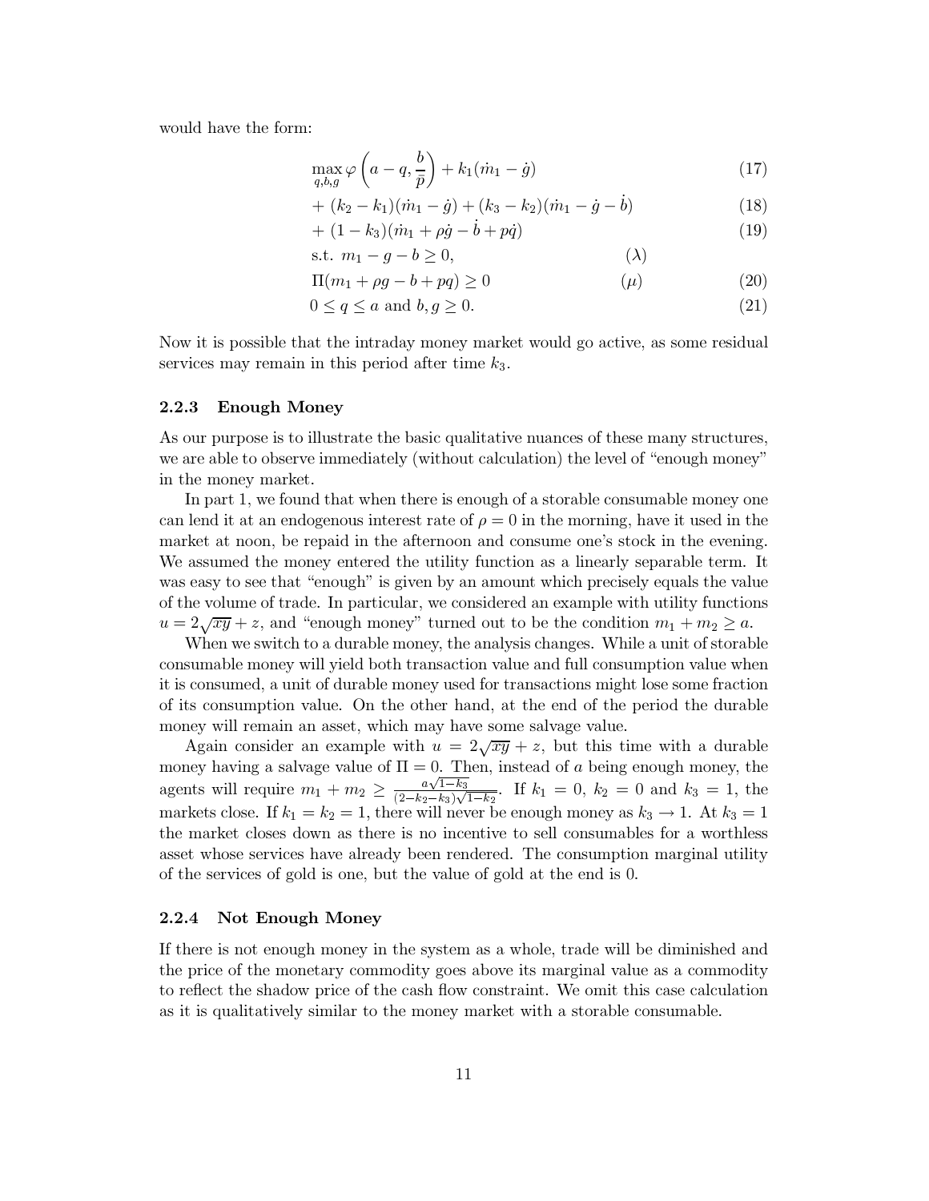would have the form:

$$\max_{q,b,g} \varphi\left(a-q, \frac{b}{\bar{p}}\right) + k_1(\dot{m}_1 - \dot{g}) \tag{17}$$

$$+ (k_2 - k_1)(\dot{m}_1 - \dot{g}) + (k_3 - k_2)(\dot{m}_1 - \dot{g} - \dot{b}) \tag{18}$$

$$+ (1 - k_3)(\dot{m}_1 + \rho\dot{g} - \dot{b} + p\dot{q}) \tag{19}$$

$$\text{s.t. } m_1 - g - b \geq 0, \qquad (\lambda)$$

$$\Pi(m_1 + \rho g - b + pq) \geq 0 \qquad (\mu) \tag{20}$$

$$0 \leq q \leq a \text{ and } b, g \geq 0. \tag{21}$$

Now it is possible that the intraday money market would go active, as some residual services may remain in this period after time $k_3$.

### 2.2.3 Enough Money

As our purpose is to illustrate the basic qualitative nuances of these many structures, we are able to observe immediately (without calculation) the level of "enough money" in the money market.

In part 1, we found that when there is enough of a storable consumable money one can lend it at an endogenous interest rate of $\rho = 0$ in the morning, have it used in the market at noon, be repaid in the afternoon and consume one's stock in the evening. We assumed the money entered the utility function as a linearly separable term. It was easy to see that "enough" is given by an amount which precisely equals the value of the volume of trade. In particular, we considered an example with utility functions $u = 2\sqrt{xy} + z$, and "enough money" turned out to be the condition $m_1 + m_2 \geq a$.

When we switch to a durable money, the analysis changes. While a unit of storable consumable money will yield both transaction value and full consumption value when it is consumed, a unit of durable money used for transactions might lose some fraction of its consumption value. On the other hand, at the end of the period the durable money will remain an asset, which may have some salvage value.

Again consider an example with $u = 2\sqrt{xy} + z$, but this time with a durable money having a salvage value of $\Pi = 0$. Then, instead of $a$ being enough money, the agents will require $m_1 + m_2 \geq \frac{a\sqrt{1-k_3}}{(2-k_2-k_3)\sqrt{1-k_2}}$. If $k_1 = 0$, $k_2 = 0$ and $k_3 = 1$, the markets close. If $k_1 = k_2 = 1$, there will never be enough money as $k_3 \to 1$. At $k_3 = 1$ the market closes down as there is no incentive to sell consumables for a worthless asset whose services have already been rendered. The consumption marginal utility of the services of gold is one, but the value of gold at the end is 0.

### 2.2.4 Not Enough Money

If there is not enough money in the system as a whole, trade will be diminished and the price of the monetary commodity goes above its marginal value as a commodity to reflect the shadow price of the cash flow constraint. We omit this case calculation as it is qualitatively similar to the money market with a storable consumable.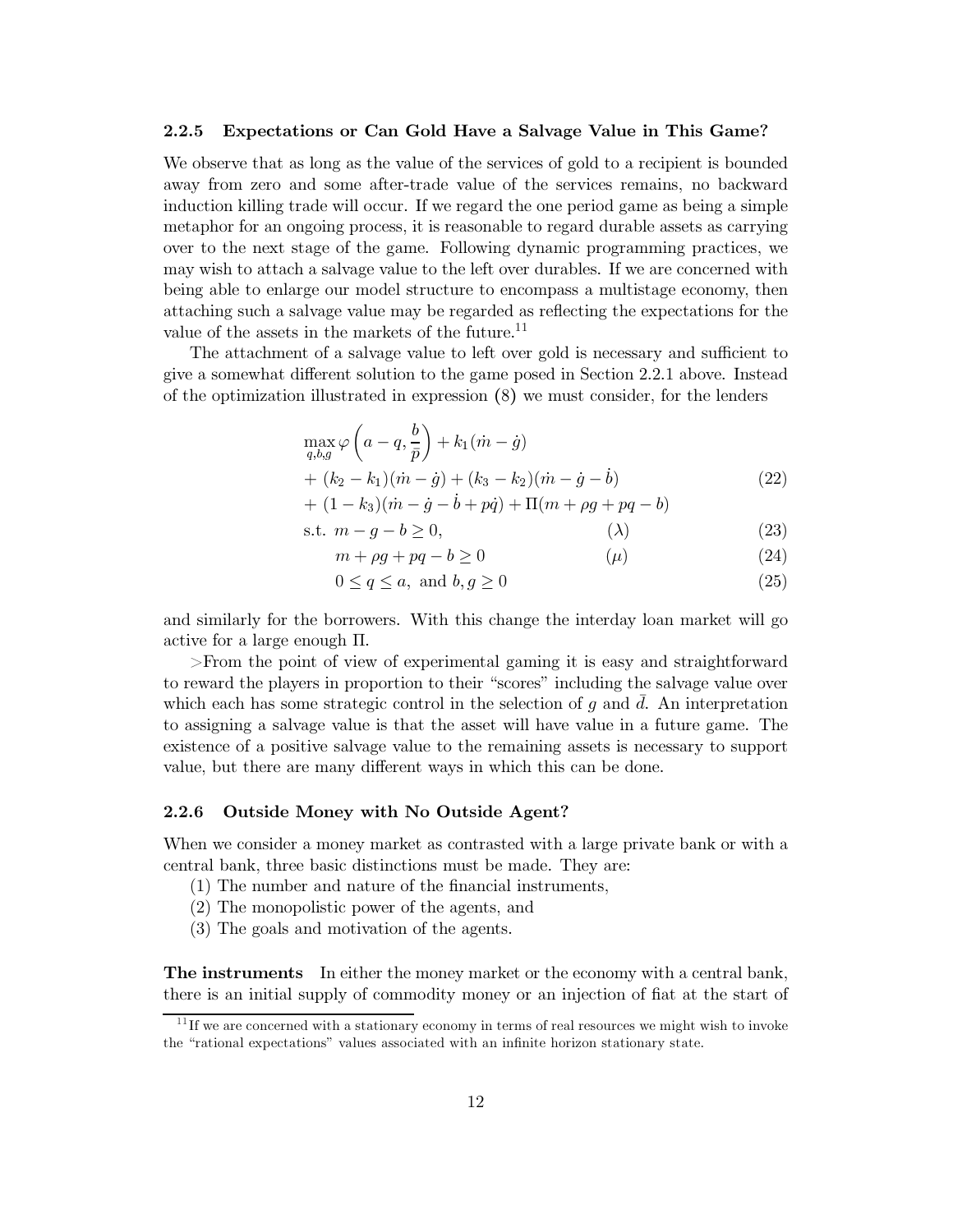#### 2.2.5 Expectations or Can Gold Have a Salvage Value in This Game?

We observe that as long as the value of the services of gold to a recipient is bounded away from zero and some after-trade value of the services remains, no backward induction killing trade will occur. If we regard the one period game as being a simple metaphor for an ongoing process, it is reasonable to regard durable assets as carrying over to the next stage of the game. Following dynamic programming practices, we may wish to attach a salvage value to the left over durables. If we are concerned with being able to enlarge our model structure to encompass a multistage economy, then attaching such a salvage value may be regarded as reflecting the expectations for the value of the assets in the markets of the future.[11]

The attachment of a salvage value to left over gold is necessary and sufficient to give a somewhat different solution to the game posed in Section 2.2.1 above. Instead of the optimization illustrated in expression (8) we must consider, for the lenders

$$\begin{aligned}
&\max_{q,b,g} \varphi\left(a-q, \frac{b}{\bar{p}}\right) + k_1(\dot{m}-\dot{g}) \\
&+ (k_2-k_1)(\dot{m}-\dot{g}) + (k_3-k_2)(\dot{m}-\dot{g}-\dot{b}) \\
&+ (1-k_3)(\dot{m}-\dot{g}-\dot{b}+p\dot{q}) + \Pi(m+\rho g+pq-b)
\end{aligned} \tag{22}$$

$$\text{s.t. } m-g-b \geq 0, \qquad (\lambda) \tag{23}$$

$$m+\rho g+pq-b \geq 0 \qquad (\mu) \tag{24}$$

$$0 \leq q \leq a, \text{ and } b, g \geq 0 \tag{25}$$

and similarly for the borrowers. With this change the interday loan market will go active for a large enough $\Pi$.

>From the point of view of experimental gaming it is easy and straightforward to reward the players in proportion to their "scores" including the salvage value over which each has some strategic control in the selection of $g$ and $\bar{d}$. An interpretation to assigning a salvage value is that the asset will have value in a future game. The existence of a positive salvage value to the remaining assets is necessary to support value, but there are many different ways in which this can be done.

#### 2.2.6 Outside Money with No Outside Agent?

When we consider a money market as contrasted with a large private bank or with a central bank, three basic distinctions must be made. They are:

(1) The number and nature of the financial instruments,
(2) The monopolistic power of the agents, and
(3) The goals and motivation of the agents.

**The instruments** In either the money market or the economy with a central bank, there is an initial supply of commodity money or an injection of fiat at the start of

[11] If we are concerned with a stationary economy in terms of real resources we might wish to invoke the "rational expectations" values associated with an infinite horizon stationary state.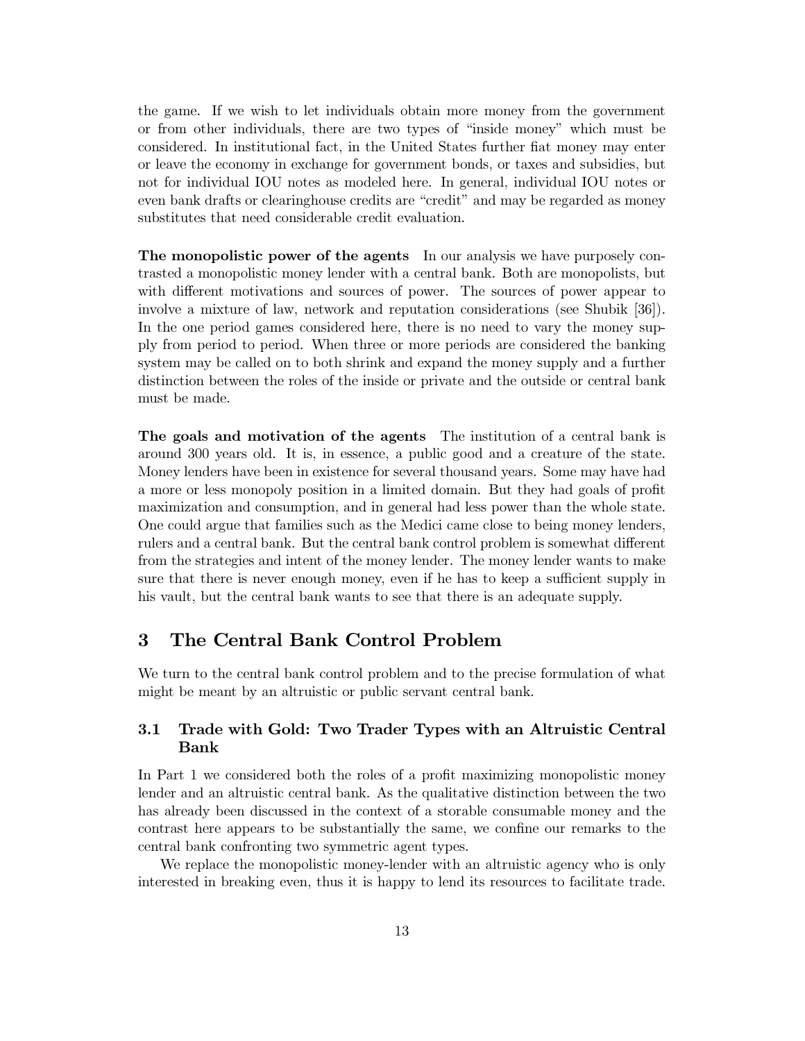the game. If we wish to let individuals obtain more money from the government or from other individuals, there are two types of "inside money" which must be considered. In institutional fact, in the United States further fiat money may enter or leave the economy in exchange for government bonds, or taxes and subsidies, but not for individual IOU notes as modeled here. In general, individual IOU notes or even bank drafts or clearinghouse credits are "credit" and may be regarded as money substitutes that need considerable credit evaluation.

**The monopolistic power of the agents** In our analysis we have purposely contrasted a monopolistic money lender with a central bank. Both are monopolists, but with different motivations and sources of power. The sources of power appear to involve a mixture of law, network and reputation considerations (see Shubik [36]). In the one period games considered here, there is no need to vary the money supply from period to period. When three or more periods are considered the banking system may be called on to both shrink and expand the money supply and a further distinction between the roles of the inside or private and the outside or central bank must be made.

**The goals and motivation of the agents** The institution of a central bank is around 300 years old. It is, in essence, a public good and a creature of the state. Money lenders have been in existence for several thousand years. Some may have had a more or less monopoly position in a limited domain. But they had goals of profit maximization and consumption, and in general had less power than the whole state. One could argue that families such as the Medici came close to being money lenders, rulers and a central bank. But the central bank control problem is somewhat different from the strategies and intent of the money lender. The money lender wants to make sure that there is never enough money, even if he has to keep a sufficient supply in his vault, but the central bank wants to see that there is an adequate supply.

# 3 The Central Bank Control Problem

We turn to the central bank control problem and to the precise formulation of what might be meant by an altruistic or public servant central bank.

## 3.1 Trade with Gold: Two Trader Types with an Altruistic Central Bank

In Part 1 we considered both the roles of a profit maximizing monopolistic money lender and an altruistic central bank. As the qualitative distinction between the two has already been discussed in the context of a storable consumable money and the contrast here appears to be substantially the same, we confine our remarks to the central bank confronting two symmetric agent types.

We replace the monopolistic money-lender with an altruistic agency who is only interested in breaking even, thus it is happy to lend its resources to facilitate trade.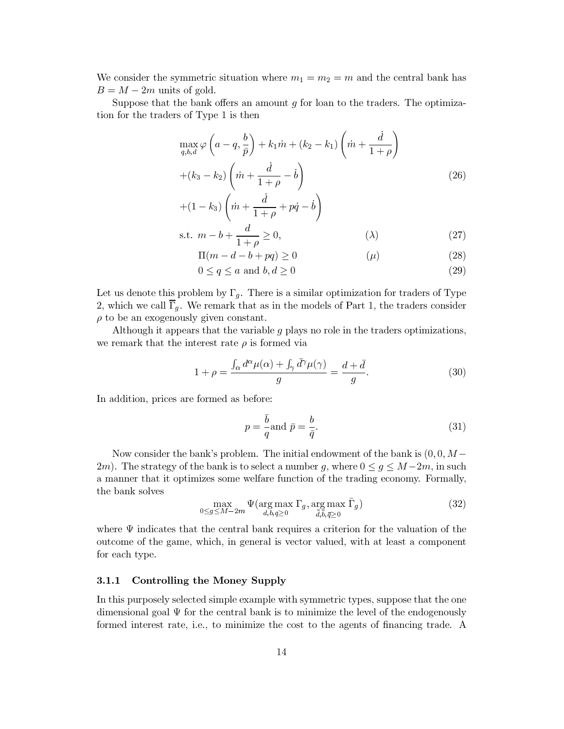We consider the symmetric situation where $m_1 = m_2 = m$ and the central bank has $B = M - 2m$ units of gold.

Suppose that the bank offers an amount $g$ for loan to the traders. The optimization for the traders of Type 1 is then

$$
\begin{aligned}
&\max_{q,b,d} \varphi\left(a - q, \frac{b}{\bar{p}}\right) + k_1 \dot{m} + (k_2 - k_1)\left(\dot{m} + \frac{\dot{d}}{1+\rho}\right) \\
&+(k_3 - k_2)\left(\dot{m} + \frac{\dot{d}}{1+\rho} - \dot{b}\right) \\
&+(1 - k_3)\left(\dot{m} + \frac{\dot{d}}{1+\rho} + p\dot{q} - \dot{b}\right)
\end{aligned}
\tag{26}
$$

$$
\text{s.t. } m - b + \frac{d}{1+\rho} \geq 0, \qquad (\lambda) \tag{27}
$$

$$
\Pi(m - d - b + pq) \geq 0 \qquad (\mu) \tag{28}
$$

$$
0 \leq q \leq a \text{ and } b, d \geq 0 \tag{29}
$$

Let us denote this problem by $\Gamma_g$. There is a similar optimization for traders of Type 2, which we call $\overline{\Gamma}_g$. We remark that as in the models of Part 1, the traders consider $\rho$ to be an exogenously given constant.

Although it appears that the variable $g$ plays no role in the traders optimizations, we remark that the interest rate $\rho$ is formed via

$$
1 + \rho = \frac{\int_\alpha d^\alpha \mu(\alpha) + \int_\gamma \bar{d}^\gamma \mu(\gamma)}{g} = \frac{d + \bar{d}}{g}. \tag{30}
$$

In addition, prices are formed as before:

$$
p = \frac{\bar{b}}{q} \text{and } \bar{p} = \frac{b}{\bar{q}}. \tag{31}
$$

Now consider the bank's problem. The initial endowment of the bank is $(0, 0, M - 2m)$. The strategy of the bank is to select a number $g$, where $0 \leq g \leq M - 2m$, in such a manner that it optimizes some welfare function of the trading economy. Formally, the bank solves

$$
\max_{0 \leq g \leq M-2m} \Psi(\arg\max_{d,b,q \geq 0} \Gamma_g, \arg\max_{\bar{d},\bar{b},\bar{q} \geq 0} \bar{\Gamma}_g) \tag{32}
$$

where $\Psi$ indicates that the central bank requires a criterion for the valuation of the outcome of the game, which, in general is vector valued, with at least a component for each type.

#### 3.1.1 Controlling the Money Supply

In this purposely selected simple example with symmetric types, suppose that the one dimensional goal $\Psi$ for the central bank is to minimize the level of the endogenously formed interest rate, i.e., to minimize the cost to the agents of financing trade. A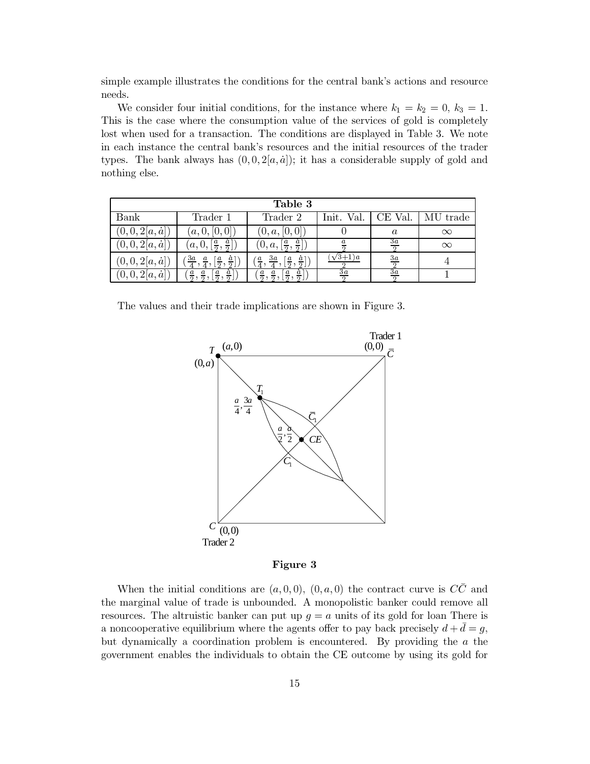simple example illustrates the conditions for the central bank's actions and resource needs.

We consider four initial conditions, for the instance where $k_1 = k_2 = 0$, $k_3 = 1$. This is the case where the consumption value of the services of gold is completely lost when used for a transaction. The conditions are displayed in Table 3. We note in each instance the central bank's resources and the initial resources of the trader types. The bank always has $(0, 0, 2[a, \dot{a}])$; it has a considerable supply of gold and nothing else.

| **Table 3** | | | | | |
|---|---|---|---|---|---|
| Bank | Trader 1 | Trader 2 | Init. Val. | CE Val. | MU trade |
| $(0, 0, 2[a, \dot{a}])$ | $(a, 0, [0, 0])$ | $(0, a, [0, 0])$ | $0$ | $a$ | $\infty$ |
| $(0, 0, 2[a, \dot{a}])$ | $(a, 0, [\frac{a}{2}, \frac{\dot{a}}{2}])$ | $(0, a, [\frac{a}{2}, \frac{\dot{a}}{2}])$ | $\frac{a}{2}$ | $\frac{3a}{2}$ | $\infty$ |
| $(0, 0, 2[a, \dot{a}])$ | $(\frac{3a}{4}, \frac{a}{4}, [\frac{a}{2}, \frac{\dot{a}}{2}])$ | $(\frac{a}{4}, \frac{3a}{4}, [\frac{a}{2}, \frac{\dot{a}}{2}])$ | $\frac{(\sqrt{3}+1)a}{2}$ | $\frac{3a}{2}$ | $4$ |
| $(0, 0, 2[a, \dot{a}])$ | $(\frac{a}{2}, \frac{a}{2}, [\frac{a}{2}, \frac{\dot{a}}{2}])$ | $(\frac{a}{2}, \frac{a}{2}, [\frac{a}{2}, \frac{\dot{a}}{2}])$ | $\frac{3a}{2}$ | $\frac{3a}{2}$ | $1$ |

The values and their trade implications are shown in Figure 3.

**Figure 3**

When the initial conditions are $(a, 0, 0)$, $(0, a, 0)$ the contract curve is $C\bar{C}$ and the marginal value of trade is unbounded. A monopolistic banker could remove all resources. The altruistic banker can put up $g = a$ units of its gold for loan There is a noncooperative equilibrium where the agents offer to pay back precisely $d + \bar{d} = g$, but dynamically a coordination problem is encountered. By providing the $a$ the government enables the individuals to obtain the CE outcome by using its gold for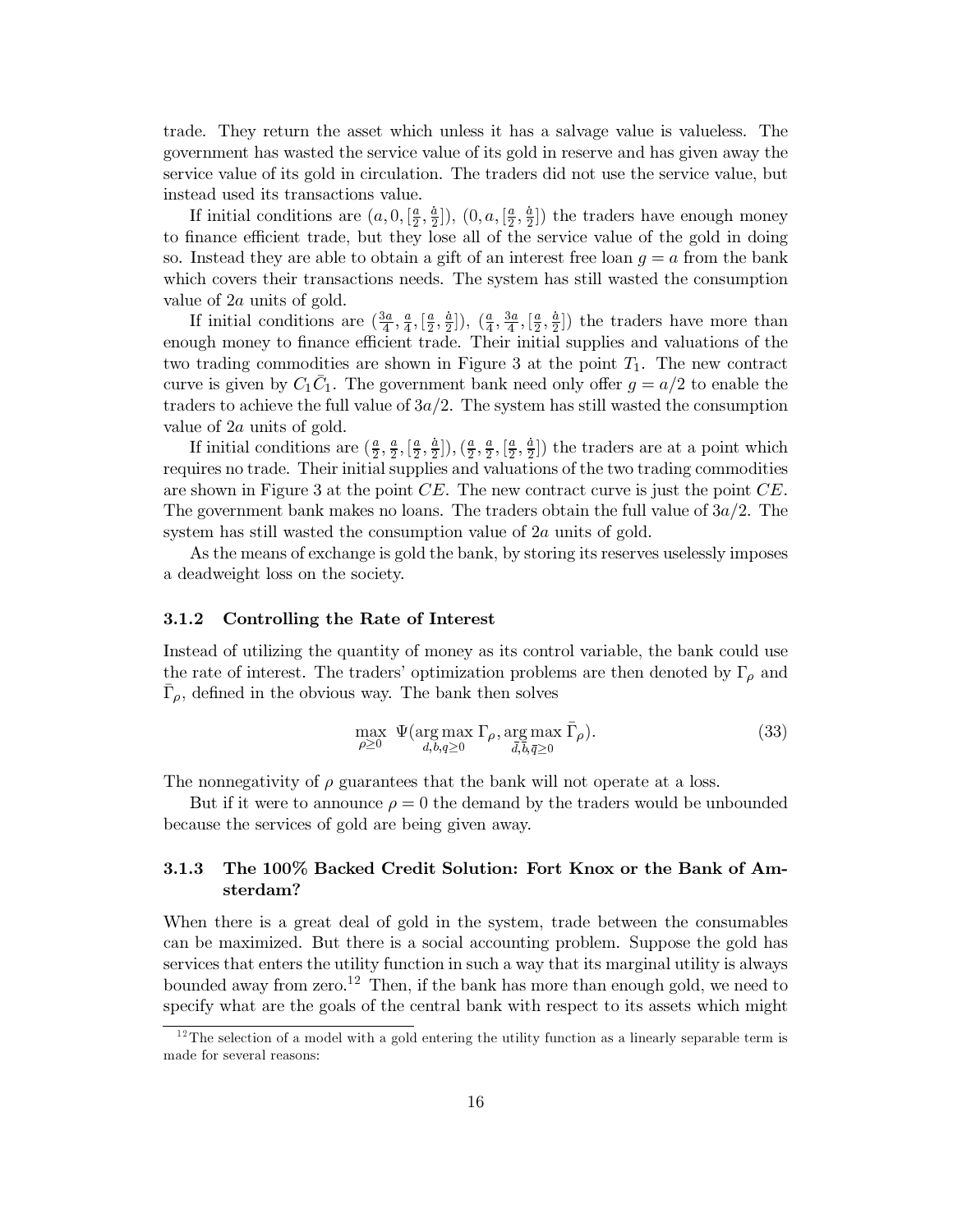trade. They return the asset which unless it has a salvage value is valueless. The government has wasted the service value of its gold in reserve and has given away the service value of its gold in circulation. The traders did not use the service value, but instead used its transactions value.

If initial conditions are $(a, 0, [\frac{a}{2}, \frac{\dot{a}}{2}])$, $(0, a, [\frac{a}{2}, \frac{\dot{a}}{2}])$ the traders have enough money to finance efficient trade, but they lose all of the service value of the gold in doing so. Instead they are able to obtain a gift of an interest free loan $g = a$ from the bank which covers their transactions needs. The system has still wasted the consumption value of $2a$ units of gold.

If initial conditions are $(\frac{3a}{4}, \frac{a}{4}, [\frac{a}{2}, \frac{\dot{a}}{2}])$, $(\frac{a}{4}, \frac{3a}{4}, [\frac{a}{2}, \frac{\dot{a}}{2}])$ the traders have more than enough money to finance efficient trade. Their initial supplies and valuations of the two trading commodities are shown in Figure 3 at the point $T_1$. The new contract curve is given by $C_1\bar{C}_1$. The government bank need only offer $g = a/2$ to enable the traders to achieve the full value of $3a/2$. The system has still wasted the consumption value of $2a$ units of gold.

If initial conditions are $(\frac{a}{2}, \frac{a}{2}, [\frac{a}{2}, \frac{\dot{a}}{2}]), (\frac{a}{2}, \frac{a}{2}, [\frac{a}{2}, \frac{\dot{a}}{2}])$ the traders are at a point which requires no trade. Their initial supplies and valuations of the two trading commodities are shown in Figure 3 at the point $CE$. The new contract curve is just the point $CE$. The government bank makes no loans. The traders obtain the full value of $3a/2$. The system has still wasted the consumption value of $2a$ units of gold.

As the means of exchange is gold the bank, by storing its reserves uselessly imposes a deadweight loss on the society.

### 3.1.2 Controlling the Rate of Interest

Instead of utilizing the quantity of money as its control variable, the bank could use the rate of interest. The traders' optimization problems are then denoted by $\Gamma_\rho$ and $\bar{\Gamma}_\rho$, defined in the obvious way. The bank then solves

$$\max_{\rho \geq 0} \; \Psi(\arg\max_{d,b,q \geq 0} \Gamma_\rho, \arg\max_{\bar{d},\bar{b},\bar{q} \geq 0} \bar{\Gamma}_\rho). \tag{33}$$

The nonnegativity of $\rho$ guarantees that the bank will not operate at a loss.

But if it were to announce $\rho = 0$ the demand by the traders would be unbounded because the services of gold are being given away.

### 3.1.3 The 100% Backed Credit Solution: Fort Knox or the Bank of Amsterdam?

When there is a great deal of gold in the system, trade between the consumables can be maximized. But there is a social accounting problem. Suppose the gold has services that enters the utility function in such a way that its marginal utility is always bounded away from zero.[12] Then, if the bank has more than enough gold, we need to specify what are the goals of the central bank with respect to its assets which might

[12] The selection of a model with a gold entering the utility function as a linearly separable term is made for several reasons: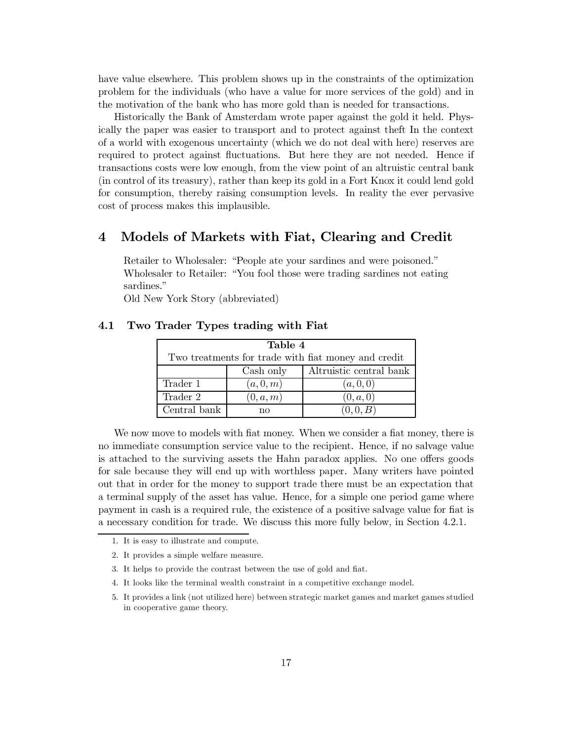have value elsewhere. This problem shows up in the constraints of the optimization problem for the individuals (who have a value for more services of the gold) and in the motivation of the bank who has more gold than is needed for transactions.

Historically the Bank of Amsterdam wrote paper against the gold it held. Physically the paper was easier to transport and to protect against theft In the context of a world with exogenous uncertainty (which we do not deal with here) reserves are required to protect against fluctuations. But here they are not needed. Hence if transactions costs were low enough, from the view point of an altruistic central bank (in control of its treasury), rather than keep its gold in a Fort Knox it could lend gold for consumption, thereby raising consumption levels. In reality the ever pervasive cost of process makes this implausible.

# 4 Models of Markets with Fiat, Clearing and Credit

Retailer to Wholesaler: "People ate your sardines and were poisoned."
Wholesaler to Retailer: "You fool those were trading sardines not eating sardines."
Old New York Story (abbreviated)

## 4.1 Two Trader Types trading with Fiat

**Table 4**

Two treatments for trade with fiat money and credit

| | Cash only | Altruistic central bank |
|---|---|---|
| Trader 1 | $(a, 0, m)$ | $(a, 0, 0)$ |
| Trader 2 | $(0, a, m)$ | $(0, a, 0)$ |
| Central bank | no | $(0, 0, B)$ |

We now move to models with fiat money. When we consider a fiat money, there is no immediate consumption service value to the recipient. Hence, if no salvage value is attached to the surviving assets the Hahn paradox applies. No one offers goods for sale because they will end up with worthless paper. Many writers have pointed out that in order for the money to support trade there must be an expectation that a terminal supply of the asset has value. Hence, for a simple one period game where payment in cash is a required rule, the existence of a positive salvage value for fiat is a necessary condition for trade. We discuss this more fully below, in Section 4.2.1.

1. It is easy to illustrate and compute.
2. It provides a simple welfare measure.
3. It helps to provide the contrast between the use of gold and fiat.
4. It looks like the terminal wealth constraint in a competitive exchange model.
5. It provides a link (not utilized here) between strategic market games and market games studied in cooperative game theory.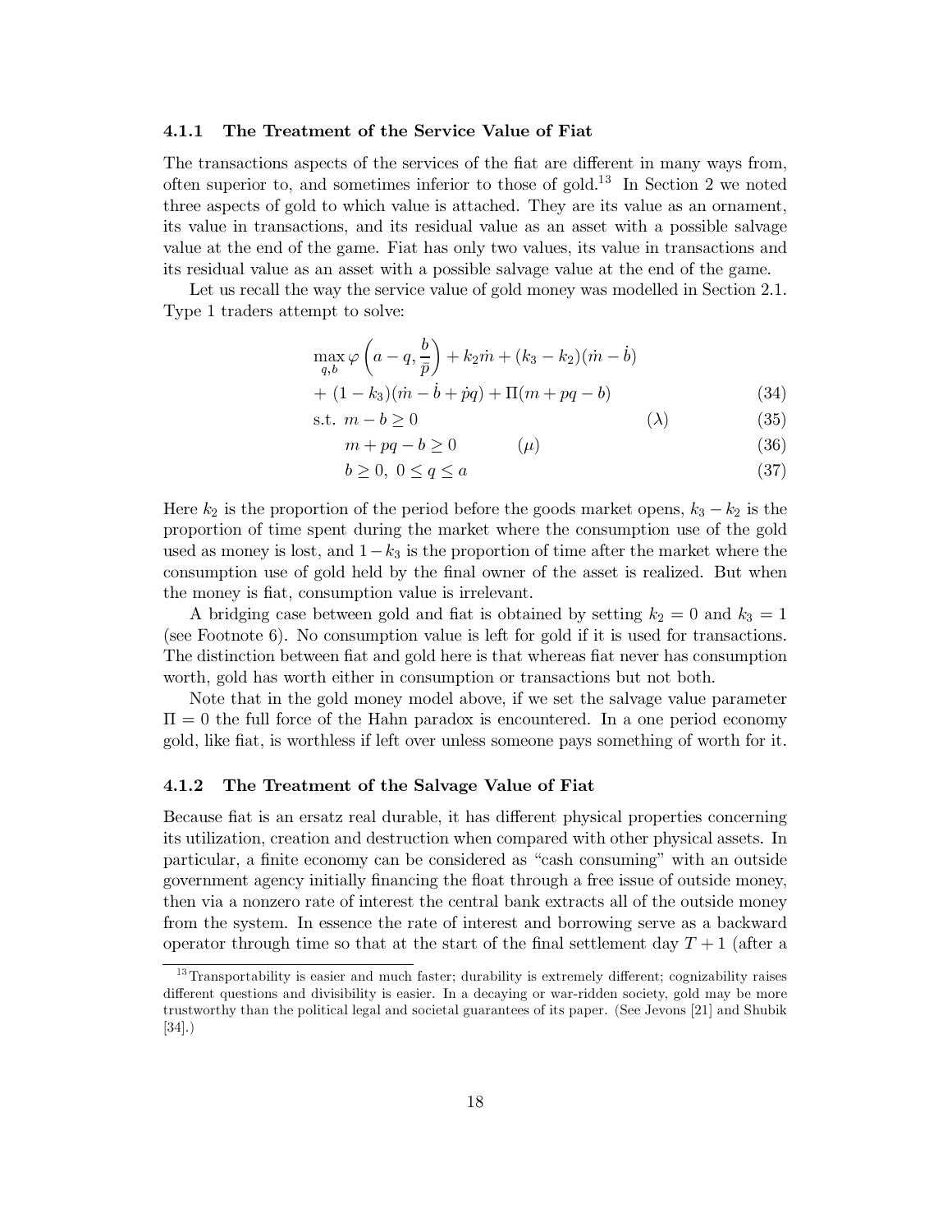#### 4.1.1 The Treatment of the Service Value of Fiat

The transactions aspects of the services of the fiat are different in many ways from, often superior to, and sometimes inferior to those of gold.[13] In Section 2 we noted three aspects of gold to which value is attached. They are its value as an ornament, its value in transactions, and its residual value as an asset with a possible salvage value at the end of the game. Fiat has only two values, its value in transactions and its residual value as an asset with a possible salvage value at the end of the game.

Let us recall the way the service value of gold money was modelled in Section 2.1. Type 1 traders attempt to solve:

$$\max_{q,b} \varphi\left(a-q, \frac{b}{\bar{p}}\right) + k_2\dot{m} + (k_3 - k_2)(\dot{m} - \dot{b})$$

$$+ (1-k_3)(\dot{m} - \dot{b} + \dot{p}q) + \Pi(m + pq - b) \tag{34}$$

$$\text{s.t. } m - b \geq 0 \qquad (\lambda) \tag{35}$$

$$m + pq - b \geq 0 \qquad (\mu) \tag{36}$$

$$b \geq 0,\ 0 \leq q \leq a \tag{37}$$

Here $k_2$ is the proportion of the period before the goods market opens, $k_3 - k_2$ is the proportion of time spent during the market where the consumption use of the gold used as money is lost, and $1 - k_3$ is the proportion of time after the market where the consumption use of gold held by the final owner of the asset is realized. But when the money is fiat, consumption value is irrelevant.

A bridging case between gold and fiat is obtained by setting $k_2 = 0$ and $k_3 = 1$ (see Footnote 6). No consumption value is left for gold if it is used for transactions. The distinction between fiat and gold here is that whereas fiat never has consumption worth, gold has worth either in consumption or transactions but not both.

Note that in the gold money model above, if we set the salvage value parameter $\Pi = 0$ the full force of the Hahn paradox is encountered. In a one period economy gold, like fiat, is worthless if left over unless someone pays something of worth for it.

#### 4.1.2 The Treatment of the Salvage Value of Fiat

Because fiat is an ersatz real durable, it has different physical properties concerning its utilization, creation and destruction when compared with other physical assets. In particular, a finite economy can be considered as "cash consuming" with an outside government agency initially financing the float through a free issue of outside money, then via a nonzero rate of interest the central bank extracts all of the outside money from the system. In essence the rate of interest and borrowing serve as a backward operator through time so that at the start of the final settlement day $T + 1$ (after a

[13] Transportability is easier and much faster; durability is extremely different; cognizability raises different questions and divisibility is easier. In a decaying or war-ridden society, gold may be more trustworthy than the political legal and societal guarantees of its paper. (See Jevons [21] and Shubik [34].)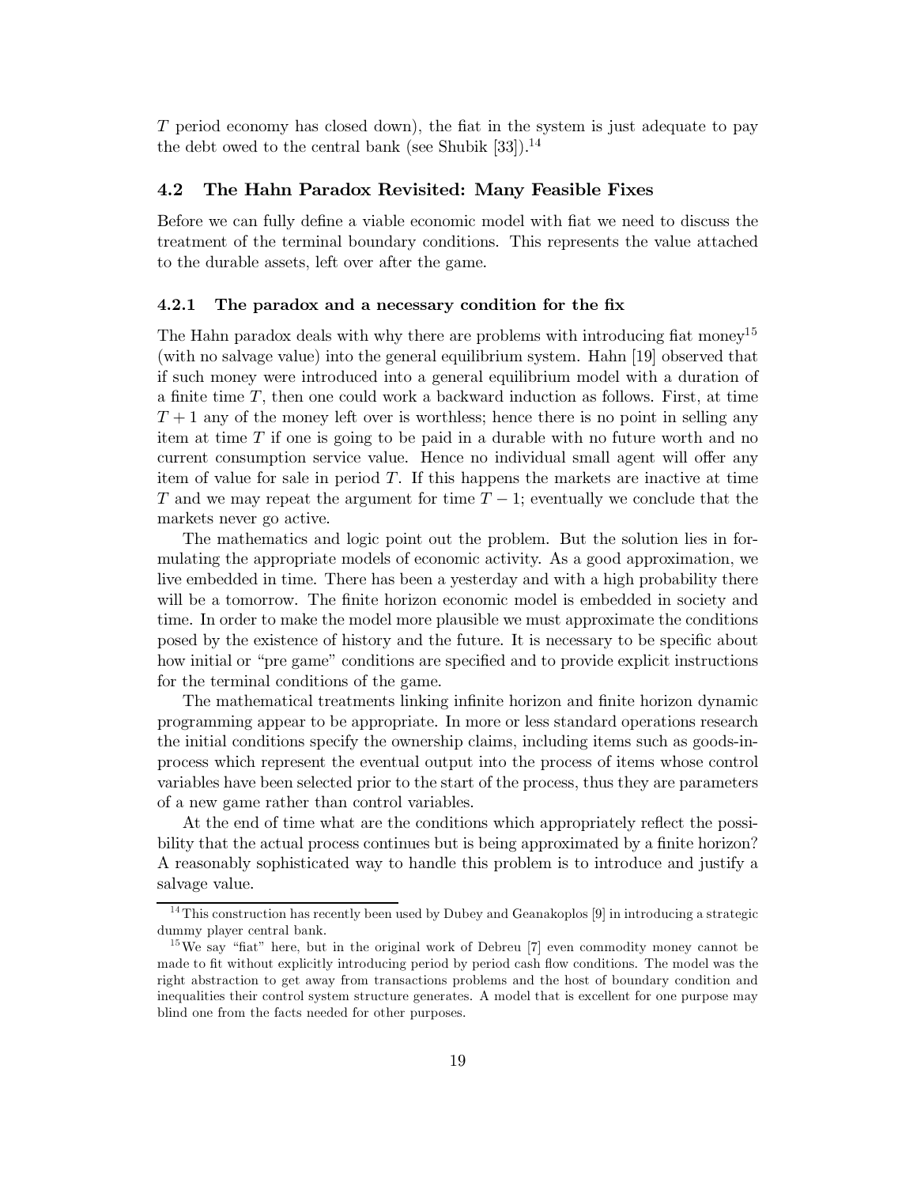$T$ period economy has closed down), the fiat in the system is just adequate to pay the debt owed to the central bank (see Shubik [33]).[14]

## 4.2 The Hahn Paradox Revisited: Many Feasible Fixes

Before we can fully define a viable economic model with fiat we need to discuss the treatment of the terminal boundary conditions. This represents the value attached to the durable assets, left over after the game.

### 4.2.1 The paradox and a necessary condition for the fix

The Hahn paradox deals with why there are problems with introducing fiat money[15] (with no salvage value) into the general equilibrium system. Hahn [19] observed that if such money were introduced into a general equilibrium model with a duration of a finite time $T$, then one could work a backward induction as follows. First, at time $T+1$ any of the money left over is worthless; hence there is no point in selling any item at time $T$ if one is going to be paid in a durable with no future worth and no current consumption service value. Hence no individual small agent will offer any item of value for sale in period $T$. If this happens the markets are inactive at time $T$ and we may repeat the argument for time $T-1$; eventually we conclude that the markets never go active.

The mathematics and logic point out the problem. But the solution lies in formulating the appropriate models of economic activity. As a good approximation, we live embedded in time. There has been a yesterday and with a high probability there will be a tomorrow. The finite horizon economic model is embedded in society and time. In order to make the model more plausible we must approximate the conditions posed by the existence of history and the future. It is necessary to be specific about how initial or "pre game" conditions are specified and to provide explicit instructions for the terminal conditions of the game.

The mathematical treatments linking infinite horizon and finite horizon dynamic programming appear to be appropriate. In more or less standard operations research the initial conditions specify the ownership claims, including items such as goods-in-process which represent the eventual output into the process of items whose control variables have been selected prior to the start of the process, thus they are parameters of a new game rather than control variables.

At the end of time what are the conditions which appropriately reflect the possibility that the actual process continues but is being approximated by a finite horizon? A reasonably sophisticated way to handle this problem is to introduce and justify a salvage value.

[14] This construction has recently been used by Dubey and Geanakoplos [9] in introducing a strategic dummy player central bank.

[15] We say "fiat" here, but in the original work of Debreu [7] even commodity money cannot be made to fit without explicitly introducing period by period cash flow conditions. The model was the right abstraction to get away from transactions problems and the host of boundary condition and inequalities their control system structure generates. A model that is excellent for one purpose may blind one from the facts needed for other purposes.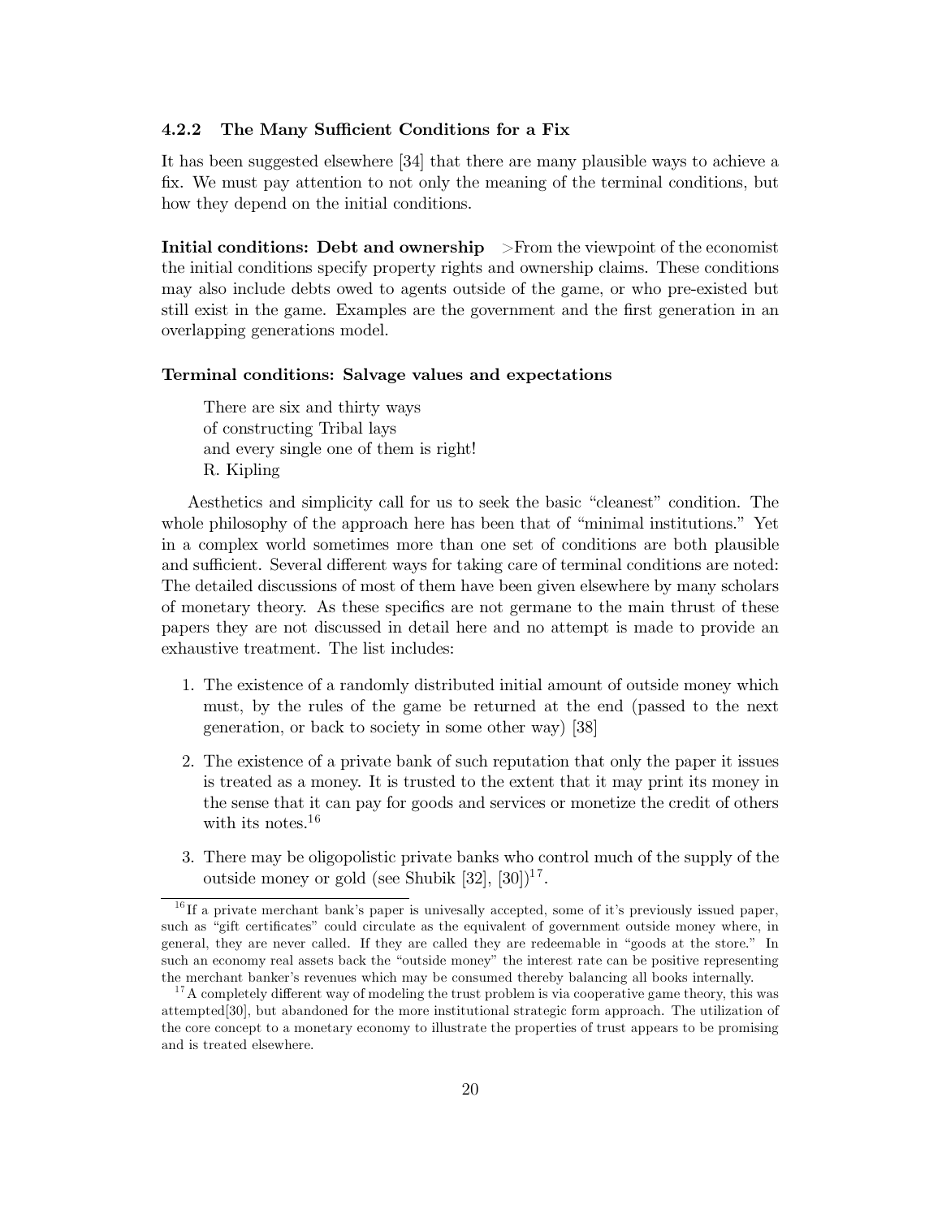### 4.2.2 The Many Sufficient Conditions for a Fix

It has been suggested elsewhere [34] that there are many plausible ways to achieve a fix. We must pay attention to not only the meaning of the terminal conditions, but how they depend on the initial conditions.

**Initial conditions: Debt and ownership** >From the viewpoint of the economist the initial conditions specify property rights and ownership claims. These conditions may also include debts owed to agents outside of the game, or who pre-existed but still exist in the game. Examples are the government and the first generation in an overlapping generations model.

**Terminal conditions: Salvage values and expectations**

> There are six and thirty ways
> of constructing Tribal lays
> and every single one of them is right!
> R. Kipling

Aesthetics and simplicity call for us to seek the basic "cleanest" condition. The whole philosophy of the approach here has been that of "minimal institutions." Yet in a complex world sometimes more than one set of conditions are both plausible and sufficient. Several different ways for taking care of terminal conditions are noted: The detailed discussions of most of them have been given elsewhere by many scholars of monetary theory. As these specifics are not germane to the main thrust of these papers they are not discussed in detail here and no attempt is made to provide an exhaustive treatment. The list includes:

1. The existence of a randomly distributed initial amount of outside money which must, by the rules of the game be returned at the end (passed to the next generation, or back to society in some other way) [38]
2. The existence of a private bank of such reputation that only the paper it issues is treated as a money. It is trusted to the extent that it may print its money in the sense that it can pay for goods and services or monetize the credit of others with its notes.[16]
3. There may be oligopolistic private banks who control much of the supply of the outside money or gold (see Shubik [32], [30])[17].

[16] If a private merchant bank's paper is univesally accepted, some of it's previously issued paper, such as "gift certificates" could circulate as the equivalent of government outside money where, in general, they are never called. If they are called they are redeemable in "goods at the store." In such an economy real assets back the "outside money" the interest rate can be positive representing the merchant banker's revenues which may be consumed thereby balancing all books internally.

[17] A completely different way of modeling the trust problem is via cooperative game theory, this was attempted[30], but abandoned for the more institutional strategic form approach. The utilization of the core concept to a monetary economy to illustrate the properties of trust appears to be promising and is treated elsewhere.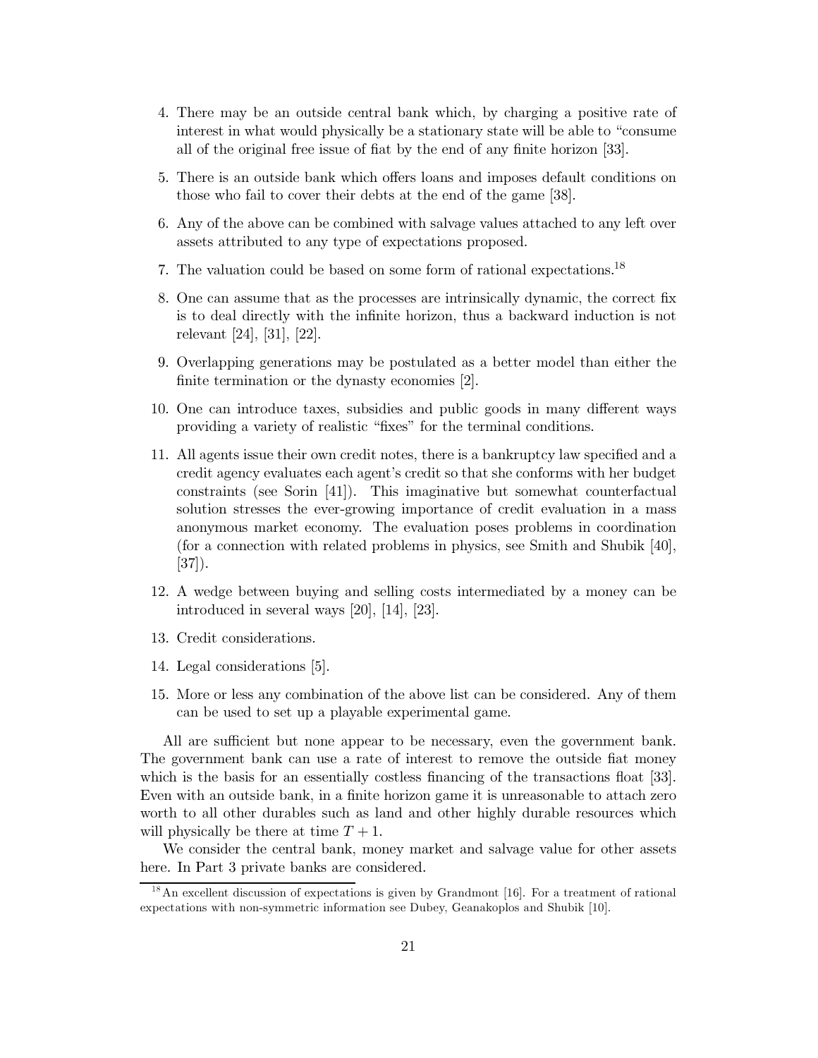4. There may be an outside central bank which, by charging a positive rate of interest in what would physically be a stationary state will be able to "consume all of the original free issue of fiat by the end of any finite horizon [33].

5. There is an outside bank which offers loans and imposes default conditions on those who fail to cover their debts at the end of the game [38].

6. Any of the above can be combined with salvage values attached to any left over assets attributed to any type of expectations proposed.

7. The valuation could be based on some form of rational expectations.[18]

8. One can assume that as the processes are intrinsically dynamic, the correct fix is to deal directly with the infinite horizon, thus a backward induction is not relevant [24], [31], [22].

9. Overlapping generations may be postulated as a better model than either the finite termination or the dynasty economies [2].

10. One can introduce taxes, subsidies and public goods in many different ways providing a variety of realistic "fixes" for the terminal conditions.

11. All agents issue their own credit notes, there is a bankruptcy law specified and a credit agency evaluates each agent's credit so that she conforms with her budget constraints (see Sorin [41]). This imaginative but somewhat counterfactual solution stresses the ever-growing importance of credit evaluation in a mass anonymous market economy. The evaluation poses problems in coordination (for a connection with related problems in physics, see Smith and Shubik [40], [37]).

12. A wedge between buying and selling costs intermediated by a money can be introduced in several ways [20], [14], [23].

13. Credit considerations.

14. Legal considerations [5].

15. More or less any combination of the above list can be considered. Any of them can be used to set up a playable experimental game.

All are sufficient but none appear to be necessary, even the government bank. The government bank can use a rate of interest to remove the outside fiat money which is the basis for an essentially costless financing of the transactions float [33]. Even with an outside bank, in a finite horizon game it is unreasonable to attach zero worth to all other durables such as land and other highly durable resources which will physically be there at time $T + 1$.

We consider the central bank, money market and salvage value for other assets here. In Part 3 private banks are considered.

[18] An excellent discussion of expectations is given by Grandmont [16]. For a treatment of rational expectations with non-symmetric information see Dubey, Geanakoplos and Shubik [10].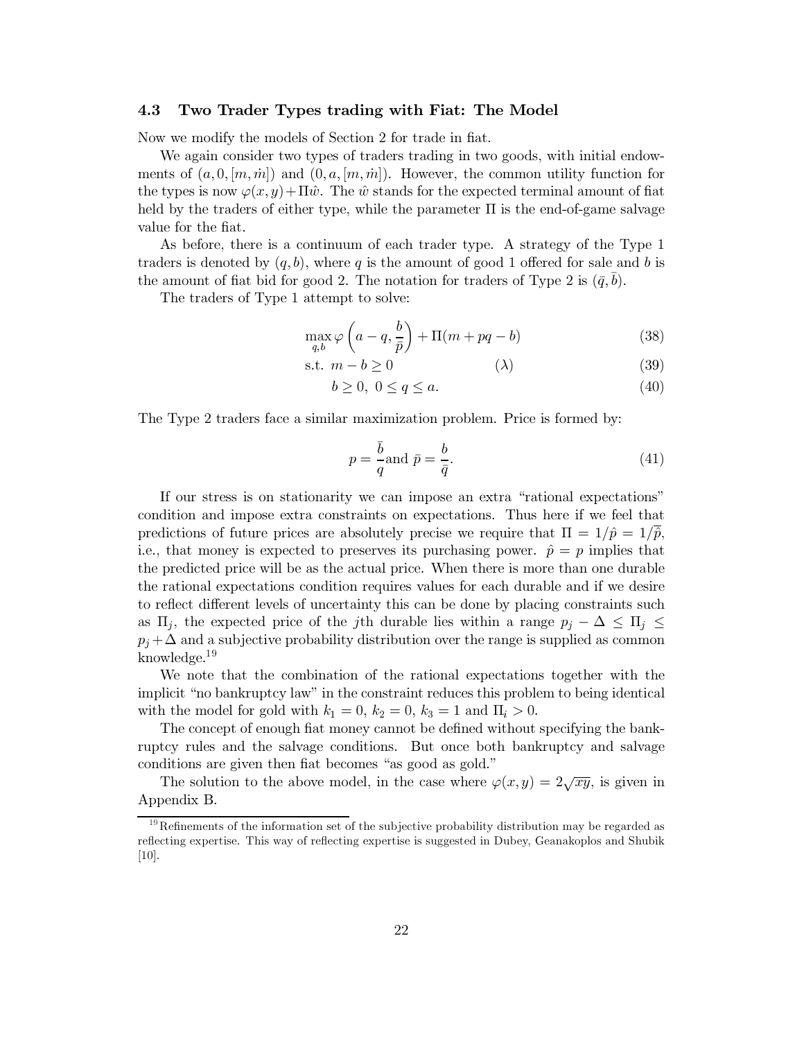### 4.3 Two Trader Types trading with Fiat: The Model

Now we modify the models of Section 2 for trade in fiat.

We again consider two types of traders trading in two goods, with initial endowments of $(a, 0, [m, \dot{m}])$ and $(0, a, [m, \dot{m}])$. However, the common utility function for the types is now $\varphi(x, y) + \Pi\hat{w}$. The $\hat{w}$ stands for the expected terminal amount of fiat held by the traders of either type, while the parameter $\Pi$ is the end-of-game salvage value for the fiat.

As before, there is a continuum of each trader type. A strategy of the Type 1 traders is denoted by $(q, b)$, where $q$ is the amount of good 1 offered for sale and $b$ is the amount of fiat bid for good 2. The notation for traders of Type 2 is $(\bar{q}, \bar{b})$.

The traders of Type 1 attempt to solve:

$$\max_{q,b} \varphi\left(a - q, \frac{b}{\bar{p}}\right) + \Pi(m + pq - b) \tag{38}$$

$$\text{s.t. } m - b \geq 0 \qquad\qquad (\lambda) \tag{39}$$

$$b \geq 0,\ 0 \leq q \leq a. \tag{40}$$

The Type 2 traders face a similar maximization problem. Price is formed by:

$$p = \frac{\bar{b}}{q} \text{and } \bar{p} = \frac{b}{\bar{q}}. \tag{41}$$

If our stress is on stationarity we can impose an extra "rational expectations" condition and impose extra constraints on expectations. Thus here if we feel that predictions of future prices are absolutely precise we require that $\Pi = 1/\hat{p} = 1/\bar{\hat{p}}$, i.e., that money is expected to preserves its purchasing power. $\hat{p} = p$ implies that the predicted price will be as the actual price. When there is more than one durable the rational expectations condition requires values for each durable and if we desire to reflect different levels of uncertainty this can be done by placing constraints such as $\Pi_j$, the expected price of the $j$th durable lies within a range $p_j - \Delta \leq \Pi_j \leq p_j + \Delta$ and a subjective probability distribution over the range is supplied as common knowledge.[19]

We note that the combination of the rational expectations together with the implicit "no bankruptcy law" in the constraint reduces this problem to being identical with the model for gold with $k_1 = 0$, $k_2 = 0$, $k_3 = 1$ and $\Pi_i > 0$.

The concept of enough fiat money cannot be defined without specifying the bankruptcy rules and the salvage conditions. But once both bankruptcy and salvage conditions are given then fiat becomes "as good as gold."

The solution to the above model, in the case where $\varphi(x, y) = 2\sqrt{xy}$, is given in Appendix B.

[19] Refinements of the information set of the subjective probability distribution may be regarded as reflecting expertise. This way of reflecting expertise is suggested in Dubey, Geanakoplos and Shubik [10].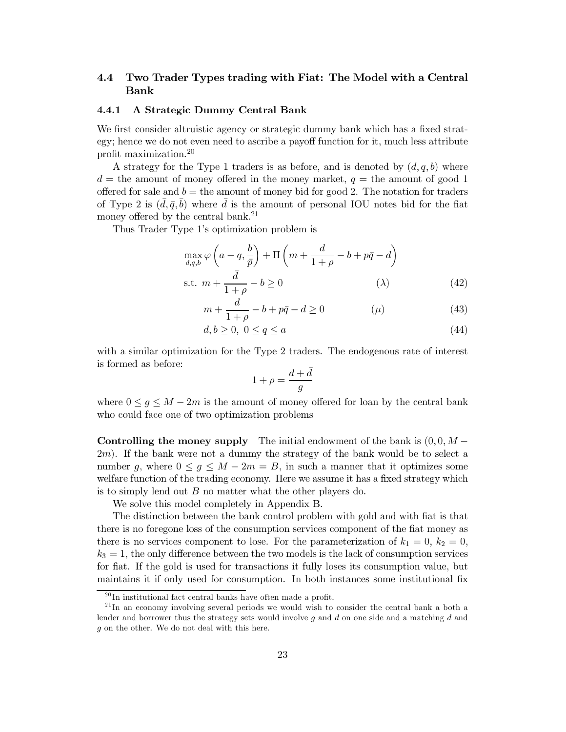### 4.4 Two Trader Types trading with Fiat: The Model with a Central Bank

#### 4.4.1 A Strategic Dummy Central Bank

We first consider altruistic agency or strategic dummy bank which has a fixed strategy; hence we do not even need to ascribe a payoff function for it, much less attribute profit maximization.[20]

A strategy for the Type 1 traders is as before, and is denoted by $(d, q, b)$ where $d =$ the amount of money offered in the money market, $q =$ the amount of good 1 offered for sale and $b =$ the amount of money bid for good 2. The notation for traders of Type 2 is $(\bar{d}, \bar{q}, \bar{b})$ where $\bar{d}$ is the amount of personal IOU notes bid for the fiat money offered by the central bank.[21]

Thus Trader Type 1's optimization problem is

$$\max_{d,q,b} \varphi\left(a - q, \frac{b}{\bar{p}}\right) + \Pi\left(m + \frac{d}{1+\rho} - b + p\bar{q} - d\right)$$

$$\text{s.t. } m + \frac{\bar{d}}{1+\rho} - b \geq 0 \qquad (\lambda) \tag{42}$$

$$m + \frac{d}{1+\rho} - b + p\bar{q} - d \geq 0 \qquad (\mu) \tag{43}$$

$$d, b \geq 0, \; 0 \leq q \leq a \tag{44}$$

with a similar optimization for the Type 2 traders. The endogenous rate of interest is formed as before:

$$1 + \rho = \frac{d + \bar{d}}{g}$$

where $0 \leq g \leq M - 2m$ is the amount of money offered for loan by the central bank who could face one of two optimization problems

**Controlling the money supply** The initial endowment of the bank is $(0, 0, M - 2m)$. If the bank were not a dummy the strategy of the bank would be to select a number $g$, where $0 \leq g \leq M - 2m = B$, in such a manner that it optimizes some welfare function of the trading economy. Here we assume it has a fixed strategy which is to simply lend out $B$ no matter what the other players do.

We solve this model completely in Appendix B.

The distinction between the bank control problem with gold and with fiat is that there is no foregone loss of the consumption services component of the fiat money as there is no services component to lose. For the parameterization of $k_1 = 0$, $k_2 = 0$, $k_3 = 1$, the only difference between the two models is the lack of consumption services for fiat. If the gold is used for transactions it fully loses its consumption value, but maintains it if only used for consumption. In both instances some institutional fix

[20] In institutional fact central banks have often made a profit.

[21] In an economy involving several periods we would wish to consider the central bank a both a lender and borrower thus the strategy sets would involve $g$ and $d$ on one side and a matching $d$ and $g$ on the other. We do not deal with this here.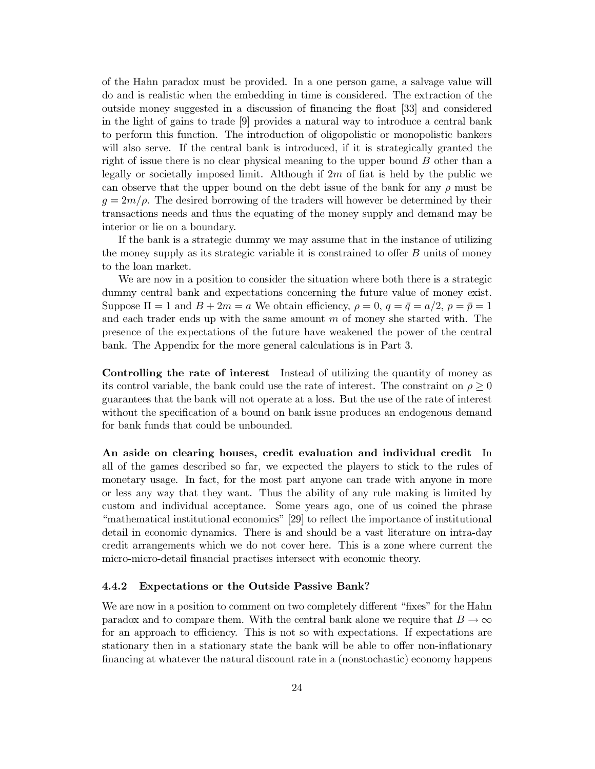of the Hahn paradox must be provided. In a one person game, a salvage value will do and is realistic when the embedding in time is considered. The extraction of the outside money suggested in a discussion of financing the float [33] and considered in the light of gains to trade [9] provides a natural way to introduce a central bank to perform this function. The introduction of oligopolistic or monopolistic bankers will also serve. If the central bank is introduced, if it is strategically granted the right of issue there is no clear physical meaning to the upper bound $B$ other than a legally or societally imposed limit. Although if $2m$ of fiat is held by the public we can observe that the upper bound on the debt issue of the bank for any $\rho$ must be $g = 2m/\rho$. The desired borrowing of the traders will however be determined by their transactions needs and thus the equating of the money supply and demand may be interior or lie on a boundary.

If the bank is a strategic dummy we may assume that in the instance of utilizing the money supply as its strategic variable it is constrained to offer $B$ units of money to the loan market.

We are now in a position to consider the situation where both there is a strategic dummy central bank and expectations concerning the future value of money exist. Suppose $\Pi = 1$ and $B + 2m = a$ We obtain efficiency, $\rho = 0$, $q = \bar{q} = a/2$, $p = \bar{p} = 1$ and each trader ends up with the same amount $m$ of money she started with. The presence of the expectations of the future have weakened the power of the central bank. The Appendix for the more general calculations is in Part 3.

**Controlling the rate of interest** Instead of utilizing the quantity of money as its control variable, the bank could use the rate of interest. The constraint on $\rho \geq 0$ guarantees that the bank will not operate at a loss. But the use of the rate of interest without the specification of a bound on bank issue produces an endogenous demand for bank funds that could be unbounded.

**An aside on clearing houses, credit evaluation and individual credit** In all of the games described so far, we expected the players to stick to the rules of monetary usage. In fact, for the most part anyone can trade with anyone in more or less any way that they want. Thus the ability of any rule making is limited by custom and individual acceptance. Some years ago, one of us coined the phrase "mathematical institutional economics" [29] to reflect the importance of institutional detail in economic dynamics. There is and should be a vast literature on intra-day credit arrangements which we do not cover here. This is a zone where current the micro-micro-detail financial practises intersect with economic theory.

### 4.4.2 Expectations or the Outside Passive Bank?

We are now in a position to comment on two completely different "fixes" for the Hahn paradox and to compare them. With the central bank alone we require that $B \to \infty$ for an approach to efficiency. This is not so with expectations. If expectations are stationary then in a stationary state the bank will be able to offer non-inflationary financing at whatever the natural discount rate in a (nonstochastic) economy happens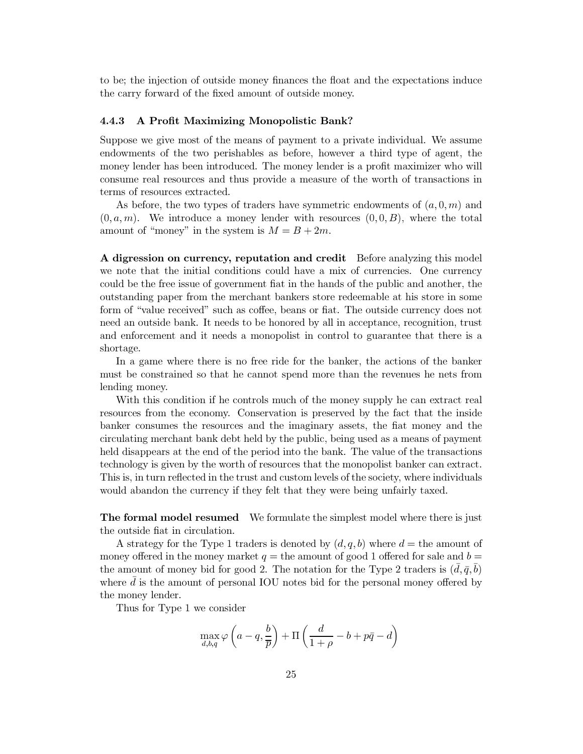to be; the injection of outside money finances the float and the expectations induce the carry forward of the fixed amount of outside money.

### 4.4.3 A Profit Maximizing Monopolistic Bank?

Suppose we give most of the means of payment to a private individual. We assume endowments of the two perishables as before, however a third type of agent, the money lender has been introduced. The money lender is a profit maximizer who will consume real resources and thus provide a measure of the worth of transactions in terms of resources extracted.

As before, the two types of traders have symmetric endowments of $(a, 0, m)$ and $(0, a, m)$. We introduce a money lender with resources $(0, 0, B)$, where the total amount of "money" in the system is $M = B + 2m$.

**A digression on currency, reputation and credit** Before analyzing this model we note that the initial conditions could have a mix of currencies. One currency could be the free issue of government fiat in the hands of the public and another, the outstanding paper from the merchant bankers store redeemable at his store in some form of "value received" such as coffee, beans or fiat. The outside currency does not need an outside bank. It needs to be honored by all in acceptance, recognition, trust and enforcement and it needs a monopolist in control to guarantee that there is a shortage.

In a game where there is no free ride for the banker, the actions of the banker must be constrained so that he cannot spend more than the revenues he nets from lending money.

With this condition if he controls much of the money supply he can extract real resources from the economy. Conservation is preserved by the fact that the inside banker consumes the resources and the imaginary assets, the fiat money and the circulating merchant bank debt held by the public, being used as a means of payment held disappears at the end of the period into the bank. The value of the transactions technology is given by the worth of resources that the monopolist banker can extract. This is, in turn reflected in the trust and custom levels of the society, where individuals would abandon the currency if they felt that they were being unfairly taxed.

**The formal model resumed** We formulate the simplest model where there is just the outside fiat in circulation.

A strategy for the Type 1 traders is denoted by $(d, q, b)$ where $d =$ the amount of money offered in the money market $q =$ the amount of good 1 offered for sale and $b =$ the amount of money bid for good 2. The notation for the Type 2 traders is $(\bar{d}, \bar{q}, \bar{b})$ where $\bar{d}$ is the amount of personal IOU notes bid for the personal money offered by the money lender.

Thus for Type 1 we consider

$$\max_{d,b,q} \varphi\left(a - q, \frac{b}{\overline{p}}\right) + \Pi\left(\frac{d}{1+\rho} - b + p\bar{q} - d\right)$$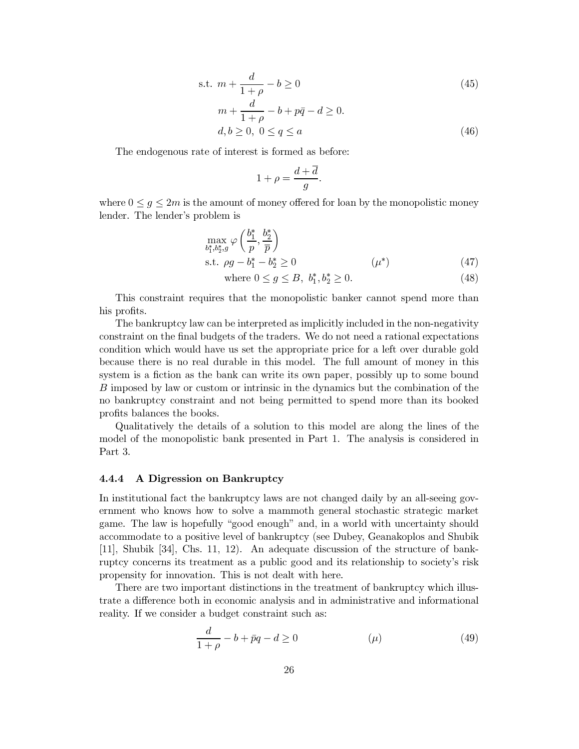$$\text{s.t. } m + \frac{d}{1+\rho} - b \geq 0 \tag{45}$$

$$m + \frac{d}{1+\rho} - b + p\bar{q} - d \geq 0.$$

$$d, b \geq 0, \ 0 \leq q \leq a \tag{46}$$

The endogenous rate of interest is formed as before:

$$1 + \rho = \frac{d + \overline{d}}{g}.$$

where $0 \leq g \leq 2m$ is the amount of money offered for loan by the monopolistic money lender. The lender's problem is

$$\max_{b_1^*, b_2^*, g} \varphi\left(\frac{b_1^*}{p}, \frac{b_2^*}{\overline{p}}\right)$$

$$\text{s.t. } \rho g - b_1^* - b_2^* \geq 0 \qquad (\mu^*) \tag{47}$$

$$\text{where } 0 \leq g \leq B, \ b_1^*, b_2^* \geq 0. \tag{48}$$

This constraint requires that the monopolistic banker cannot spend more than his profits.

The bankruptcy law can be interpreted as implicitly included in the non-negativity constraint on the final budgets of the traders. We do not need a rational expectations condition which would have us set the appropriate price for a left over durable gold because there is no real durable in this model. The full amount of money in this system is a fiction as the bank can write its own paper, possibly up to some bound $B$ imposed by law or custom or intrinsic in the dynamics but the combination of the no bankruptcy constraint and not being permitted to spend more than its booked profits balances the books.

Qualitatively the details of a solution to this model are along the lines of the model of the monopolistic bank presented in Part 1. The analysis is considered in Part 3.

### 4.4.4 A Digression on Bankruptcy

In institutional fact the bankruptcy laws are not changed daily by an all-seeing government who knows how to solve a mammoth general stochastic strategic market game. The law is hopefully "good enough" and, in a world with uncertainty should accommodate to a positive level of bankruptcy (see Dubey, Geanakoplos and Shubik [11], Shubik [34], Chs. 11, 12). An adequate discussion of the structure of bankruptcy concerns its treatment as a public good and its relationship to society's risk propensity for innovation. This is not dealt with here.

There are two important distinctions in the treatment of bankruptcy which illustrate a difference both in economic analysis and in administrative and informational reality. If we consider a budget constraint such as:

$$\frac{d}{1+\rho} - b + \bar{p}q - d \geq 0 \qquad (\mu) \tag{49}$$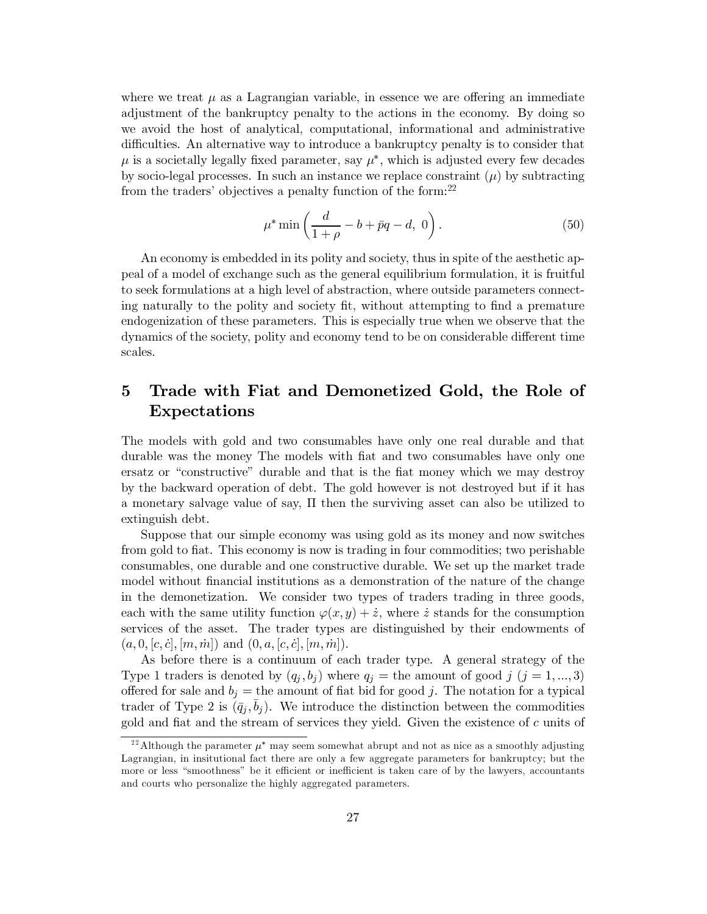where we treat $\mu$ as a Lagrangian variable, in essence we are offering an immediate adjustment of the bankruptcy penalty to the actions in the economy. By doing so we avoid the host of analytical, computational, informational and administrative difficulties. An alternative way to introduce a bankruptcy penalty is to consider that $\mu$ is a societally legally fixed parameter, say $\mu^*$, which is adjusted every few decades by socio-legal processes. In such an instance we replace constraint $(\mu)$ by subtracting from the traders' objectives a penalty function of the form:[22]

$$\mu^* \min\left(\frac{d}{1+\rho} - b + \bar{p}q - d,\ 0\right). \tag{50}$$

An economy is embedded in its polity and society, thus in spite of the aesthetic appeal of a model of exchange such as the general equilibrium formulation, it is fruitful to seek formulations at a high level of abstraction, where outside parameters connecting naturally to the polity and society fit, without attempting to find a premature endogenization of these parameters. This is especially true when we observe that the dynamics of the society, polity and economy tend to be on considerable different time scales.

## 5 Trade with Fiat and Demonetized Gold, the Role of Expectations

The models with gold and two consumables have only one real durable and that durable was the money The models with fiat and two consumables have only one ersatz or "constructive" durable and that is the fiat money which we may destroy by the backward operation of debt. The gold however is not destroyed but if it has a monetary salvage value of say, $\Pi$ then the surviving asset can also be utilized to extinguish debt.

Suppose that our simple economy was using gold as its money and now switches from gold to fiat. This economy is now is trading in four commodities; two perishable consumables, one durable and one constructive durable. We set up the market trade model without financial institutions as a demonstration of the nature of the change in the demonetization. We consider two types of traders trading in three goods, each with the same utility function $\varphi(x, y) + \dot{z}$, where $\dot{z}$ stands for the consumption services of the asset. The trader types are distinguished by their endowments of $(a, 0, [c, \dot{c}], [m, \dot{m}])$ and $(0, a, [c, \dot{c}], [m, \dot{m}])$.

As before there is a continuum of each trader type. A general strategy of the Type 1 traders is denoted by $(q_j, b_j)$ where $q_j$ = the amount of good $j$ $(j = 1, ..., 3)$ offered for sale and $b_j$ = the amount of fiat bid for good $j$. The notation for a typical trader of Type 2 is $(\bar{q}_j, \bar{b}_j)$. We introduce the distinction between the commodities gold and fiat and the stream of services they yield. Given the existence of $c$ units of

[22] Although the parameter $\mu^*$ may seem somewhat abrupt and not as nice as a smoothly adjusting Lagrangian, in insitutional fact there are only a few aggregate parameters for bankruptcy; but the more or less "smoothness" be it efficient or inefficient is taken care of by the lawyers, accountants and courts who personalize the highly aggregated parameters.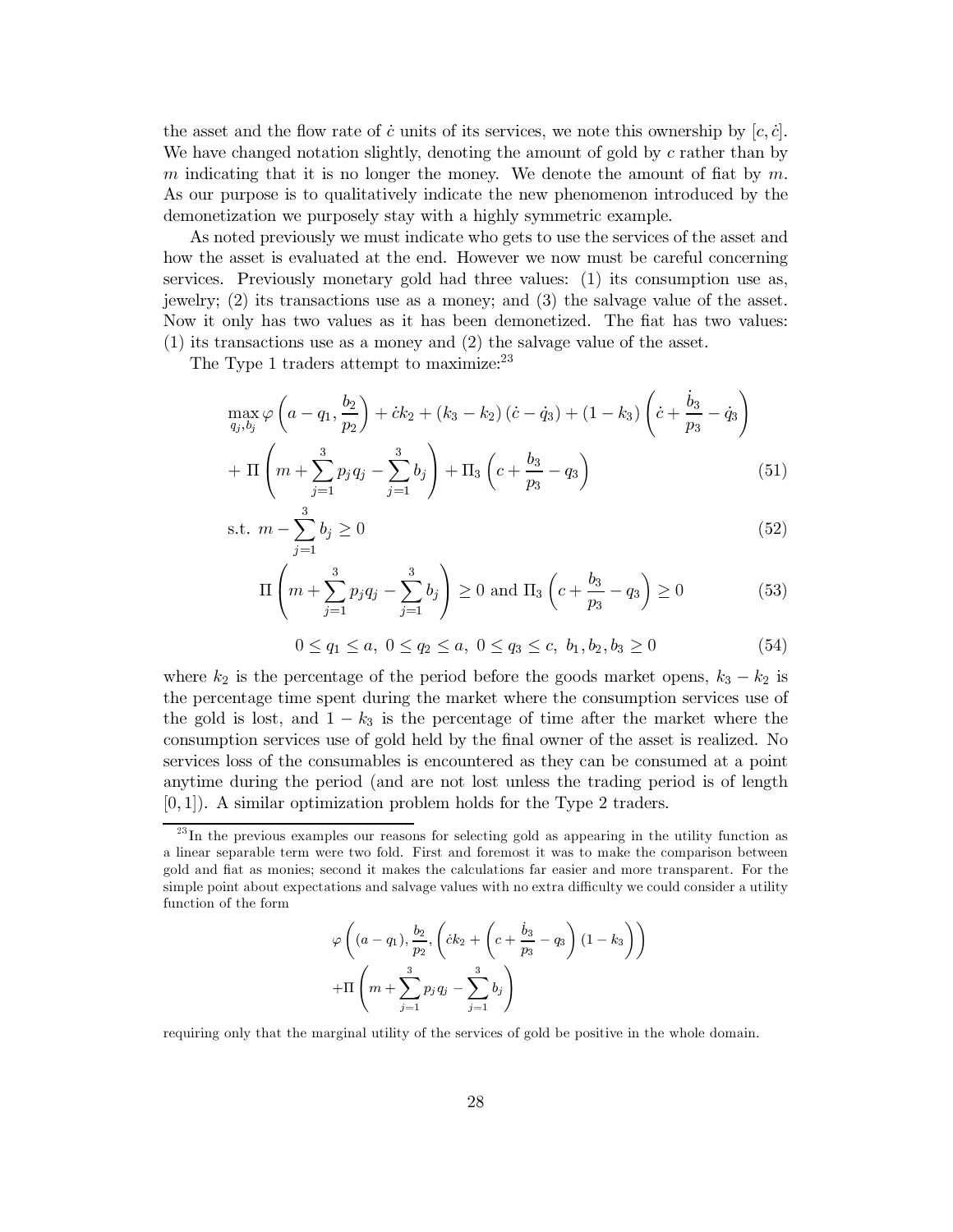the asset and the flow rate of $\dot{c}$ units of its services, we note this ownership by $[c, \dot{c}]$. We have changed notation slightly, denoting the amount of gold by $c$ rather than by $m$ indicating that it is no longer the money. We denote the amount of fiat by $m$. As our purpose is to qualitatively indicate the new phenomenon introduced by the demonetization we purposely stay with a highly symmetric example.

As noted previously we must indicate who gets to use the services of the asset and how the asset is evaluated at the end. However we now must be careful concerning services. Previously monetary gold had three values: (1) its consumption use as, jewelry; (2) its transactions use as a money; and (3) the salvage value of the asset. Now it only has two values as it has been demonetized. The fiat has two values: (1) its transactions use as a money and (2) the salvage value of the asset.

The Type 1 traders attempt to maximize:[23]

$$\max_{q_j, b_j} \varphi\left(a - q_1, \frac{b_2}{p_2}\right) + \dot{c}k_2 + (k_3 - k_2)(\dot{c} - \dot{q}_3) + (1 - k_3)\left(\dot{c} + \frac{\dot{b}_3}{p_3} - \dot{q}_3\right)$$

$$+ \Pi\left(m + \sum_{j=1}^{3} p_j q_j - \sum_{j=1}^{3} b_j\right) + \Pi_3\left(c + \frac{b_3}{p_3} - q_3\right) \tag{51}$$

$$\text{s.t. } m - \sum_{j=1}^{3} b_j \geq 0 \tag{52}$$

$$\Pi\left(m + \sum_{j=1}^{3} p_j q_j - \sum_{j=1}^{3} b_j\right) \geq 0 \text{ and } \Pi_3\left(c + \frac{b_3}{p_3} - q_3\right) \geq 0 \tag{53}$$

$$0 \leq q_1 \leq a,\ 0 \leq q_2 \leq a,\ 0 \leq q_3 \leq c,\ b_1, b_2, b_3 \geq 0 \tag{54}$$

where $k_2$ is the percentage of the period before the goods market opens, $k_3 - k_2$ is the percentage time spent during the market where the consumption services use of the gold is lost, and $1 - k_3$ is the percentage of time after the market where the consumption services use of gold held by the final owner of the asset is realized. No services loss of the consumables is encountered as they can be consumed at a point anytime during the period (and are not lost unless the trading period is of length $[0, 1]$). A similar optimization problem holds for the Type 2 traders.

[23] In the previous examples our reasons for selecting gold as appearing in the utility function as a linear separable term were two fold. First and foremost it was to make the comparison between gold and fiat as monies; second it makes the calculations far easier and more transparent. For the simple point about expectations and salvage values with no extra difficulty we could consider a utility function of the form

$$\varphi\left((a - q_1), \frac{b_2}{p_2}, \left(\dot{c}k_2 + \left(c + \frac{\dot{b}_3}{p_3} - q_3\right)(1 - k_3)\right)\right)$$
$$+\Pi\left(m + \sum_{j=1}^{3} p_j q_j - \sum_{j=1}^{3} b_j\right)$$

requiring only that the marginal utility of the services of gold be positive in the whole domain.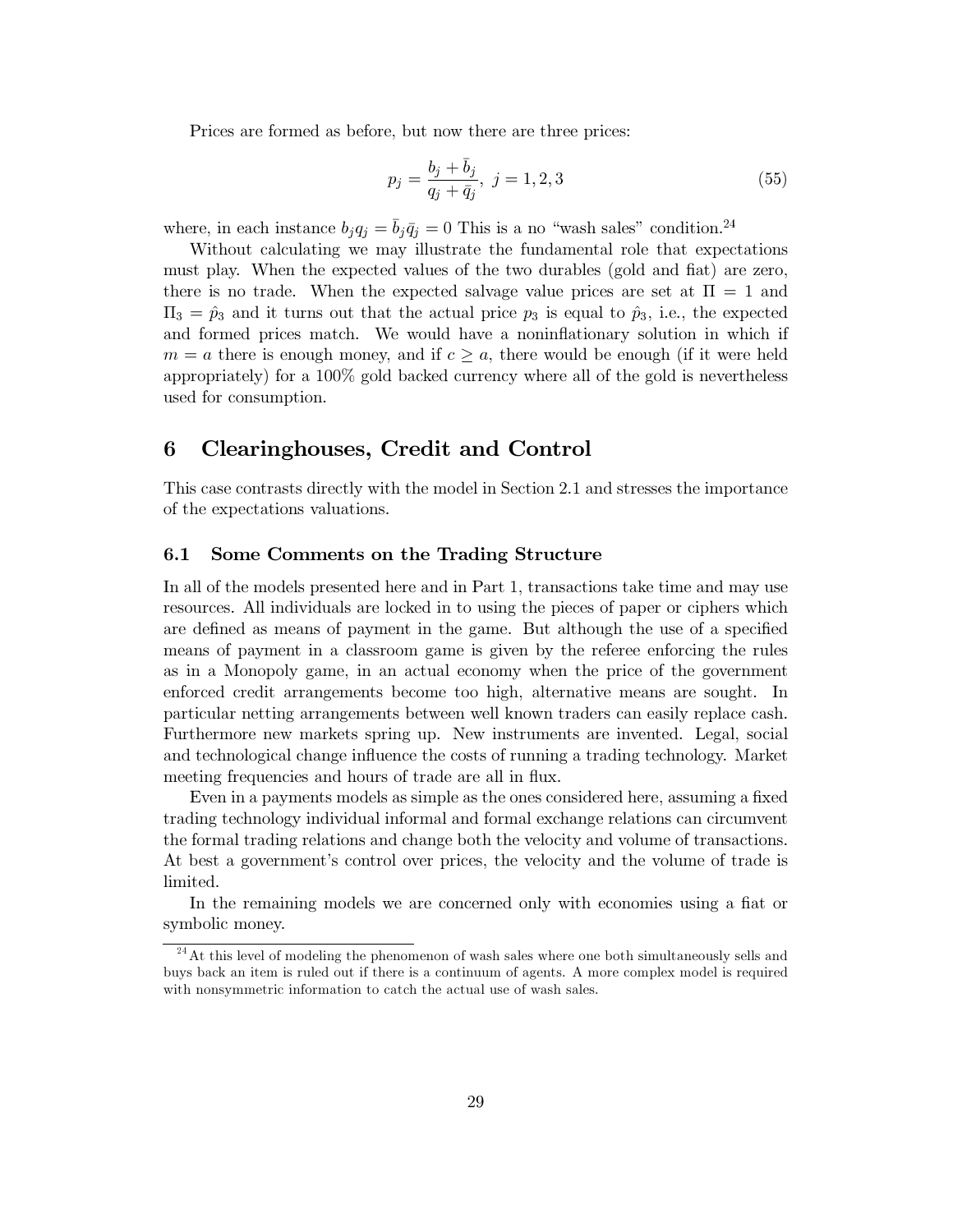Prices are formed as before, but now there are three prices:

$$p_j = \frac{b_j + \bar{b}_j}{q_j + \bar{q}_j},\ j = 1, 2, 3 \tag{55}$$

where, in each instance $b_j q_j = \bar{b}_j \bar{q}_j = 0$ This is a no "wash sales" condition.[24]

Without calculating we may illustrate the fundamental role that expectations must play. When the expected values of the two durables (gold and fiat) are zero, there is no trade. When the expected salvage value prices are set at $\Pi = 1$ and $\Pi_3 = \hat{p}_3$ and it turns out that the actual price $p_3$ is equal to $\hat{p}_3$, i.e., the expected and formed prices match. We would have a noninflationary solution in which if $m = a$ there is enough money, and if $c \geq a$, there would be enough (if it were held appropriately) for a 100% gold backed currency where all of the gold is nevertheless used for consumption.

# 6 Clearinghouses, Credit and Control

This case contrasts directly with the model in Section 2.1 and stresses the importance of the expectations valuations.

## 6.1 Some Comments on the Trading Structure

In all of the models presented here and in Part 1, transactions take time and may use resources. All individuals are locked in to using the pieces of paper or ciphers which are defined as means of payment in the game. But although the use of a specified means of payment in a classroom game is given by the referee enforcing the rules as in a Monopoly game, in an actual economy when the price of the government enforced credit arrangements become too high, alternative means are sought. In particular netting arrangements between well known traders can easily replace cash. Furthermore new markets spring up. New instruments are invented. Legal, social and technological change influence the costs of running a trading technology. Market meeting frequencies and hours of trade are all in flux.

Even in a payments models as simple as the ones considered here, assuming a fixed trading technology individual informal and formal exchange relations can circumvent the formal trading relations and change both the velocity and volume of transactions. At best a government's control over prices, the velocity and the volume of trade is limited.

In the remaining models we are concerned only with economies using a fiat or symbolic money.

[24] At this level of modeling the phenomenon of wash sales where one both simultaneously sells and buys back an item is ruled out if there is a continuum of agents. A more complex model is required with nonsymmetric information to catch the actual use of wash sales.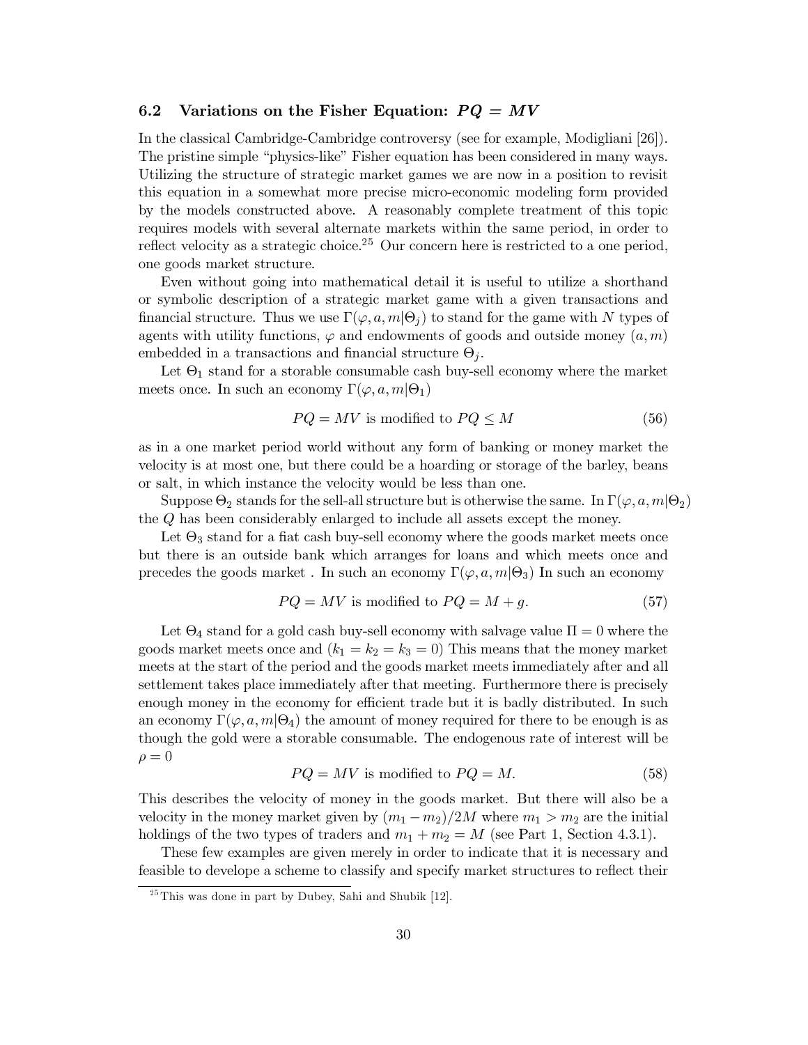### 6.2 Variations on the Fisher Equation: $PQ = MV$

In the classical Cambridge-Cambridge controversy (see for example, Modigliani [26]). The pristine simple "physics-like" Fisher equation has been considered in many ways. Utilizing the structure of strategic market games we are now in a position to revisit this equation in a somewhat more precise micro-economic modeling form provided by the models constructed above. A reasonably complete treatment of this topic requires models with several alternate markets within the same period, in order to reflect velocity as a strategic choice.[25] Our concern here is restricted to a one period, one goods market structure.

Even without going into mathematical detail it is useful to utilize a shorthand or symbolic description of a strategic market game with a given transactions and financial structure. Thus we use $\Gamma(\varphi, a, m|\Theta_j)$ to stand for the game with $N$ types of agents with utility functions, $\varphi$ and endowments of goods and outside money $(a, m)$ embedded in a transactions and financial structure $\Theta_j$.

Let $\Theta_1$ stand for a storable consumable cash buy-sell economy where the market meets once. In such an economy $\Gamma(\varphi, a, m|\Theta_1)$

$$PQ = MV \text{ is modified to } PQ \leq M \tag{56}$$

as in a one market period world without any form of banking or money market the velocity is at most one, but there could be a hoarding or storage of the barley, beans or salt, in which instance the velocity would be less than one.

Suppose $\Theta_2$ stands for the sell-all structure but is otherwise the same. In $\Gamma(\varphi, a, m|\Theta_2)$ the $Q$ has been considerably enlarged to include all assets except the money.

Let $\Theta_3$ stand for a fiat cash buy-sell economy where the goods market meets once but there is an outside bank which arranges for loans and which meets once and precedes the goods market . In such an economy $\Gamma(\varphi, a, m|\Theta_3)$ In such an economy

$$PQ = MV \text{ is modified to } PQ = M + g. \tag{57}$$

Let $\Theta_4$ stand for a gold cash buy-sell economy with salvage value $\Pi = 0$ where the goods market meets once and $(k_1 = k_2 = k_3 = 0)$ This means that the money market meets at the start of the period and the goods market meets immediately after and all settlement takes place immediately after that meeting. Furthermore there is precisely enough money in the economy for efficient trade but it is badly distributed. In such an economy $\Gamma(\varphi, a, m|\Theta_4)$ the amount of money required for there to be enough is as though the gold were a storable consumable. The endogenous rate of interest will be $\rho = 0$

$$PQ = MV \text{ is modified to } PQ = M. \tag{58}$$

This describes the velocity of money in the goods market. But there will also be a velocity in the money market given by $(m_1 - m_2)/2M$ where $m_1 > m_2$ are the initial holdings of the two types of traders and $m_1 + m_2 = M$ (see Part 1, Section 4.3.1).

These few examples are given merely in order to indicate that it is necessary and feasible to develope a scheme to classify and specify market structures to reflect their

[25] This was done in part by Dubey, Sahi and Shubik [12].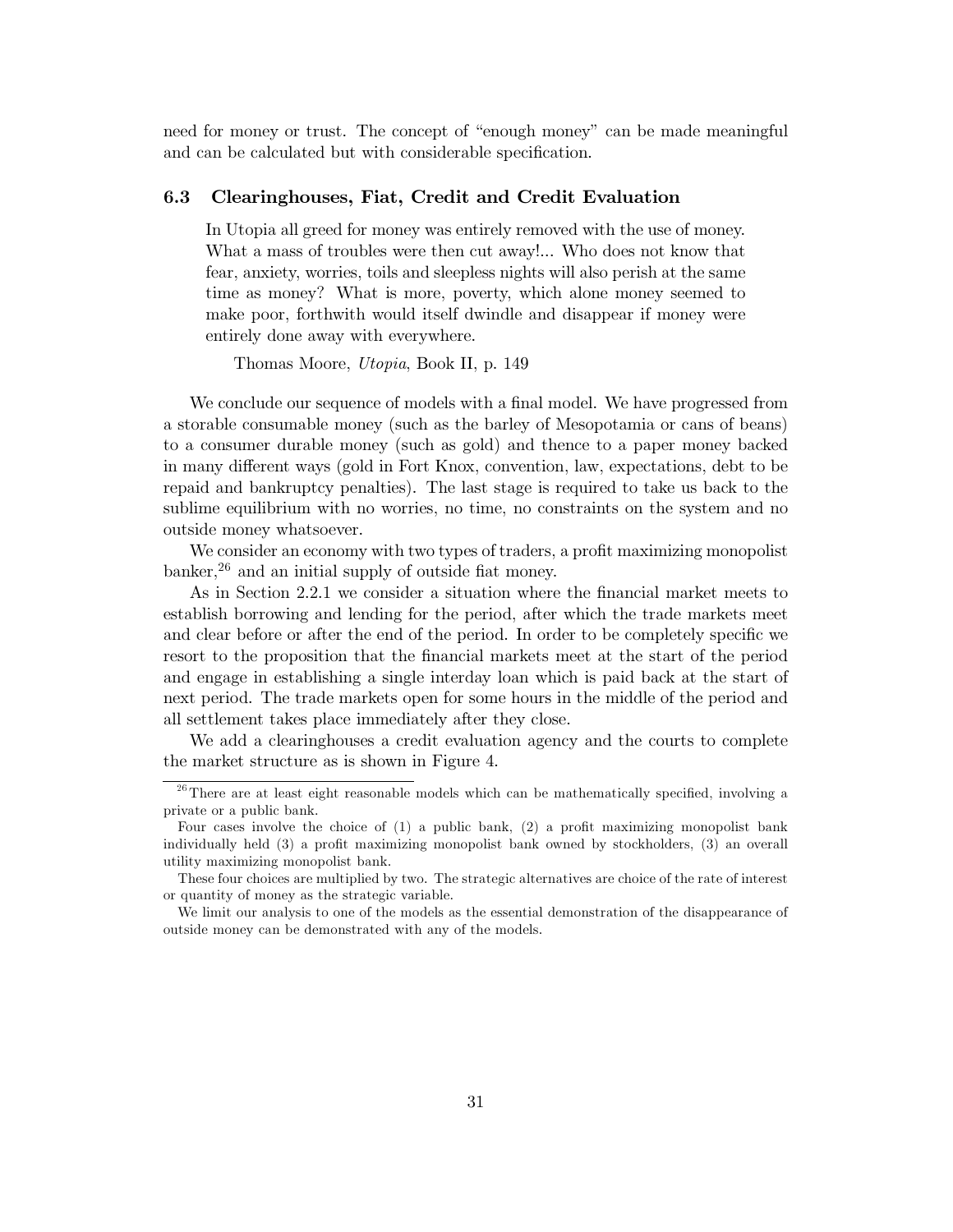need for money or trust. The concept of "enough money" can be made meaningful and can be calculated but with considerable specification.

### 6.3 Clearinghouses, Fiat, Credit and Credit Evaluation

> In Utopia all greed for money was entirely removed with the use of money. What a mass of troubles were then cut away!... Who does not know that fear, anxiety, worries, toils and sleepless nights will also perish at the same time as money? What is more, poverty, which alone money seemed to make poor, forthwith would itself dwindle and disappear if money were entirely done away with everywhere.
>
> Thomas Moore, *Utopia*, Book II, p. 149

We conclude our sequence of models with a final model. We have progressed from a storable consumable money (such as the barley of Mesopotamia or cans of beans) to a consumer durable money (such as gold) and thence to a paper money backed in many different ways (gold in Fort Knox, convention, law, expectations, debt to be repaid and bankruptcy penalties). The last stage is required to take us back to the sublime equilibrium with no worries, no time, no constraints on the system and no outside money whatsoever.

We consider an economy with two types of traders, a profit maximizing monopolist banker,[26] and an initial supply of outside fiat money.

As in Section 2.2.1 we consider a situation where the financial market meets to establish borrowing and lending for the period, after which the trade markets meet and clear before or after the end of the period. In order to be completely specific we resort to the proposition that the financial markets meet at the start of the period and engage in establishing a single interday loan which is paid back at the start of next period. The trade markets open for some hours in the middle of the period and all settlement takes place immediately after they close.

We add a clearinghouses a credit evaluation agency and the courts to complete the market structure as is shown in Figure 4.

---

[26] There are at least eight reasonable models which can be mathematically specified, involving a private or a public bank.

Four cases involve the choice of (1) a public bank, (2) a profit maximizing monopolist bank individually held (3) a profit maximizing monopolist bank owned by stockholders, (3) an overall utility maximizing monopolist bank.

These four choices are multiplied by two. The strategic alternatives are choice of the rate of interest or quantity of money as the strategic variable.

We limit our analysis to one of the models as the essential demonstration of the disappearance of outside money can be demonstrated with any of the models.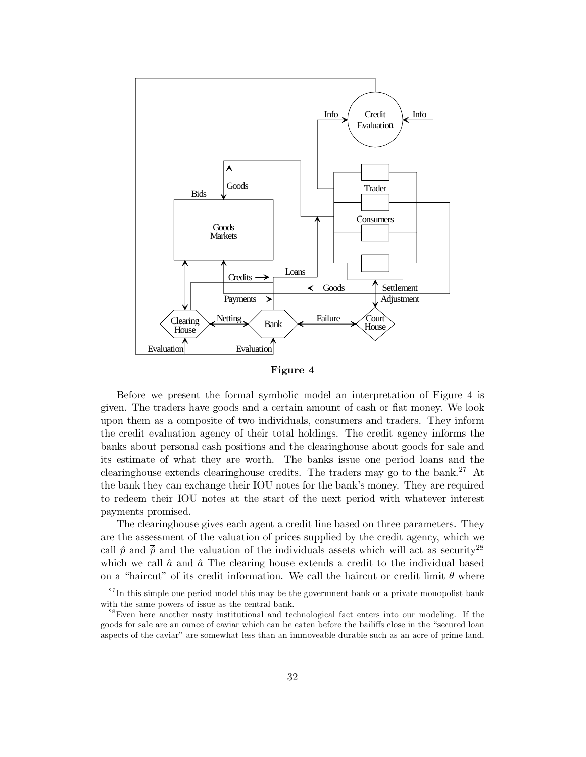**Figure 4**

Before we present the formal symbolic model an interpretation of Figure 4 is given. The traders have goods and a certain amount of cash or fiat money. We look upon them as a composite of two individuals, consumers and traders. They inform the credit evaluation agency of their total holdings. The credit agency informs the banks about personal cash positions and the clearinghouse about goods for sale and its estimate of what they are worth. The banks issue one period loans and the clearinghouse extends clearinghouse credits. The traders may go to the bank.[27] At the bank they can exchange their IOU notes for the bank's money. They are required to redeem their IOU notes at the start of the next period with whatever interest payments promised.

The clearinghouse gives each agent a credit line based on three parameters. They are the assessment of the valuation of prices supplied by the credit agency, which we call $\hat{p}$ and $\overline{\overline{p}}$ and the valuation of the individuals assets which will act as security[28] which we call $\hat{a}$ and $\overline{\overline{a}}$ The clearing house extends a credit to the individual based on a "haircut" of its credit information. We call the haircut or credit limit $\theta$ where

[27] In this simple one period model this may be the government bank or a private monopolist bank with the same powers of issue as the central bank.

[28] Even here another nasty institutional and technological fact enters into our modeling. If the goods for sale are an ounce of caviar which can be eaten before the bailiffs close in the "secured loan aspects of the caviar" are somewhat less than an immoveable durable such as an acre of prime land.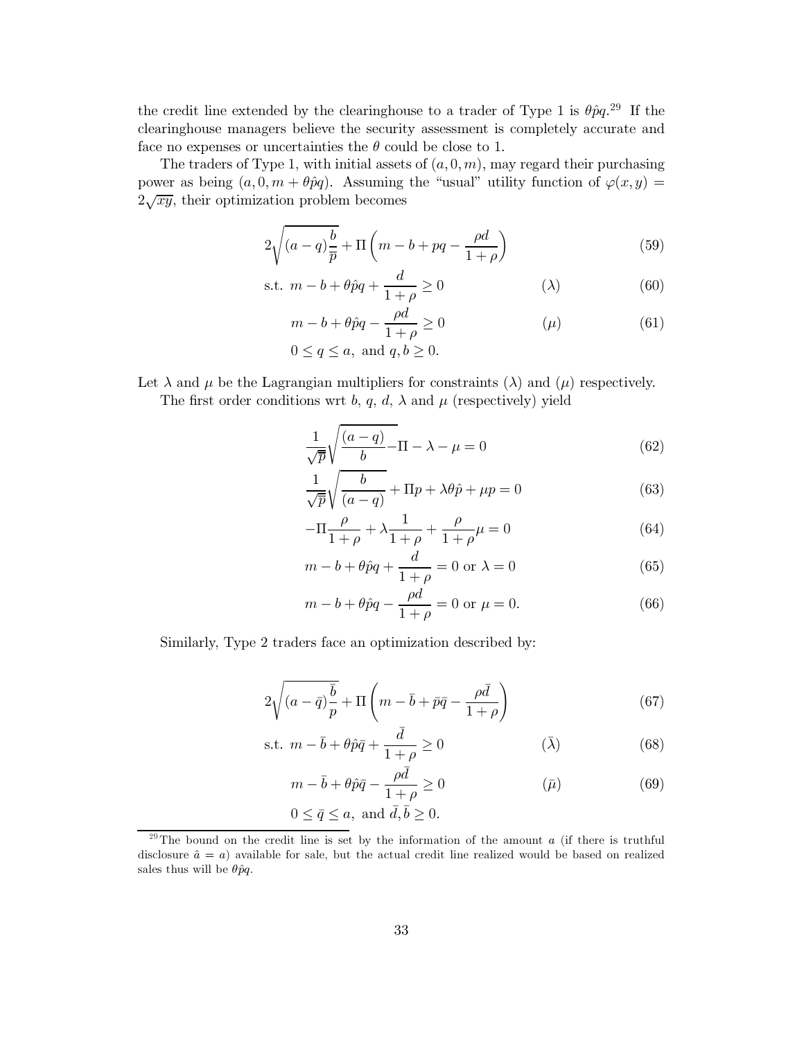the credit line extended by the clearinghouse to a trader of Type 1 is $\theta\hat{p}q$.[29] If the clearinghouse managers believe the security assessment is completely accurate and face no expenses or uncertainties the $\theta$ could be close to 1.

The traders of Type 1, with initial assets of $(a, 0, m)$, may regard their purchasing power as being $(a, 0, m + \theta\hat{p}q)$. Assuming the "usual" utility function of $\varphi(x, y) = 2\sqrt{xy}$, their optimization problem becomes

$$2\sqrt{(a-q)\frac{b}{\bar{p}}} + \Pi\left(m - b + pq - \frac{\rho d}{1+\rho}\right) \tag{59}$$

$$\text{s.t. } m - b + \theta\hat{p}q + \frac{d}{1+\rho} \geq 0 \qquad (\lambda) \tag{60}$$

$$m - b + \theta\hat{p}q - \frac{\rho d}{1+\rho} \geq 0 \qquad (\mu) \tag{61}$$

$$0 \leq q \leq a, \text{ and } q, b \geq 0.$$

Let $\lambda$ and $\mu$ be the Lagrangian multipliers for constraints $(\lambda)$ and $(\mu)$ respectively.

The first order conditions wrt $b$, $q$, $d$, $\lambda$ and $\mu$ (respectively) yield

$$\frac{1}{\sqrt{\bar{p}}}\sqrt{\frac{(a-q)}{b}} - \Pi - \lambda - \mu = 0 \tag{62}$$

$$\frac{1}{\sqrt{\bar{p}}}\sqrt{\frac{b}{(a-q)}} + \Pi p + \lambda\theta\hat{p} + \mu p = 0 \tag{63}$$

$$-\Pi\frac{\rho}{1+\rho} + \lambda\frac{1}{1+\rho} + \frac{\rho}{1+\rho}\mu = 0 \tag{64}$$

$$m - b + \theta\hat{p}q + \frac{d}{1+\rho} = 0 \text{ or } \lambda = 0 \tag{65}$$

$$m - b + \theta\hat{p}q - \frac{\rho d}{1+\rho} = 0 \text{ or } \mu = 0. \tag{66}$$

Similarly, Type 2 traders face an optimization described by:

$$2\sqrt{(a-\bar{q})\frac{\bar{b}}{p}} + \Pi\left(m - \bar{b} + \bar{p}\bar{q} - \frac{\rho\bar{d}}{1+\rho}\right) \tag{67}$$

$$\text{s.t. } m - \bar{b} + \theta\hat{p}\bar{q} + \frac{\bar{d}}{1+\rho} \geq 0 \qquad (\bar{\lambda}) \tag{68}$$

$$m - \bar{b} + \theta\hat{p}\bar{q} - \frac{\rho\bar{d}}{1+\rho} \geq 0 \qquad (\bar{\mu}) \tag{69}$$

$$0 \leq \bar{q} \leq a, \text{ and } \bar{d}, \bar{b} \geq 0.$$

[29] The bound on the credit line is set by the information of the amount $a$ (if there is truthful disclosure $\hat{a} = a$) available for sale, but the actual credit line realized would be based on realized sales thus will be $\theta\hat{p}q$.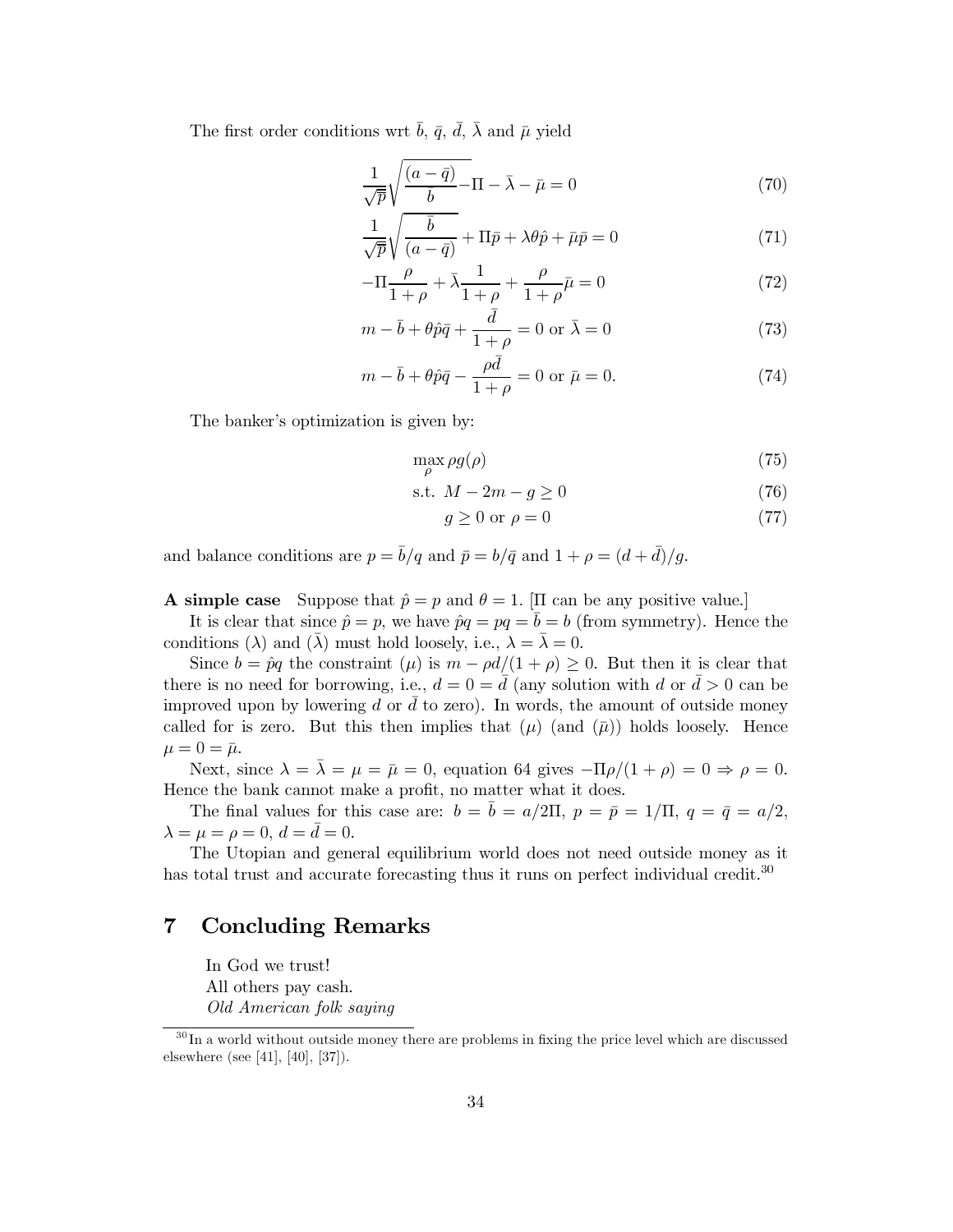The first order conditions wrt $\bar{b}$, $\bar{q}$, $\bar{d}$, $\bar{\lambda}$ and $\bar{\mu}$ yield

$$\frac{1}{\sqrt{\bar{p}}}\sqrt{\frac{(a-\bar{q})}{b}} - \Pi - \bar{\lambda} - \bar{\mu} = 0 \tag{70}$$

$$\frac{1}{\sqrt{\bar{p}}}\sqrt{\frac{\bar{b}}{(a-\bar{q})}} + \Pi\bar{p} + \lambda\theta\hat{p} + \bar{\mu}\bar{p} = 0 \tag{71}$$

$$-\Pi\frac{\rho}{1+\rho} + \bar{\lambda}\frac{1}{1+\rho} + \frac{\rho}{1+\rho}\bar{\mu} = 0 \tag{72}$$

$$m - \bar{b} + \theta\hat{p}\bar{q} + \frac{\bar{d}}{1+\rho} = 0 \text{ or } \bar{\lambda} = 0 \tag{73}$$

$$m - \bar{b} + \theta\hat{p}\bar{q} - \frac{\rho\bar{d}}{1+\rho} = 0 \text{ or } \bar{\mu} = 0. \tag{74}$$

The banker's optimization is given by:

$$\max_{\rho} \rho g(\rho) \tag{75}$$

$$\text{s.t. } M - 2m - g \geq 0 \tag{76}$$

$$g \geq 0 \text{ or } \rho = 0 \tag{77}$$

and balance conditions are $p = \bar{b}/q$ and $\bar{p} = b/\bar{q}$ and $1 + \rho = (d + \bar{d})/g$.

**A simple case** Suppose that $\hat{p} = p$ and $\theta = 1$. [$\Pi$ can be any positive value.]

It is clear that since $\hat{p} = p$, we have $\hat{p}q = pq = \bar{b} = b$ (from symmetry). Hence the conditions ($\lambda$) and ($\bar{\lambda}$) must hold loosely, i.e., $\lambda = \bar{\lambda} = 0$.

Since $b = \hat{p}q$ the constraint ($\mu$) is $m - \rho d/(1+\rho) \geq 0$. But then it is clear that there is no need for borrowing, i.e., $d = 0 = \bar{d}$ (any solution with $d$ or $\bar{d} > 0$ can be improved upon by lowering $d$ or $\bar{d}$ to zero). In words, the amount of outside money called for is zero. But this then implies that ($\mu$) (and ($\bar{\mu}$)) holds loosely. Hence $\mu = 0 = \bar{\mu}$.

Next, since $\lambda = \bar{\lambda} = \mu = \bar{\mu} = 0$, equation 64 gives $-\Pi\rho/(1+\rho) = 0 \Rightarrow \rho = 0$. Hence the bank cannot make a profit, no matter what it does.

The final values for this case are: $b = \bar{b} = a/2\Pi$, $p = \bar{p} = 1/\Pi$, $q = \bar{q} = a/2$, $\lambda = \mu = \rho = 0$, $d = \bar{d} = 0$.

The Utopian and general equilibrium world does not need outside money as it has total trust and accurate forecasting thus it runs on perfect individual credit.[30]

## 7 Concluding Remarks

In God we trust!
All others pay cash.
*Old American folk saying*

[30] In a world without outside money there are problems in fixing the price level which are discussed elsewhere (see [41], [40], [37]).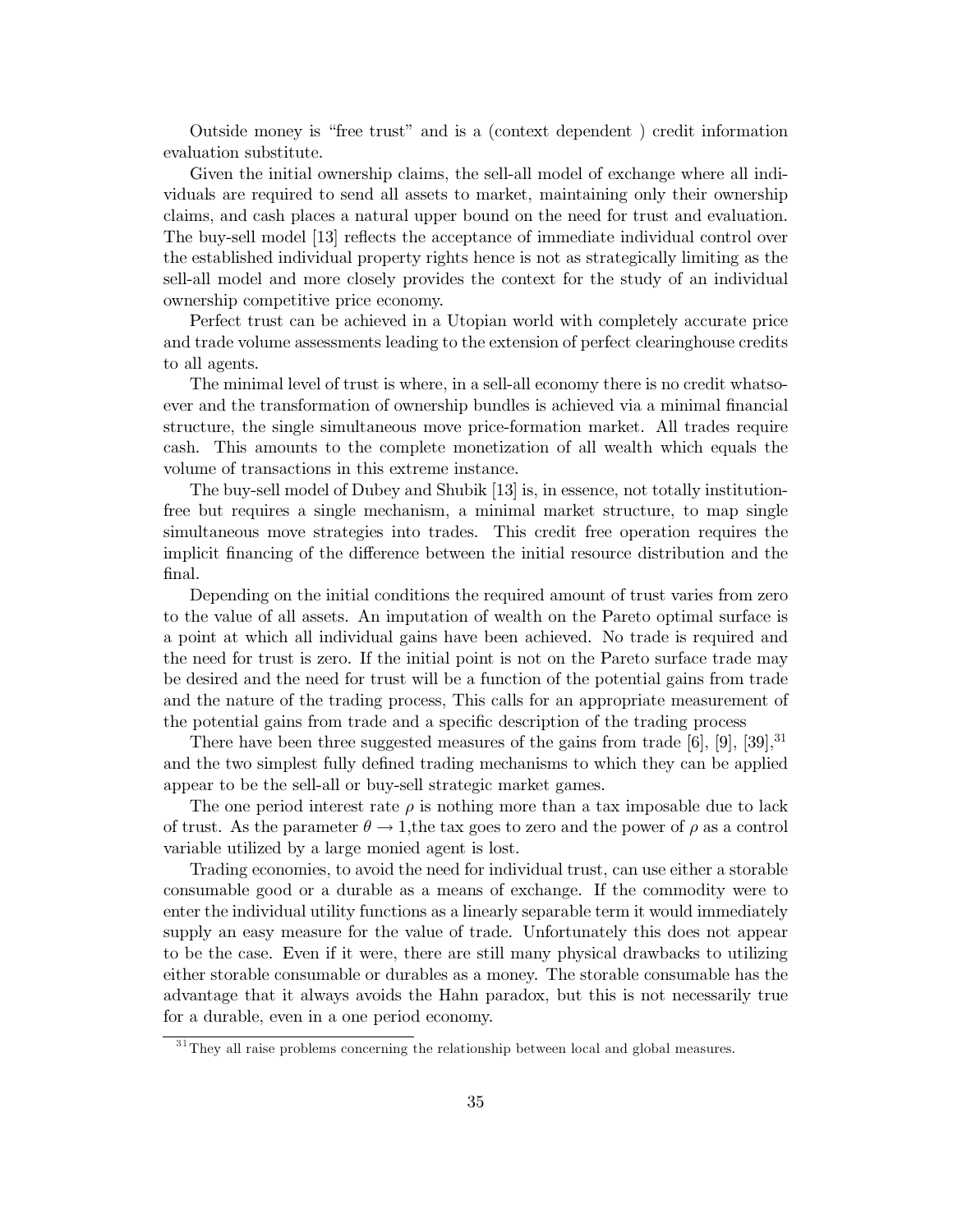Outside money is "free trust" and is a (context dependent ) credit information evaluation substitute.

Given the initial ownership claims, the sell-all model of exchange where all individuals are required to send all assets to market, maintaining only their ownership claims, and cash places a natural upper bound on the need for trust and evaluation. The buy-sell model [13] reflects the acceptance of immediate individual control over the established individual property rights hence is not as strategically limiting as the sell-all model and more closely provides the context for the study of an individual ownership competitive price economy.

Perfect trust can be achieved in a Utopian world with completely accurate price and trade volume assessments leading to the extension of perfect clearinghouse credits to all agents.

The minimal level of trust is where, in a sell-all economy there is no credit whatsoever and the transformation of ownership bundles is achieved via a minimal financial structure, the single simultaneous move price-formation market. All trades require cash. This amounts to the complete monetization of all wealth which equals the volume of transactions in this extreme instance.

The buy-sell model of Dubey and Shubik [13] is, in essence, not totally institution-free but requires a single mechanism, a minimal market structure, to map single simultaneous move strategies into trades. This credit free operation requires the implicit financing of the difference between the initial resource distribution and the final.

Depending on the initial conditions the required amount of trust varies from zero to the value of all assets. An imputation of wealth on the Pareto optimal surface is a point at which all individual gains have been achieved. No trade is required and the need for trust is zero. If the initial point is not on the Pareto surface trade may be desired and the need for trust will be a function of the potential gains from trade and the nature of the trading process, This calls for an appropriate measurement of the potential gains from trade and a specific description of the trading process

There have been three suggested measures of the gains from trade [6], [9], [39],[31] and the two simplest fully defined trading mechanisms to which they can be applied appear to be the sell-all or buy-sell strategic market games.

The one period interest rate $\rho$ is nothing more than a tax imposable due to lack of trust. As the parameter $\theta \to 1$,the tax goes to zero and the power of $\rho$ as a control variable utilized by a large monied agent is lost.

Trading economies, to avoid the need for individual trust, can use either a storable consumable good or a durable as a means of exchange. If the commodity were to enter the individual utility functions as a linearly separable term it would immediately supply an easy measure for the value of trade. Unfortunately this does not appear to be the case. Even if it were, there are still many physical drawbacks to utilizing either storable consumable or durables as a money. The storable consumable has the advantage that it always avoids the Hahn paradox, but this is not necessarily true for a durable, even in a one period economy.

[31] They all raise problems concerning the relationship between local and global measures.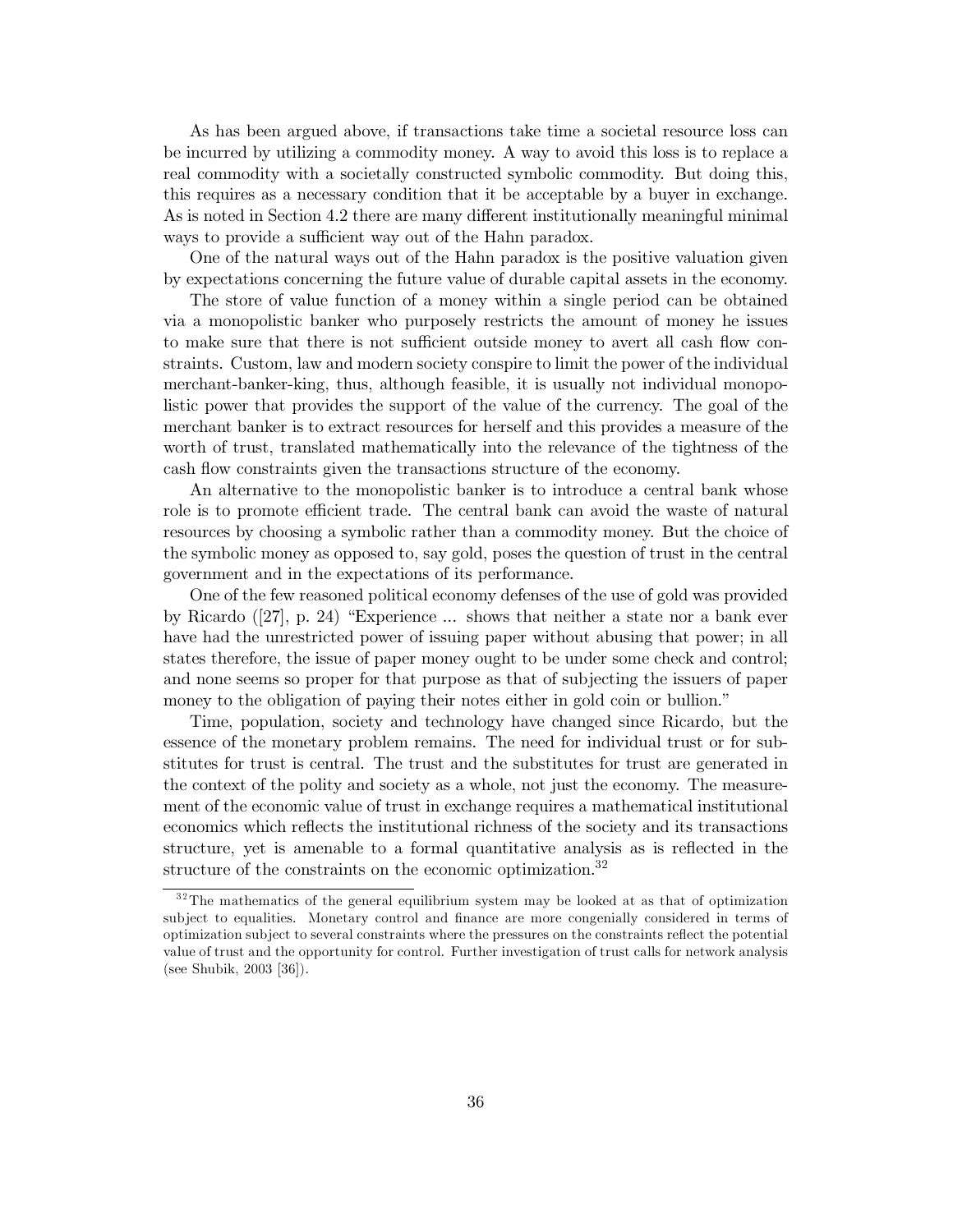As has been argued above, if transactions take time a societal resource loss can be incurred by utilizing a commodity money. A way to avoid this loss is to replace a real commodity with a societally constructed symbolic commodity. But doing this, this requires as a necessary condition that it be acceptable by a buyer in exchange. As is noted in Section 4.2 there are many different institutionally meaningful minimal ways to provide a sufficient way out of the Hahn paradox.

One of the natural ways out of the Hahn paradox is the positive valuation given by expectations concerning the future value of durable capital assets in the economy.

The store of value function of a money within a single period can be obtained via a monopolistic banker who purposely restricts the amount of money he issues to make sure that there is not sufficient outside money to avert all cash flow constraints. Custom, law and modern society conspire to limit the power of the individual merchant-banker-king, thus, although feasible, it is usually not individual monopolistic power that provides the support of the value of the currency. The goal of the merchant banker is to extract resources for herself and this provides a measure of the worth of trust, translated mathematically into the relevance of the tightness of the cash flow constraints given the transactions structure of the economy.

An alternative to the monopolistic banker is to introduce a central bank whose role is to promote efficient trade. The central bank can avoid the waste of natural resources by choosing a symbolic rather than a commodity money. But the choice of the symbolic money as opposed to, say gold, poses the question of trust in the central government and in the expectations of its performance.

One of the few reasoned political economy defenses of the use of gold was provided by Ricardo ([27], p. 24) "Experience ... shows that neither a state nor a bank ever have had the unrestricted power of issuing paper without abusing that power; in all states therefore, the issue of paper money ought to be under some check and control; and none seems so proper for that purpose as that of subjecting the issuers of paper money to the obligation of paying their notes either in gold coin or bullion."

Time, population, society and technology have changed since Ricardo, but the essence of the monetary problem remains. The need for individual trust or for substitutes for trust is central. The trust and the substitutes for trust are generated in the context of the polity and society as a whole, not just the economy. The measurement of the economic value of trust in exchange requires a mathematical institutional economics which reflects the institutional richness of the society and its transactions structure, yet is amenable to a formal quantitative analysis as is reflected in the structure of the constraints on the economic optimization.[32]

[32] The mathematics of the general equilibrium system may be looked at as that of optimization subject to equalities. Monetary control and finance are more congenially considered in terms of optimization subject to several constraints where the pressures on the constraints reflect the potential value of trust and the opportunity for control. Further investigation of trust calls for network analysis (see Shubik, 2003 [36]).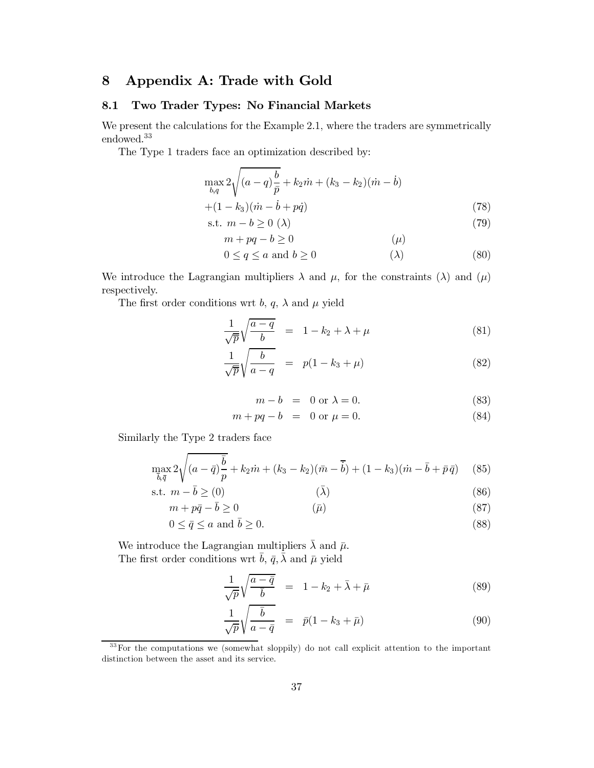# 8 Appendix A: Trade with Gold

## 8.1 Two Trader Types: No Financial Markets

We present the calculations for the Example 2.1, where the traders are symmetrically endowed.[33]

The Type 1 traders face an optimization described by:

$$\max_{b,q} 2\sqrt{(a-q)\frac{b}{\bar{p}}} + k_2\dot{m} + (k_3 - k_2)(\dot{m} - \dot{b})$$

$$+(1-k_3)(\dot{m} - \dot{b} + p\dot{q}) \tag{78}$$

$$\text{s.t. } m - b \geq 0 \ (\lambda) \tag{79}$$

$$m + pq - b \geq 0 \qquad (\mu)$$

$$0 \leq q \leq a \text{ and } b \geq 0 \qquad (\lambda) \tag{80}$$

We introduce the Lagrangian multipliers $\lambda$ and $\mu$, for the constraints $(\lambda)$ and $(\mu)$ respectively.

The first order conditions wrt $b$, $q$, $\lambda$ and $\mu$ yield

$$\frac{1}{\sqrt{\bar{p}}}\sqrt{\frac{a-q}{b}} = 1 - k_2 + \lambda + \mu \tag{81}$$

$$\frac{1}{\sqrt{\bar{p}}}\sqrt{\frac{b}{a-q}} = p(1 - k_3 + \mu) \tag{82}$$

$$m - b = 0 \text{ or } \lambda = 0. \tag{83}$$

$$m + pq - b = 0 \text{ or } \mu = 0. \tag{84}$$

Similarly the Type 2 traders face

$$\max_{\bar{b},\bar{q}} 2\sqrt{(a-\bar{q})\frac{\bar{b}}{p}} + k_2\dot{m} + (k_3 - k_2)(\bar{m} - \bar{\dot{b}}) + (1-k_3)(\dot{m} - \bar{b} + \bar{p}\,\bar{q}) \tag{85}$$

$$\text{s.t. } m - \bar{b} \geq (0) \qquad (\bar{\lambda}) \tag{86}$$

$$m + p\bar{q} - \bar{b} \geq 0 \qquad (\bar{\mu}) \tag{87}$$

$$0 \leq \bar{q} \leq a \text{ and } \bar{b} \geq 0. \tag{88}$$

We introduce the Lagrangian multipliers $\bar{\lambda}$ and $\bar{\mu}$.

The first order conditions wrt $\bar{b}$, $\bar{q}$, $\bar{\lambda}$ and $\bar{\mu}$ yield

$$\frac{1}{\sqrt{p}}\sqrt{\frac{a-\bar{q}}{\bar{b}}} = 1 - k_2 + \bar{\lambda} + \bar{\mu} \tag{89}$$

$$\frac{1}{\sqrt{p}}\sqrt{\frac{\bar{b}}{a-\bar{q}}} = \bar{p}(1 - k_3 + \bar{\mu}) \tag{90}$$

[33] For the computations we (somewhat sloppily) do not call explicit attention to the important distinction between the asset and its service.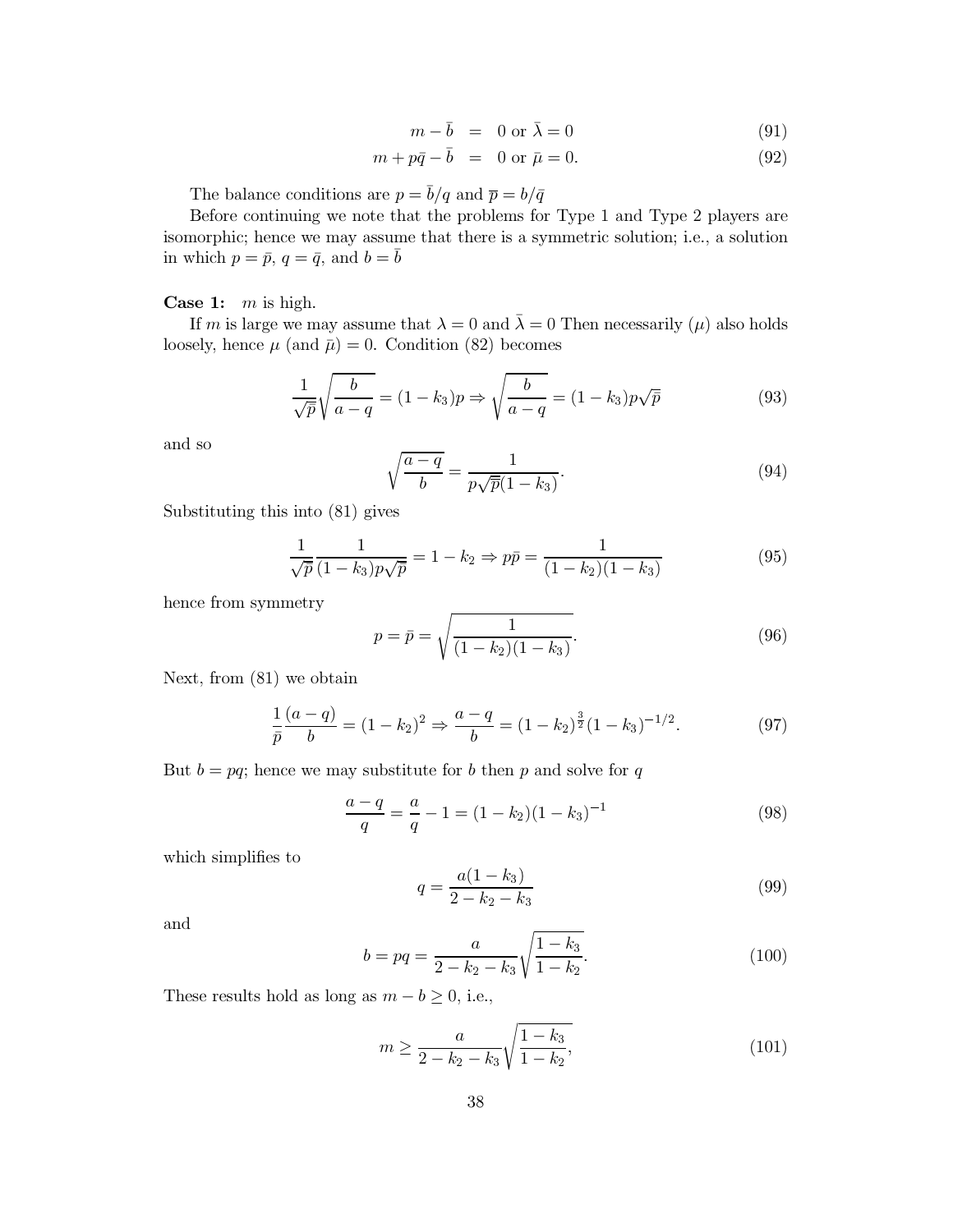$$
\begin{aligned}
m - \bar{b} &= 0 \text{ or } \bar{\lambda} = 0 && (91)\\
m + p\bar{q} - \bar{b} &= 0 \text{ or } \bar{\mu} = 0. && (92)
\end{aligned}
$$

The balance conditions are $p = \bar{b}/q$ and $\overline{p} = b/\bar{q}$

Before continuing we note that the problems for Type 1 and Type 2 players are isomorphic; hence we may assume that there is a symmetric solution; i.e., a solution in which $p = \bar{p}$, $q = \bar{q}$, and $b = \bar{b}$

**Case 1:** $m$ is high.

If $m$ is large we may assume that $\lambda = 0$ and $\bar{\lambda} = 0$ Then necessarily $(\mu)$ also holds loosely, hence $\mu$ (and $\bar{\mu}$) $= 0$. Condition (82) becomes

$$
\frac{1}{\sqrt{\overline{p}}}\sqrt{\frac{b}{a-q}} = (1-k_3)p \Rightarrow \sqrt{\frac{b}{a-q}} = (1-k_3)p\sqrt{\overline{p}} \tag{93}
$$

and so

$$
\sqrt{\frac{a-q}{b}} = \frac{1}{p\sqrt{\overline{p}}(1-k_3)}. \tag{94}
$$

Substituting this into (81) gives

$$
\frac{1}{\sqrt{\overline{p}}}\frac{1}{(1-k_3)p\sqrt{\overline{p}}} = 1-k_2 \Rightarrow p\bar{p} = \frac{1}{(1-k_2)(1-k_3)} \tag{95}
$$

hence from symmetry

$$
p = \bar{p} = \sqrt{\frac{1}{(1-k_2)(1-k_3)}}. \tag{96}
$$

Next, from (81) we obtain

$$
\frac{1}{\bar{p}}\frac{(a-q)}{b} = (1-k_2)^2 \Rightarrow \frac{a-q}{b} = (1-k_2)^{\frac{3}{2}}(1-k_3)^{-1/2}. \tag{97}
$$

But $b = pq$; hence we may substitute for $b$ then $p$ and solve for $q$

$$
\frac{a-q}{q} = \frac{a}{q} - 1 = (1-k_2)(1-k_3)^{-1} \tag{98}
$$

which simplifies to

$$
q = \frac{a(1-k_3)}{2-k_2-k_3} \tag{99}
$$

and

$$
b = pq = \frac{a}{2-k_2-k_3}\sqrt{\frac{1-k_3}{1-k_2}}. \tag{100}
$$

These results hold as long as $m - b \geq 0$, i.e.,

$$
m \geq \frac{a}{2-k_2-k_3}\sqrt{\frac{1-k_3}{1-k_2}}, \tag{101}
$$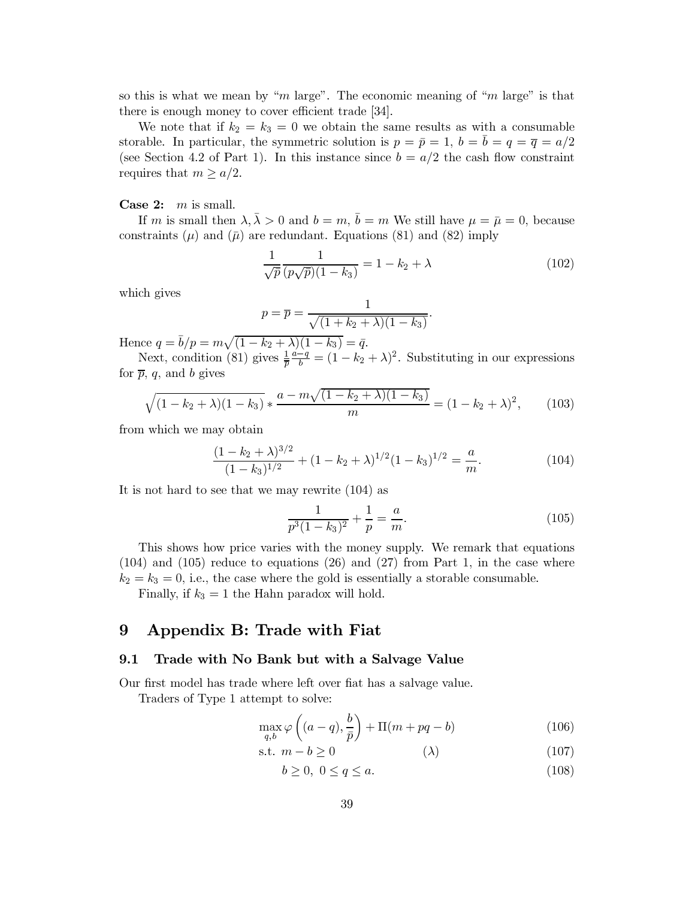so this is what we mean by "$m$ large". The economic meaning of "$m$ large" is that there is enough money to cover efficient trade [34].

We note that if $k_2 = k_3 = 0$ we obtain the same results as with a consumable storable. In particular, the symmetric solution is $p = \bar{p} = 1$, $b = \bar{b} = q = \overline{q} = a/2$ (see Section 4.2 of Part 1). In this instance since $b = a/2$ the cash flow constraint requires that $m \geq a/2$.

**Case 2:** $m$ is small.

If $m$ is small then $\lambda, \bar{\lambda} > 0$ and $b = m$, $\bar{b} = m$ We still have $\mu = \bar{\mu} = 0$, because constraints $(\mu)$ and $(\bar{\mu})$ are redundant. Equations (81) and (82) imply

$$\frac{1}{\sqrt{\bar{p}}} \frac{1}{(p\sqrt{\overline{p}})(1-k_3)} = 1 - k_2 + \lambda \tag{102}$$

which gives

$$p = \overline{p} = \frac{1}{\sqrt{(1+k_2+\lambda)(1-k_3)}}.$$

Hence $q = \bar{b}/p = m\sqrt{(1-k_2+\lambda)(1-k_3)} = \bar{q}$.

Next, condition (81) gives $\frac{1}{\overline{p}} \frac{a-q}{b} = (1-k_2+\lambda)^2$. Substituting in our expressions for $\overline{p}$, $q$, and $b$ gives

$$\sqrt{(1-k_2+\lambda)(1-k_3)} * \frac{a - m\sqrt{(1-k_2+\lambda)(1-k_3)}}{m} = (1-k_2+\lambda)^2, \tag{103}$$

from which we may obtain

$$\frac{(1-k_2+\lambda)^{3/2}}{(1-k_3)^{1/2}} + (1-k_2+\lambda)^{1/2}(1-k_3)^{1/2} = \frac{a}{m}. \tag{104}$$

It is not hard to see that we may rewrite (104) as

$$\frac{1}{p^3(1-k_3)^2} + \frac{1}{p} = \frac{a}{m}. \tag{105}$$

This shows how price varies with the money supply. We remark that equations (104) and (105) reduce to equations (26) and (27) from Part 1, in the case where $k_2 = k_3 = 0$, i.e., the case where the gold is essentially a storable consumable.

Finally, if $k_3 = 1$ the Hahn paradox will hold.

# 9 Appendix B: Trade with Fiat

## 9.1 Trade with No Bank but with a Salvage Value

Our first model has trade where left over fiat has a salvage value.

Traders of Type 1 attempt to solve:

$$\max_{q,b} \varphi\left((a-q), \frac{b}{\bar{p}}\right) + \Pi(m + pq - b) \tag{106}$$

$$\text{s.t. } m - b \geq 0 \qquad\qquad (\lambda) \tag{107}$$

$$b \geq 0,\ 0 \leq q \leq a. \tag{108}$$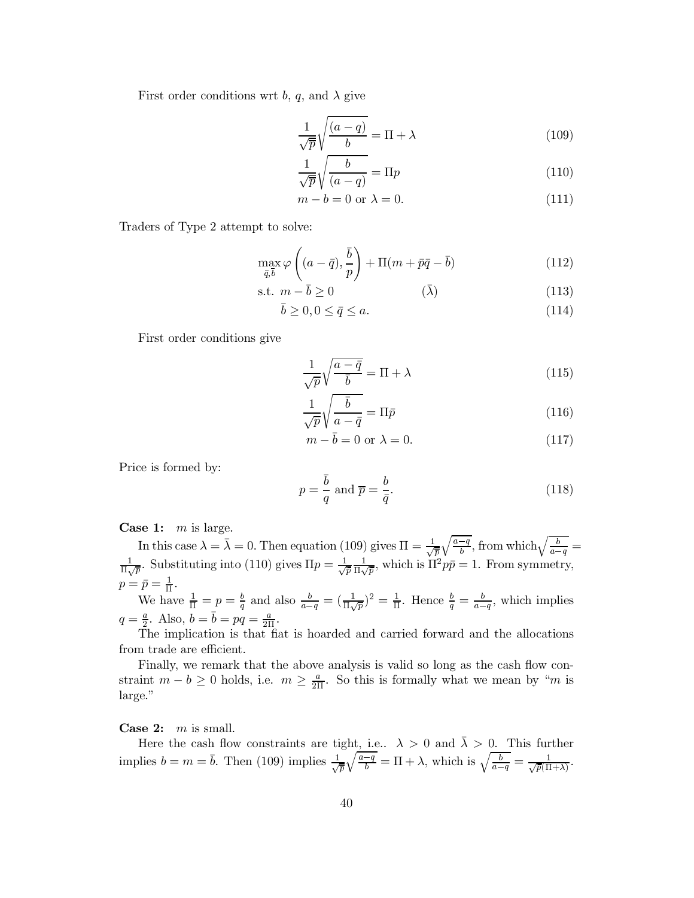First order conditions wrt $b$, $q$, and $\lambda$ give

$$\frac{1}{\sqrt{\overline{p}}}\sqrt{\frac{(a-q)}{b}} = \Pi + \lambda \tag{109}$$

$$\frac{1}{\sqrt{\overline{p}}}\sqrt{\frac{b}{(a-q)}} = \Pi p \tag{110}$$

$$m - b = 0 \text{ or } \lambda = 0. \tag{111}$$

Traders of Type 2 attempt to solve:

$$\max_{\bar{q},\bar{b}} \varphi\left((a-\bar{q}), \frac{\bar{b}}{p}\right) + \Pi(m + \bar{p}\bar{q} - \bar{b}) \tag{112}$$

$$\text{s.t. } m - \bar{b} \geq 0 \qquad\qquad (\bar{\lambda}) \tag{113}$$

$$\bar{b} \geq 0, 0 \leq \bar{q} \leq a. \tag{114}$$

First order conditions give

$$\frac{1}{\sqrt{p}}\sqrt{\frac{a-\bar{q}}{\bar{b}}} = \Pi + \lambda \tag{115}$$

$$\frac{1}{\sqrt{p}}\sqrt{\frac{\bar{b}}{a-\bar{q}}} = \Pi\bar{p} \tag{116}$$

$$m - \bar{b} = 0 \text{ or } \lambda = 0. \tag{117}$$

Price is formed by:

$$p = \frac{\bar{b}}{q} \text{ and } \overline{p} = \frac{b}{\bar{q}}. \tag{118}$$

**Case 1:** $m$ is large.

In this case $\lambda = \bar{\lambda} = 0$. Then equation (109) gives $\Pi = \frac{1}{\sqrt{\overline{p}}}\sqrt{\frac{a-q}{b}}$, from which $\sqrt{\frac{b}{a-q}} = \frac{1}{\Pi\sqrt{\overline{p}}}$. Substituting into (110) gives $\Pi p = \frac{1}{\sqrt{\overline{p}}}\frac{1}{\Pi\sqrt{\overline{p}}}$, which is $\Pi^2 p\bar{p} = 1$. From symmetry, $p = \bar{p} = \frac{1}{\Pi}$.

We have $\frac{1}{\Pi} = p = \frac{b}{q}$ and also $\frac{b}{a-q} = (\frac{1}{\Pi\sqrt{\overline{p}}})^2 = \frac{1}{\Pi}$. Hence $\frac{b}{q} = \frac{b}{a-q}$, which implies $q = \frac{a}{2}$. Also, $b = \bar{b} = pq = \frac{a}{2\Pi}$.

The implication is that fiat is hoarded and carried forward and the allocations from trade are efficient.

Finally, we remark that the above analysis is valid so long as the cash flow constraint $m - b \geq 0$ holds, i.e. $m \geq \frac{a}{2\Pi}$. So this is formally what we mean by "$m$ is large."

**Case 2:** $m$ is small.

Here the cash flow constraints are tight, i.e.. $\lambda > 0$ and $\bar{\lambda} > 0$. This further implies $b = m = \bar{b}$. Then (109) implies $\frac{1}{\sqrt{\overline{p}}}\sqrt{\frac{a-q}{b}} = \Pi + \lambda$, which is $\sqrt{\frac{b}{a-q}} = \frac{1}{\sqrt{\overline{p}}(\Pi+\lambda)}$.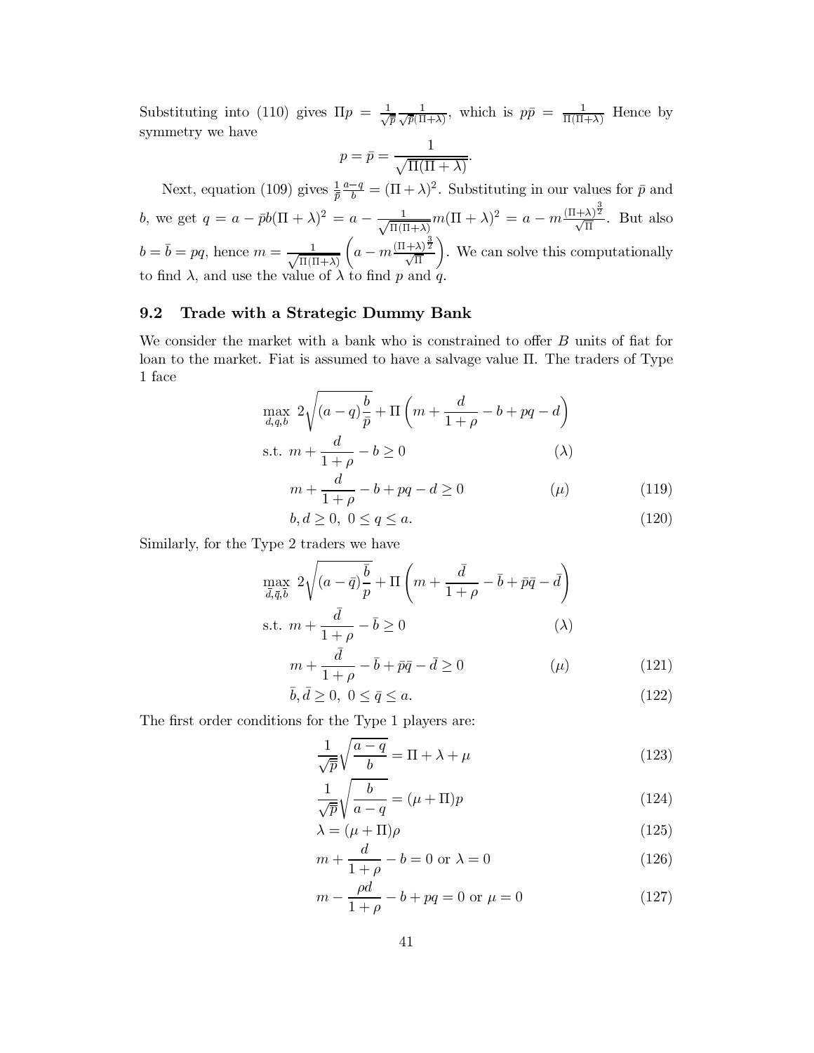Substituting into (110) gives $\Pi p = \frac{1}{\sqrt{\bar{p}}} \frac{1}{\sqrt{\bar{p}}(\Pi+\lambda)}$, which is $p\bar{p} = \frac{1}{\Pi(\Pi+\lambda)}$ Hence by symmetry we have

$$p = \bar{p} = \frac{1}{\sqrt{\Pi(\Pi+\lambda)}}.$$

Next, equation (109) gives $\frac{1}{\bar{p}} \frac{a-q}{b} = (\Pi+\lambda)^2$. Substituting in our values for $\bar{p}$ and $b$, we get $q = a - \bar{p}b(\Pi+\lambda)^2 = a - \frac{1}{\sqrt{\Pi(\Pi+\lambda)}} m(\Pi+\lambda)^2 = a - m\frac{(\Pi+\lambda)^{\frac{3}{2}}}{\sqrt{\Pi}}$. But also $b = \bar{b} = pq$, hence $m = \frac{1}{\sqrt{\Pi(\Pi+\lambda)}} \left( a - m\frac{(\Pi+\lambda)^{\frac{3}{2}}}{\sqrt{\Pi}} \right)$. We can solve this computationally to find $\lambda$, and use the value of $\lambda$ to find $p$ and $q$.

## 9.2 Trade with a Strategic Dummy Bank

We consider the market with a bank who is constrained to offer $B$ units of fiat for loan to the market. Fiat is assumed to have a salvage value $\Pi$. The traders of Type 1 face

$$\max_{d,q,b} \; 2\sqrt{(a-q)\frac{b}{\bar{p}}} + \Pi\left(m + \frac{d}{1+\rho} - b + pq - d\right)$$

$$\text{s.t. } m + \frac{d}{1+\rho} - b \geq 0 \qquad (\lambda)$$

$$m + \frac{d}{1+\rho} - b + pq - d \geq 0 \qquad (\mu) \tag{119}$$

$$b, d \geq 0, \; 0 \leq q \leq a. \tag{120}$$

Similarly, for the Type 2 traders we have

$$\max_{\bar{d},\bar{q},\bar{b}} \; 2\sqrt{(a-\bar{q})\frac{\bar{b}}{p}} + \Pi\left(m + \frac{\bar{d}}{1+\rho} - \bar{b} + \bar{p}\bar{q} - \bar{d}\right)$$

$$\text{s.t. } m + \frac{\bar{d}}{1+\rho} - \bar{b} \geq 0 \qquad (\lambda)$$

$$m + \frac{\bar{d}}{1+\rho} - \bar{b} + \bar{p}\bar{q} - \bar{d} \geq 0 \qquad (\mu) \tag{121}$$

$$\bar{b}, \bar{d} \geq 0, \; 0 \leq \bar{q} \leq a. \tag{122}$$

The first order conditions for the Type 1 players are:

$$\frac{1}{\sqrt{\bar{p}}}\sqrt{\frac{a-q}{b}} = \Pi + \lambda + \mu \tag{123}$$

$$\frac{1}{\sqrt{\bar{p}}}\sqrt{\frac{b}{a-q}} = (\mu + \Pi)p \tag{124}$$

$$\lambda = (\mu + \Pi)\rho \tag{125}$$

$$m + \frac{d}{1+\rho} - b = 0 \text{ or } \lambda = 0 \tag{126}$$

$$m - \frac{\rho d}{1+\rho} - b + pq = 0 \text{ or } \mu = 0 \tag{127}$$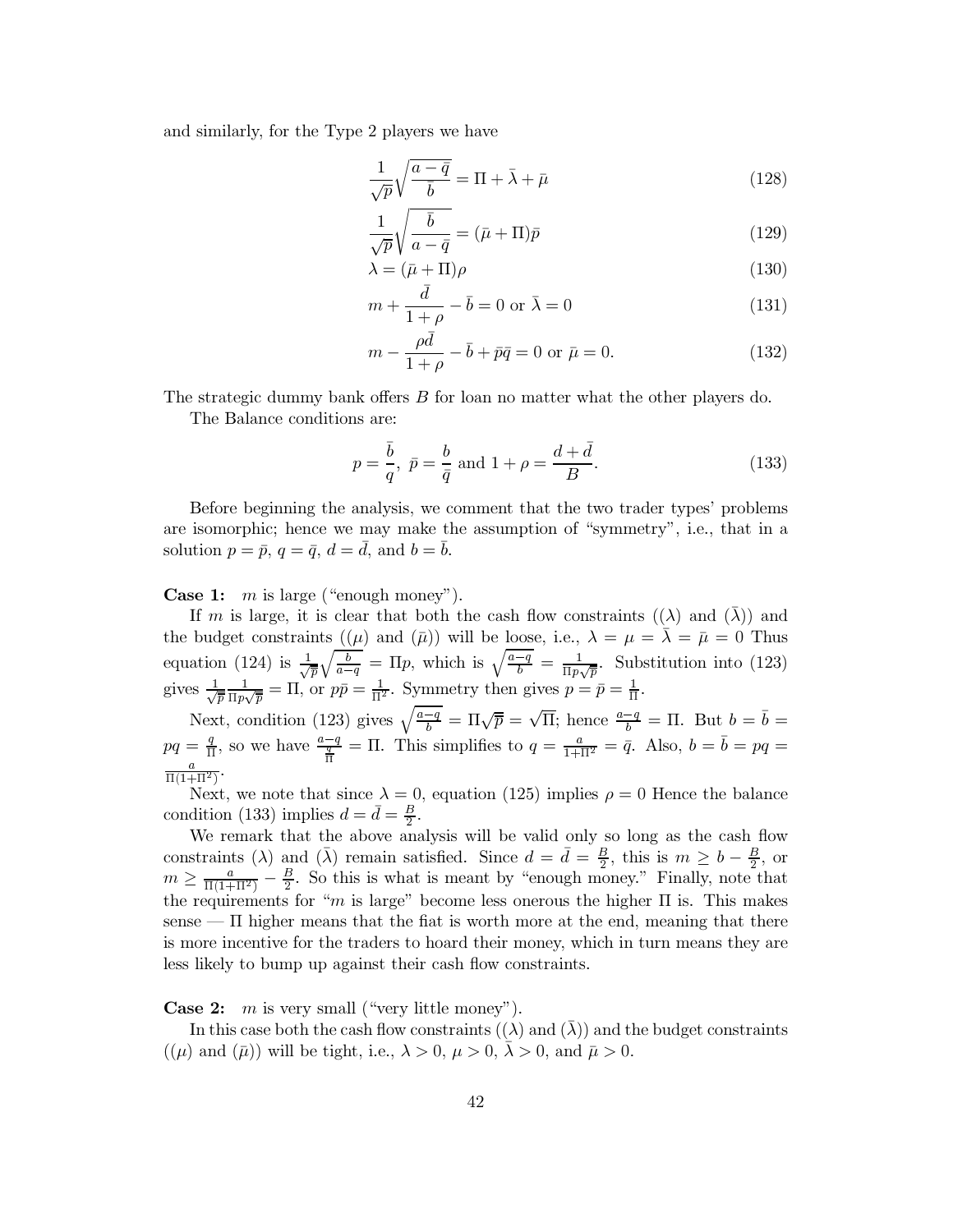and similarly, for the Type 2 players we have

$$\frac{1}{\sqrt{\bar{p}}}\sqrt{\frac{a-\bar{q}}{\bar{b}}} = \Pi + \bar{\lambda} + \bar{\mu} \tag{128}$$

$$\frac{1}{\sqrt{\bar{p}}}\sqrt{\frac{\bar{b}}{a-\bar{q}}} = (\bar{\mu} + \Pi)\bar{p} \tag{129}$$

$$\lambda = (\bar{\mu} + \Pi)\rho \tag{130}$$

$$m + \frac{\bar{d}}{1+\rho} - \bar{b} = 0 \text{ or } \bar{\lambda} = 0 \tag{131}$$

$$m - \frac{\rho \bar{d}}{1+\rho} - \bar{b} + \bar{p}\bar{q} = 0 \text{ or } \bar{\mu} = 0. \tag{132}$$

The strategic dummy bank offers $B$ for loan no matter what the other players do.

The Balance conditions are:

$$p = \frac{\bar{b}}{q},\ \bar{p} = \frac{b}{\bar{q}} \text{ and } 1+\rho = \frac{d+\bar{d}}{B}. \tag{133}$$

Before beginning the analysis, we comment that the two trader types' problems are isomorphic; hence we may make the assumption of "symmetry", i.e., that in a solution $p = \bar{p}$, $q = \bar{q}$, $d = \bar{d}$, and $b = \bar{b}$.

**Case 1:** $m$ is large ("enough money").

If $m$ is large, it is clear that both the cash flow constraints $((\lambda)$ and $(\bar{\lambda}))$ and the budget constraints $((\mu)$ and $(\bar{\mu}))$ will be loose, i.e., $\lambda = \mu = \bar{\lambda} = \bar{\mu} = 0$ Thus equation (124) is $\frac{1}{\sqrt{\bar{p}}}\sqrt{\frac{b}{a-q}} = \Pi p$, which is $\sqrt{\frac{a-q}{b}} = \frac{1}{\Pi p \sqrt{\bar{p}}}$. Substitution into (123) gives $\frac{1}{\sqrt{\bar{p}}}\frac{1}{\Pi p \sqrt{\bar{p}}} = \Pi$, or $p\bar{p} = \frac{1}{\Pi^2}$. Symmetry then gives $p = \bar{p} = \frac{1}{\Pi}$.

Next, condition (123) gives $\sqrt{\frac{a-q}{b}} = \Pi\sqrt{\bar{p}} = \sqrt{\Pi}$; hence $\frac{a-q}{b} = \Pi$. But $b = \bar{b} = pq = \frac{q}{\Pi}$, so we have $\frac{a-q}{\frac{q}{\Pi}} = \Pi$. This simplifies to $q = \frac{a}{1+\Pi^2} = \bar{q}$. Also, $b = \bar{b} = pq = \frac{a}{\Pi(1+\Pi^2)}$.

Next, we note that since $\lambda = 0$, equation (125) implies $\rho = 0$ Hence the balance condition (133) implies $d = \bar{d} = \frac{B}{2}$.

We remark that the above analysis will be valid only so long as the cash flow constraints $(\lambda)$ and $(\bar{\lambda})$ remain satisfied. Since $d = \bar{d} = \frac{B}{2}$, this is $m \geq b - \frac{B}{2}$, or $m \geq \frac{a}{\Pi(1+\Pi^2)} - \frac{B}{2}$. So this is what is meant by "enough money." Finally, note that the requirements for "$m$ is large" become less onerous the higher $\Pi$ is. This makes sense — $\Pi$ higher means that the fiat is worth more at the end, meaning that there is more incentive for the traders to hoard their money, which in turn means they are less likely to bump up against their cash flow constraints.

**Case 2:** $m$ is very small ("very little money").

In this case both the cash flow constraints $((\lambda)$ and $(\bar{\lambda}))$ and the budget constraints $((\mu)$ and $(\bar{\mu}))$ will be tight, i.e., $\lambda > 0$, $\mu > 0$, $\bar{\lambda} > 0$, and $\bar{\mu} > 0$.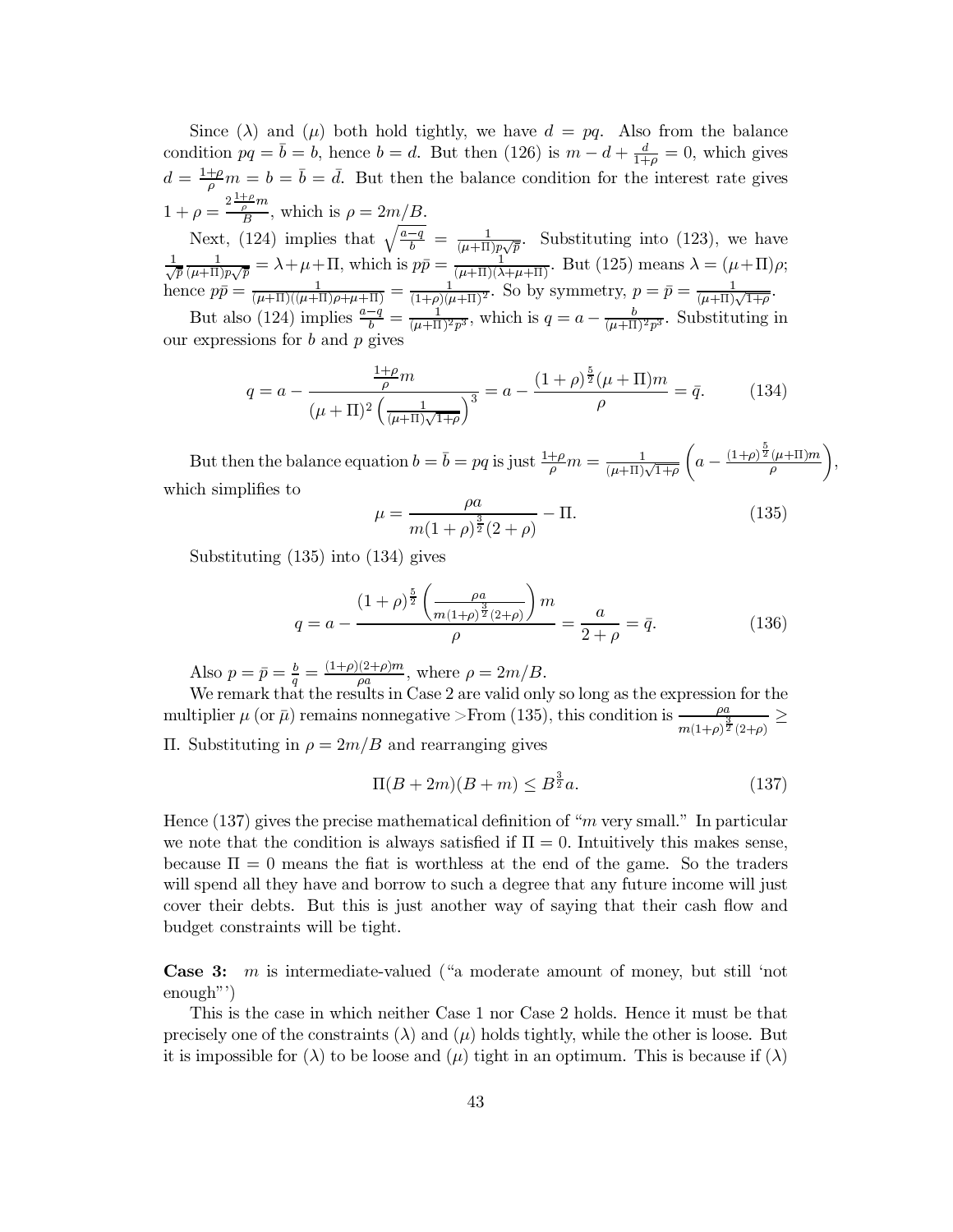Since $(\lambda)$ and $(\mu)$ both hold tightly, we have $d = pq$. Also from the balance condition $pq = \bar{b} = b$, hence $b = d$. But then (126) is $m - d + \frac{d}{1+\rho} = 0$, which gives $d = \frac{1+\rho}{\rho} m = b = \bar{b} = \bar{d}$. But then the balance condition for the interest rate gives $1 + \rho = \frac{2\frac{1+\rho}{\rho}m}{B}$, which is $\rho = 2m/B$.

Next, (124) implies that $\sqrt{\frac{a-q}{b}} = \frac{1}{(\mu+\Pi)p\sqrt{\bar{p}}}$. Substituting into (123), we have $\frac{1}{\sqrt{\bar{p}}} \frac{1}{(\mu+\Pi)p\sqrt{\bar{p}}} = \lambda + \mu + \Pi$, which is $p\bar{p} = \frac{1}{(\mu+\Pi)(\lambda+\mu+\Pi)}$. But (125) means $\lambda = (\mu+\Pi)\rho$; hence $p\bar{p} = \frac{1}{(\mu+\Pi)((\mu+\Pi)\rho+\mu+\Pi)} = \frac{1}{(1+\rho)(\mu+\Pi)^2}$. So by symmetry, $p = \bar{p} = \frac{1}{(\mu+\Pi)\sqrt{1+\rho}}$.

But also (124) implies $\frac{a-q}{b} = \frac{1}{(\mu+\Pi)^2 p^3}$, which is $q = a - \frac{b}{(\mu+\Pi)^2 p^3}$. Substituting in our expressions for $b$ and $p$ gives

$$q = a - \frac{\frac{1+\rho}{\rho}m}{(\mu+\Pi)^2 \left(\frac{1}{(\mu+\Pi)\sqrt{1+\rho}}\right)^3} = a - \frac{(1+\rho)^{\frac{5}{2}}(\mu+\Pi)m}{\rho} = \bar{q}. \tag{134}$$

But then the balance equation $b = \bar{b} = pq$ is just $\frac{1+\rho}{\rho}m = \frac{1}{(\mu+\Pi)\sqrt{1+\rho}} \left( a - \frac{(1+\rho)^{\frac{5}{2}}(\mu+\Pi)m}{\rho} \right)$, which simplifies to

$$\mu = \frac{\rho a}{m(1+\rho)^{\frac{3}{2}}(2+\rho)} - \Pi. \tag{135}$$

Substituting (135) into (134) gives

$$q = a - \frac{(1+\rho)^{\frac{5}{2}} \left( \frac{\rho a}{m(1+\rho)^{\frac{3}{2}}(2+\rho)} \right) m}{\rho} = \frac{a}{2+\rho} = \bar{q}. \tag{136}$$

Also $p = \bar{p} = \frac{b}{q} = \frac{(1+\rho)(2+\rho)m}{\rho a}$, where $\rho = 2m/B$.

We remark that the results in Case 2 are valid only so long as the expression for the multiplier $\mu$ (or $\bar{\mu}$) remains nonnegative >From (135), this condition is $\frac{\rho a}{m(1+\rho)^{\frac{3}{2}}(2+\rho)} \geq \Pi$. Substituting in $\rho = 2m/B$ and rearranging gives

$$\Pi(B+2m)(B+m) \leq B^{\frac{3}{2}} a. \tag{137}$$

Hence (137) gives the precise mathematical definition of "$m$ very small." In particular we note that the condition is always satisfied if $\Pi = 0$. Intuitively this makes sense, because $\Pi = 0$ means the fiat is worthless at the end of the game. So the traders will spend all they have and borrow to such a degree that any future income will just cover their debts. But this is just another way of saying that their cash flow and budget constraints will be tight.

**Case 3:** $m$ is intermediate-valued ("a moderate amount of money, but still 'not enough"')

This is the case in which neither Case 1 nor Case 2 holds. Hence it must be that precisely one of the constraints $(\lambda)$ and $(\mu)$ holds tightly, while the other is loose. But it is impossible for $(\lambda)$ to be loose and $(\mu)$ tight in an optimum. This is because if $(\lambda)$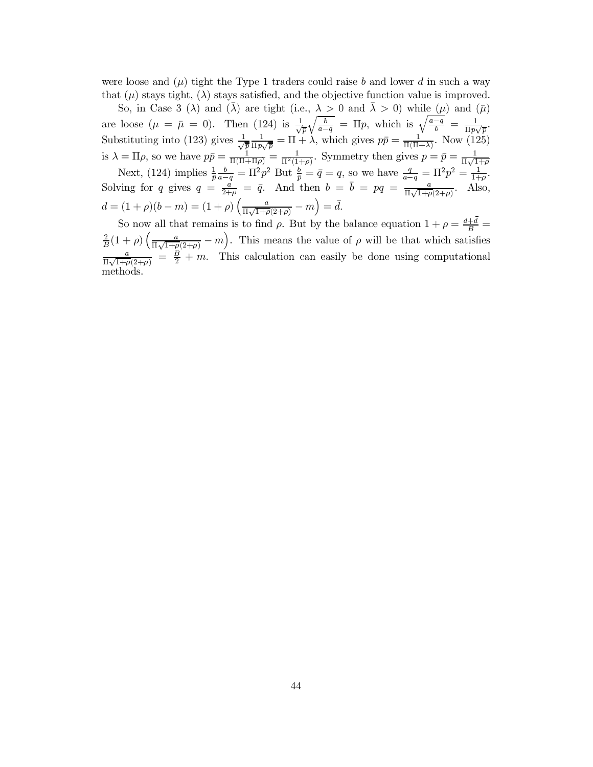were loose and ($\mu$) tight the Type 1 traders could raise $b$ and lower $d$ in such a way that ($\mu$) stays tight, ($\lambda$) stays satisfied, and the objective function value is improved.

So, in Case 3 ($\lambda$) and ($\bar{\lambda}$) are tight (i.e., $\lambda > 0$ and $\bar{\lambda} > 0$) while ($\mu$) and ($\bar{\mu}$) are loose ($\mu = \bar{\mu} = 0$). Then (124) is $\frac{1}{\sqrt{\bar{p}}}\sqrt{\frac{b}{a-q}} = \Pi p$, which is $\sqrt{\frac{a-q}{b}} = \frac{1}{\Pi p \sqrt{\bar{p}}}$. Substituting into (123) gives $\frac{1}{\sqrt{\bar{p}}}\frac{1}{\Pi p \sqrt{\bar{p}}} = \Pi + \lambda$, which gives $p\bar{p} = \frac{1}{\Pi(\Pi+\lambda)}$. Now (125) is $\lambda = \Pi\rho$, so we have $p\bar{p} = \frac{1}{\Pi(\Pi+\Pi\rho)} = \frac{1}{\Pi^2(1+\rho)}$. Symmetry then gives $p = \bar{p} = \frac{1}{\Pi\sqrt{1+\rho}}$

Next, (124) implies $\frac{1}{\bar{p}}\frac{b}{a-q} = \Pi^2 p^2$ But $\frac{b}{\bar{p}} = \bar{q} = q$, so we have $\frac{q}{a-q} = \Pi^2 p^2 = \frac{1}{1+\rho}$. Solving for $q$ gives $q = \frac{a}{2+\rho} = \bar{q}$. And then $b = \bar{b} = pq = \frac{a}{\Pi\sqrt{1+\rho}(2+\rho)}$. Also, $d = (1+\rho)(b-m) = (1+\rho)\left(\frac{a}{\Pi\sqrt{1+\rho}(2+\rho)} - m\right) = \bar{d}$.

So now all that remains is to find $\rho$. But by the balance equation $1+\rho = \frac{d+\bar{d}}{B} = \frac{2}{B}(1+\rho)\left(\frac{a}{\Pi\sqrt{1+\rho}(2+\rho)} - m\right)$. This means the value of $\rho$ will be that which satisfies $\frac{a}{\Pi\sqrt{1+\rho}(2+\rho)} = \frac{B}{2} + m$. This calculation can easily be done using computational methods.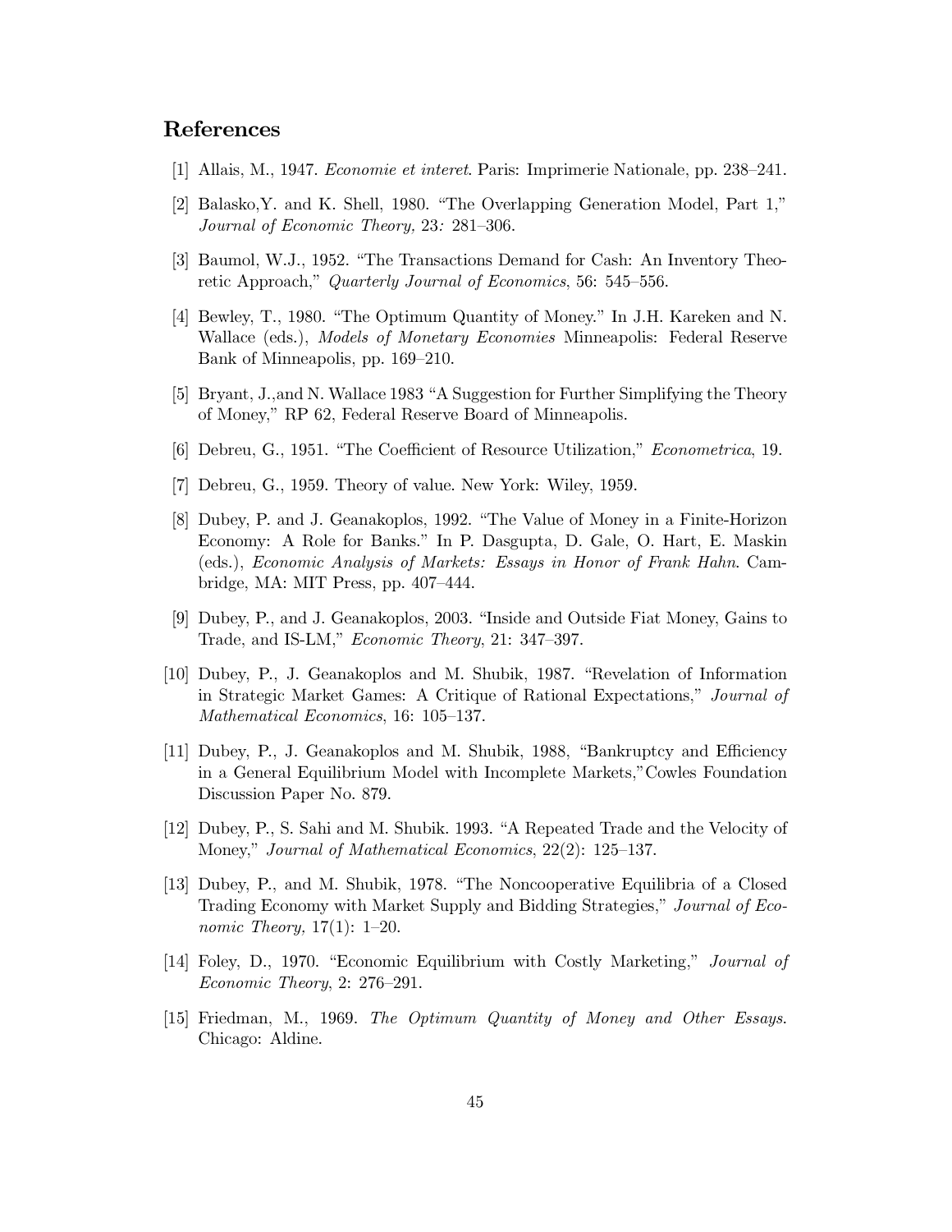## References

[1] Allais, M., 1947. *Economie et interet*. Paris: Imprimerie Nationale, pp. 238–241.

[2] Balasko,Y. and K. Shell, 1980. "The Overlapping Generation Model, Part 1," *Journal of Economic Theory,* 23*:* 281–306.

[3] Baumol, W.J., 1952. "The Transactions Demand for Cash: An Inventory Theoretic Approach," *Quarterly Journal of Economics*, 56: 545–556.

[4] Bewley, T., 1980. "The Optimum Quantity of Money." In J.H. Kareken and N. Wallace (eds.), *Models of Monetary Economies* Minneapolis: Federal Reserve Bank of Minneapolis, pp. 169–210.

[5] Bryant, J.,and N. Wallace 1983 "A Suggestion for Further Simplifying the Theory of Money," RP 62, Federal Reserve Board of Minneapolis.

[6] Debreu, G., 1951. "The Coefficient of Resource Utilization," *Econometrica*, 19.

[7] Debreu, G., 1959. Theory of value. New York: Wiley, 1959.

[8] Dubey, P. and J. Geanakoplos, 1992. "The Value of Money in a Finite-Horizon Economy: A Role for Banks." In P. Dasgupta, D. Gale, O. Hart, E. Maskin (eds.), *Economic Analysis of Markets: Essays in Honor of Frank Hahn*. Cambridge, MA: MIT Press, pp. 407–444.

[9] Dubey, P., and J. Geanakoplos, 2003. "Inside and Outside Fiat Money, Gains to Trade, and IS-LM," *Economic Theory*, 21: 347–397.

[10] Dubey, P., J. Geanakoplos and M. Shubik, 1987. "Revelation of Information in Strategic Market Games: A Critique of Rational Expectations," *Journal of Mathematical Economics*, 16: 105–137.

[11] Dubey, P., J. Geanakoplos and M. Shubik, 1988, "Bankruptcy and Efficiency in a General Equilibrium Model with Incomplete Markets,"Cowles Foundation Discussion Paper No. 879.

[12] Dubey, P., S. Sahi and M. Shubik. 1993. "A Repeated Trade and the Velocity of Money," *Journal of Mathematical Economics*, 22(2): 125–137.

[13] Dubey, P., and M. Shubik, 1978. "The Noncooperative Equilibria of a Closed Trading Economy with Market Supply and Bidding Strategies," *Journal of Economic Theory,* 17(1): 1–20.

[14] Foley, D., 1970. "Economic Equilibrium with Costly Marketing," *Journal of Economic Theory*, 2: 276–291.

[15] Friedman, M., 1969. *The Optimum Quantity of Money and Other Essays*. Chicago: Aldine.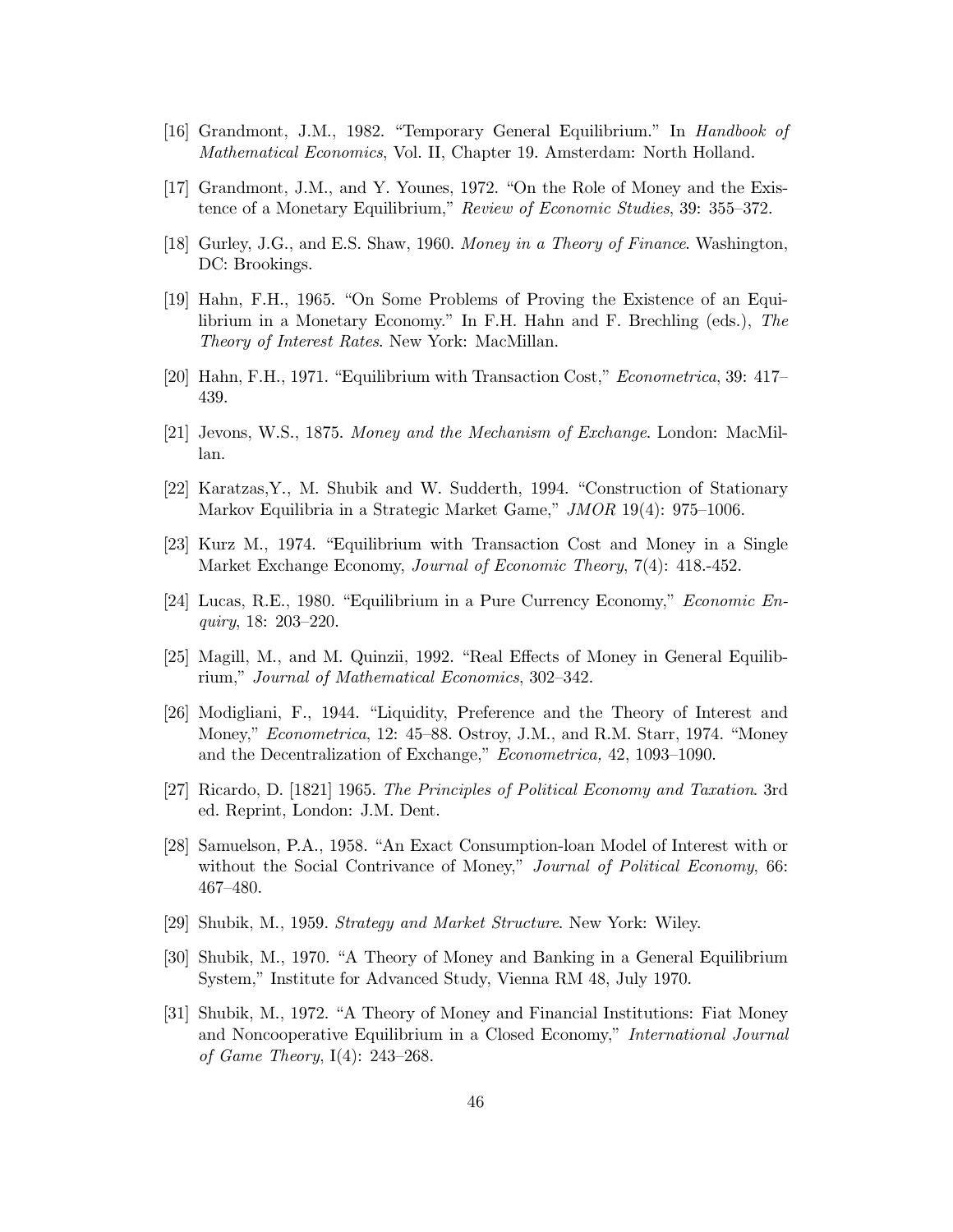[16] Grandmont, J.M., 1982. "Temporary General Equilibrium." In *Handbook of Mathematical Economics*, Vol. II, Chapter 19. Amsterdam: North Holland.

[17] Grandmont, J.M., and Y. Younes, 1972. "On the Role of Money and the Existence of a Monetary Equilibrium," *Review of Economic Studies*, 39: 355–372.

[18] Gurley, J.G., and E.S. Shaw, 1960. *Money in a Theory of Finance*. Washington, DC: Brookings.

[19] Hahn, F.H., 1965. "On Some Problems of Proving the Existence of an Equilibrium in a Monetary Economy." In F.H. Hahn and F. Brechling (eds.), *The Theory of Interest Rates*. New York: MacMillan.

[20] Hahn, F.H., 1971. "Equilibrium with Transaction Cost," *Econometrica*, 39: 417–439.

[21] Jevons, W.S., 1875. *Money and the Mechanism of Exchange*. London: MacMillan.

[22] Karatzas,Y., M. Shubik and W. Sudderth, 1994. "Construction of Stationary Markov Equilibria in a Strategic Market Game," *JMOR* 19(4): 975–1006.

[23] Kurz M., 1974. "Equilibrium with Transaction Cost and Money in a Single Market Exchange Economy, *Journal of Economic Theory*, 7(4): 418.-452.

[24] Lucas, R.E., 1980. "Equilibrium in a Pure Currency Economy," *Economic Enquiry*, 18: 203–220.

[25] Magill, M., and M. Quinzii, 1992. "Real Effects of Money in General Equilibrium," *Journal of Mathematical Economics*, 302–342.

[26] Modigliani, F., 1944. "Liquidity, Preference and the Theory of Interest and Money," *Econometrica*, 12: 45–88. Ostroy, J.M., and R.M. Starr, 1974. "Money and the Decentralization of Exchange," *Econometrica,* 42, 1093–1090.

[27] Ricardo, D. [1821] 1965. *The Principles of Political Economy and Taxation*. 3rd ed. Reprint, London: J.M. Dent.

[28] Samuelson, P.A., 1958. "An Exact Consumption-loan Model of Interest with or without the Social Contrivance of Money," *Journal of Political Economy*, 66: 467–480.

[29] Shubik, M., 1959. *Strategy and Market Structure*. New York: Wiley.

[30] Shubik, M., 1970. "A Theory of Money and Banking in a General Equilibrium System," Institute for Advanced Study, Vienna RM 48, July 1970.

[31] Shubik, M., 1972. "A Theory of Money and Financial Institutions: Fiat Money and Noncooperative Equilibrium in a Closed Economy," *International Journal of Game Theory*, I(4): 243–268.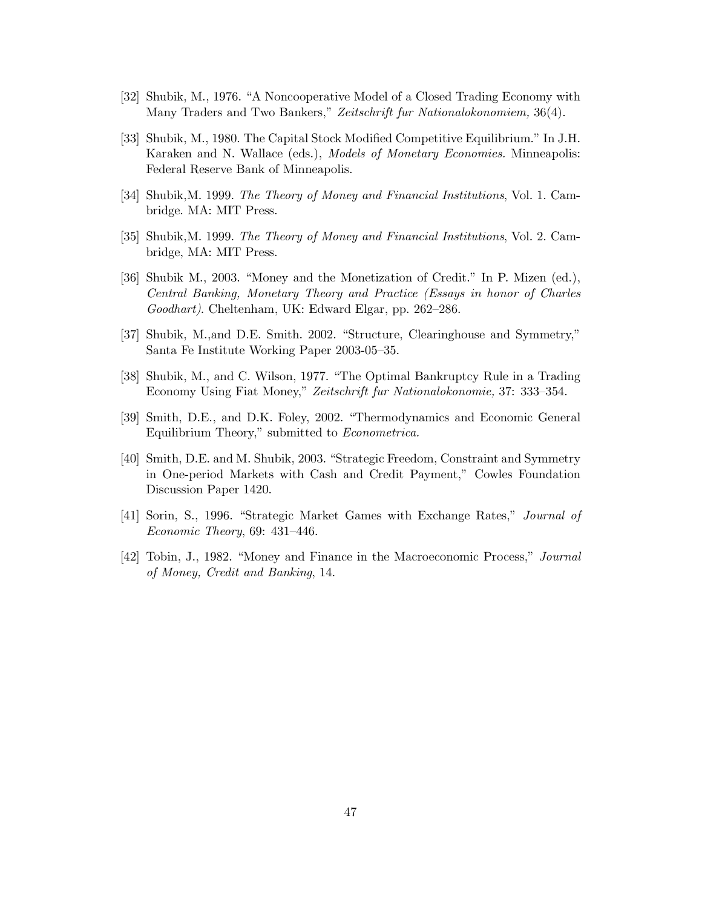[32] Shubik, M., 1976. "A Noncooperative Model of a Closed Trading Economy with Many Traders and Two Bankers," *Zeitschrift fur Nationalokonomiem,* 36(4).

[33] Shubik, M., 1980. The Capital Stock Modified Competitive Equilibrium." In J.H. Karaken and N. Wallace (eds.), *Models of Monetary Economies.* Minneapolis: Federal Reserve Bank of Minneapolis.

[34] Shubik,M. 1999. *The Theory of Money and Financial Institutions*, Vol. 1. Cambridge. MA: MIT Press.

[35] Shubik,M. 1999. *The Theory of Money and Financial Institutions*, Vol. 2. Cambridge, MA: MIT Press.

[36] Shubik M., 2003. "Money and the Monetization of Credit." In P. Mizen (ed.), *Central Banking, Monetary Theory and Practice (Essays in honor of Charles Goodhart).* Cheltenham, UK: Edward Elgar, pp. 262–286.

[37] Shubik, M.,and D.E. Smith. 2002. "Structure, Clearinghouse and Symmetry," Santa Fe Institute Working Paper 2003-05–35.

[38] Shubik, M., and C. Wilson, 1977. "The Optimal Bankruptcy Rule in a Trading Economy Using Fiat Money," *Zeitschrift fur Nationalokonomie,* 37: 333–354.

[39] Smith, D.E., and D.K. Foley, 2002. "Thermodynamics and Economic General Equilibrium Theory," submitted to *Econometrica.*

[40] Smith, D.E. and M. Shubik, 2003. "Strategic Freedom, Constraint and Symmetry in One-period Markets with Cash and Credit Payment," Cowles Foundation Discussion Paper 1420.

[41] Sorin, S., 1996. "Strategic Market Games with Exchange Rates," *Journal of Economic Theory*, 69: 431–446.

[42] Tobin, J., 1982. "Money and Finance in the Macroeconomic Process," *Journal of Money, Credit and Banking*, 14.